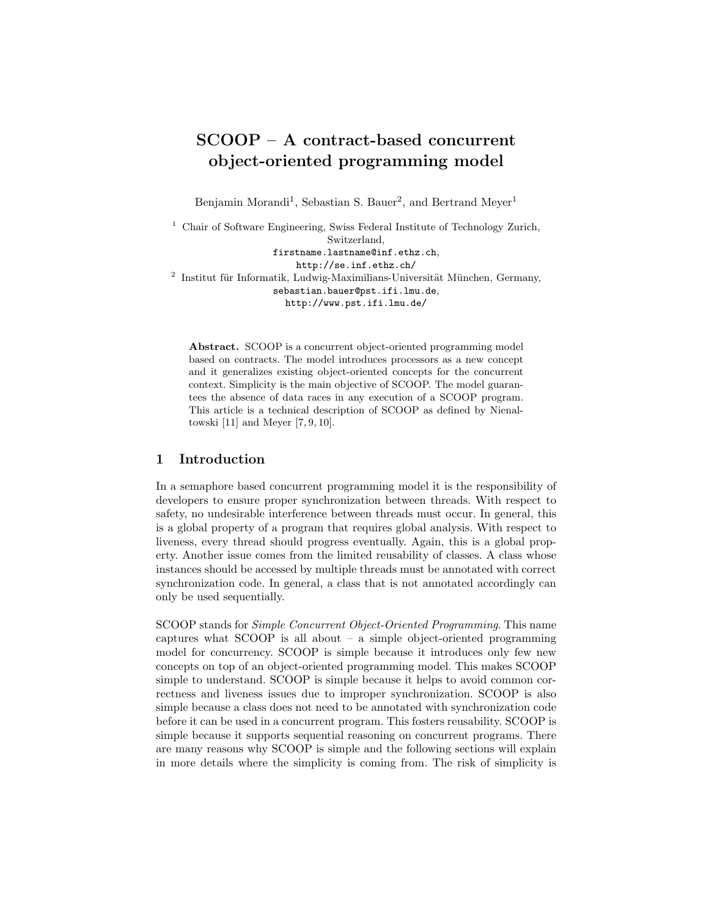# SCOOP – A contract-based concurrent object-oriented programming model

Benjamin Morandi[1], Sebastian S. Bauer[2], and Bertrand Meyer[1]

[1] Chair of Software Engineering, Swiss Federal Institute of Technology Zurich, Switzerland,
firstname.lastname@inf.ethz.ch,
http://se.inf.ethz.ch/

[2] Institut für Informatik, Ludwig-Maximilians-Universität München, Germany,
sebastian.bauer@pst.ifi.lmu.de,
http://www.pst.ifi.lmu.de/

**Abstract.** SCOOP is a concurrent object-oriented programming model based on contracts. The model introduces processors as a new concept and it generalizes existing object-oriented concepts for the concurrent context. Simplicity is the main objective of SCOOP. The model guarantees the absence of data races in any execution of a SCOOP program. This article is a technical description of SCOOP as defined by Nienaltowski [11] and Meyer [7, 9, 10].

## 1 Introduction

In a semaphore based concurrent programming model it is the responsibility of developers to ensure proper synchronization between threads. With respect to safety, no undesirable interference between threads must occur. In general, this is a global property of a program that requires global analysis. With respect to liveness, every thread should progress eventually. Again, this is a global property. Another issue comes from the limited reusability of classes. A class whose instances should be accessed by multiple threads must be annotated with correct synchronization code. In general, a class that is not annotated accordingly can only be used sequentially.

SCOOP stands for *Simple Concurrent Object-Oriented Programming*. This name captures what SCOOP is all about – a simple object-oriented programming model for concurrency. SCOOP is simple because it introduces only few new concepts on top of an object-oriented programming model. This makes SCOOP simple to understand. SCOOP is simple because it helps to avoid common correctness and liveness issues due to improper synchronization. SCOOP is also simple because a class does not need to be annotated with synchronization code before it can be used in a concurrent program. This fosters reusability. SCOOP is simple because it supports sequential reasoning on concurrent programs. There are many reasons why SCOOP is simple and the following sections will explain in more details where the simplicity is coming from. The risk of simplicity is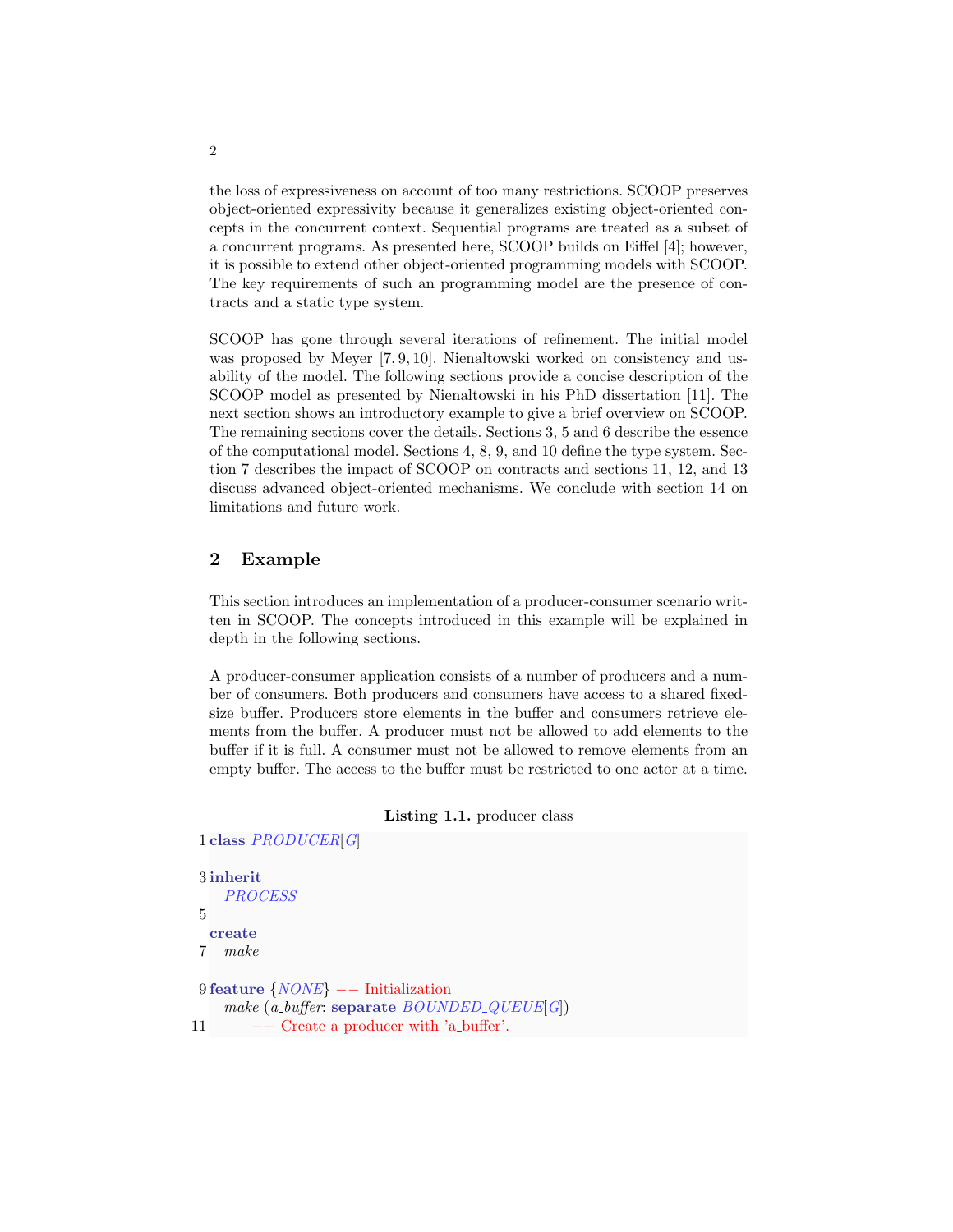the loss of expressiveness on account of too many restrictions. SCOOP preserves object-oriented expressivity because it generalizes existing object-oriented concepts in the concurrent context. Sequential programs are treated as a subset of a concurrent programs. As presented here, SCOOP builds on Eiffel [4]; however, it is possible to extend other object-oriented programming models with SCOOP. The key requirements of such an programming model are the presence of contracts and a static type system.

SCOOP has gone through several iterations of refinement. The initial model was proposed by Meyer [7, 9, 10]. Nienaltowski worked on consistency and usability of the model. The following sections provide a concise description of the SCOOP model as presented by Nienaltowski in his PhD dissertation [11]. The next section shows an introductory example to give a brief overview on SCOOP. The remaining sections cover the details. Sections 3, 5 and 6 describe the essence of the computational model. Sections 4, 8, 9, and 10 define the type system. Section 7 describes the impact of SCOOP on contracts and sections 11, 12, and 13 discuss advanced object-oriented mechanisms. We conclude with section 14 on limitations and future work.

## 2 Example

This section introduces an implementation of a producer-consumer scenario written in SCOOP. The concepts introduced in this example will be explained in depth in the following sections.

A producer-consumer application consists of a number of producers and a number of consumers. Both producers and consumers have access to a shared fixed-size buffer. Producers store elements in the buffer and consumers retrieve elements from the buffer. A producer must not be allowed to add elements to the buffer if it is full. A consumer must not be allowed to remove elements from an empty buffer. The access to the buffer must be restricted to one actor at a time.

**Listing 1.1.** producer class

```
1  class PRODUCER[G]

3  inherit
     PROCESS
5
   create
7    make

9  feature {NONE} -- Initialization
     make (a_buffer: separate BOUNDED_QUEUE[G])
11       -- Create a producer with 'a_buffer'.
```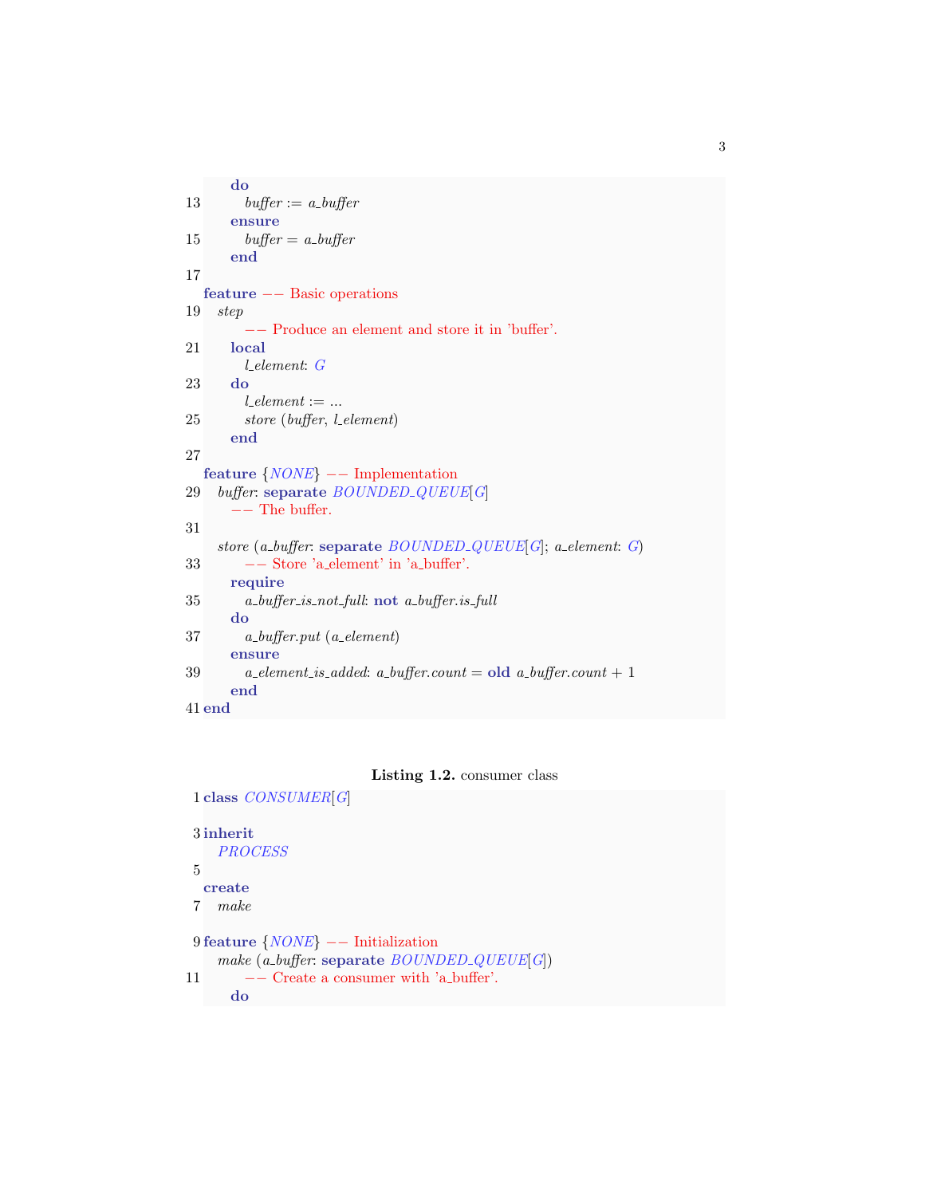```
    do
        buffer := a_buffer
    ensure
        buffer = a_buffer
    end

feature -- Basic operations
    step
            -- Produce an element and store it in 'buffer'.
        local
            l_element: G
        do
            l_element := ...
            store (buffer, l_element)
        end

feature {NONE} -- Implementation
    buffer: separate BOUNDED_QUEUE[G]
        -- The buffer.

    store (a_buffer: separate BOUNDED_QUEUE[G]; a_element: G)
            -- Store 'a_element' in 'a_buffer'.
        require
            a_buffer_is_not_full: not a_buffer.is_full
        do
            a_buffer.put (a_element)
        ensure
            a_element_is_added: a_buffer.count = old a_buffer.count + 1
        end
end
```

**Listing 1.2.** consumer class

```
class CONSUMER[G]

inherit
    PROCESS

create
    make

feature {NONE} -- Initialization
    make (a_buffer: separate BOUNDED_QUEUE[G])
            -- Create a consumer with 'a_buffer'.
        do
```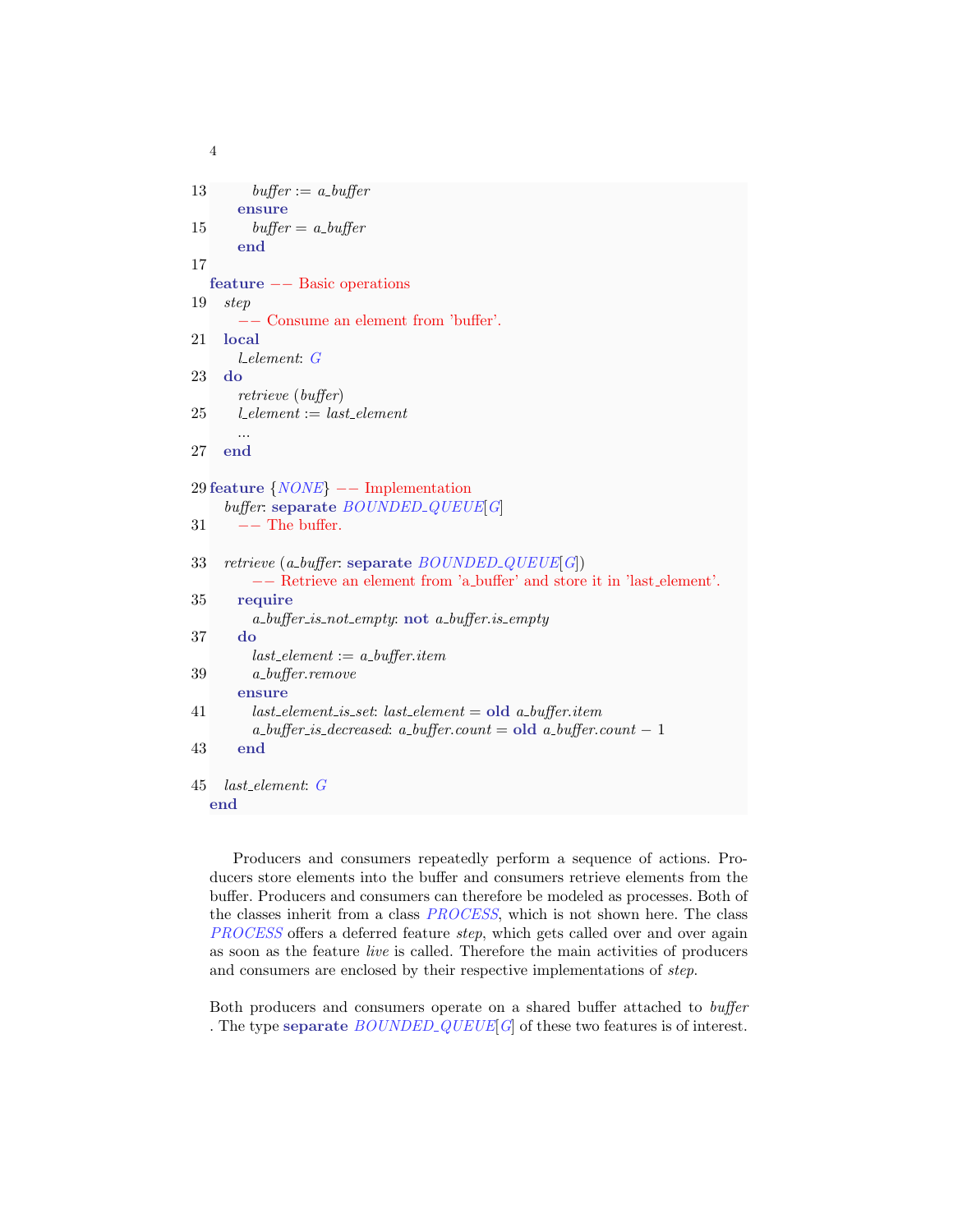```
13        buffer := a_buffer
      ensure
15        buffer = a_buffer
      end
17
feature -- Basic operations
19  step
      -- Consume an element from 'buffer'.
21  local
      l_element: G
23  do
      retrieve (buffer)
25    l_element := last_element
      ...
27  end

29 feature {NONE} -- Implementation
    buffer: separate BOUNDED_QUEUE[G]
31    -- The buffer.

33  retrieve (a_buffer: separate BOUNDED_QUEUE[G])
        -- Retrieve an element from 'a_buffer' and store it in 'last_element'.
35    require
        a_buffer_is_not_empty: not a_buffer.is_empty
37    do
        last_element := a_buffer.item
39      a_buffer.remove
      ensure
41      last_element_is_set: last_element = old a_buffer.item
        a_buffer_is_decreased: a_buffer.count = old a_buffer.count - 1
43    end

45  last_element: G
end
```

Producers and consumers repeatedly perform a sequence of actions. Producers store elements into the buffer and consumers retrieve elements from the buffer. Producers and consumers can therefore be modeled as processes. Both of the classes inherit from a class *PROCESS*, which is not shown here. The class *PROCESS* offers a deferred feature *step*, which gets called over and over again as soon as the feature *live* is called. Therefore the main activities of producers and consumers are enclosed by their respective implementations of *step*.

Both producers and consumers operate on a shared buffer attached to *buffer* . The type **separate** *BOUNDED_QUEUE*[*G*] of these two features is of interest.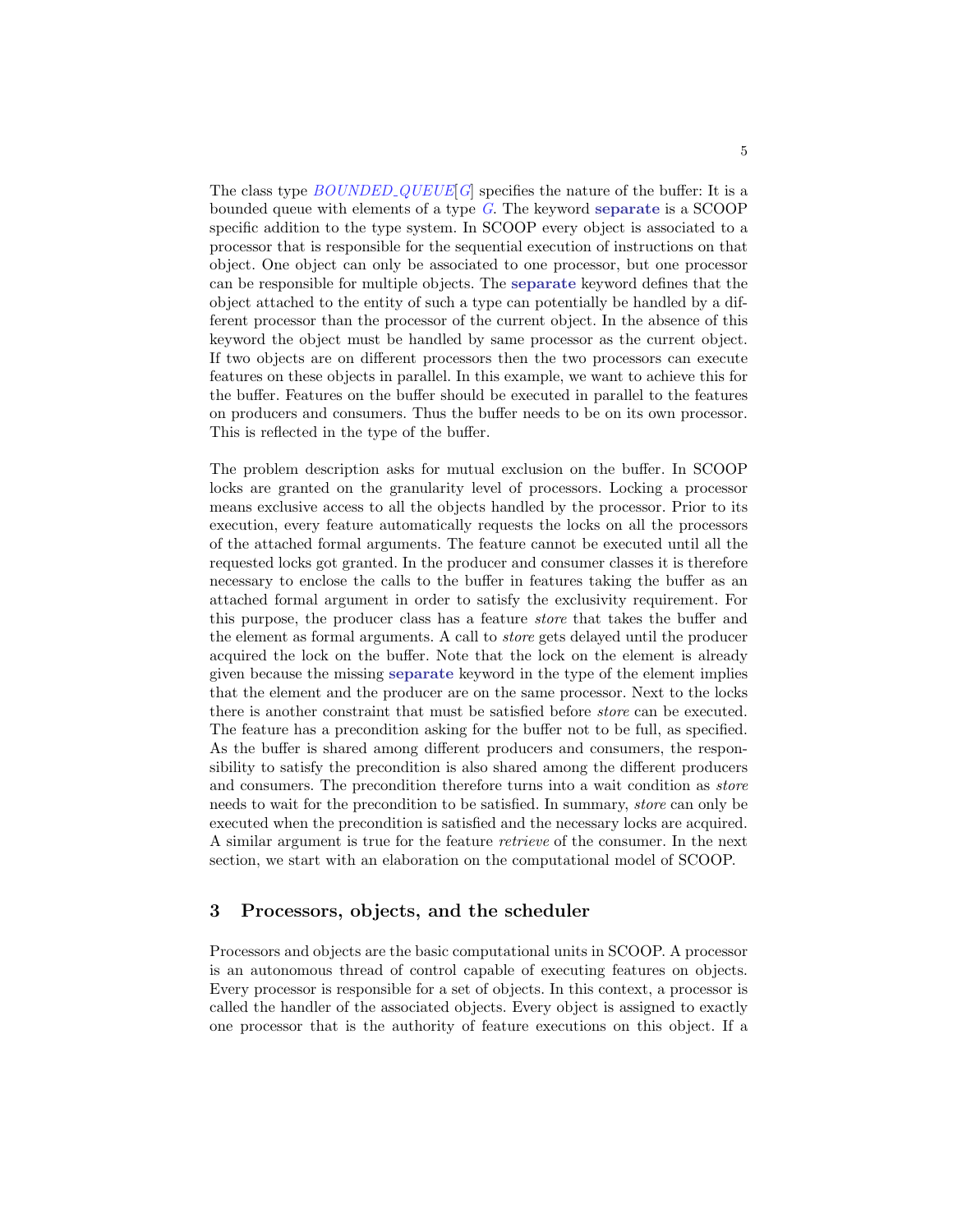The class type *BOUNDED_QUEUE*[*G*] specifies the nature of the buffer: It is a bounded queue with elements of a type *G*. The keyword **separate** is a SCOOP specific addition to the type system. In SCOOP every object is associated to a processor that is responsible for the sequential execution of instructions on that object. One object can only be associated to one processor, but one processor can be responsible for multiple objects. The **separate** keyword defines that the object attached to the entity of such a type can potentially be handled by a different processor than the processor of the current object. In the absence of this keyword the object must be handled by same processor as the current object. If two objects are on different processors then the two processors can execute features on these objects in parallel. In this example, we want to achieve this for the buffer. Features on the buffer should be executed in parallel to the features on producers and consumers. Thus the buffer needs to be on its own processor. This is reflected in the type of the buffer.

The problem description asks for mutual exclusion on the buffer. In SCOOP locks are granted on the granularity level of processors. Locking a processor means exclusive access to all the objects handled by the processor. Prior to its execution, every feature automatically requests the locks on all the processors of the attached formal arguments. The feature cannot be executed until all the requested locks got granted. In the producer and consumer classes it is therefore necessary to enclose the calls to the buffer in features taking the buffer as an attached formal argument in order to satisfy the exclusivity requirement. For this purpose, the producer class has a feature *store* that takes the buffer and the element as formal arguments. A call to *store* gets delayed until the producer acquired the lock on the buffer. Note that the lock on the element is already given because the missing **separate** keyword in the type of the element implies that the element and the producer are on the same processor. Next to the locks there is another constraint that must be satisfied before *store* can be executed. The feature has a precondition asking for the buffer not to be full, as specified. As the buffer is shared among different producers and consumers, the responsibility to satisfy the precondition is also shared among the different producers and consumers. The precondition therefore turns into a wait condition as *store* needs to wait for the precondition to be satisfied. In summary, *store* can only be executed when the precondition is satisfied and the necessary locks are acquired. A similar argument is true for the feature *retrieve* of the consumer. In the next section, we start with an elaboration on the computational model of SCOOP.

## 3 Processors, objects, and the scheduler

Processors and objects are the basic computational units in SCOOP. A processor is an autonomous thread of control capable of executing features on objects. Every processor is responsible for a set of objects. In this context, a processor is called the handler of the associated objects. Every object is assigned to exactly one processor that is the authority of feature executions on this object. If a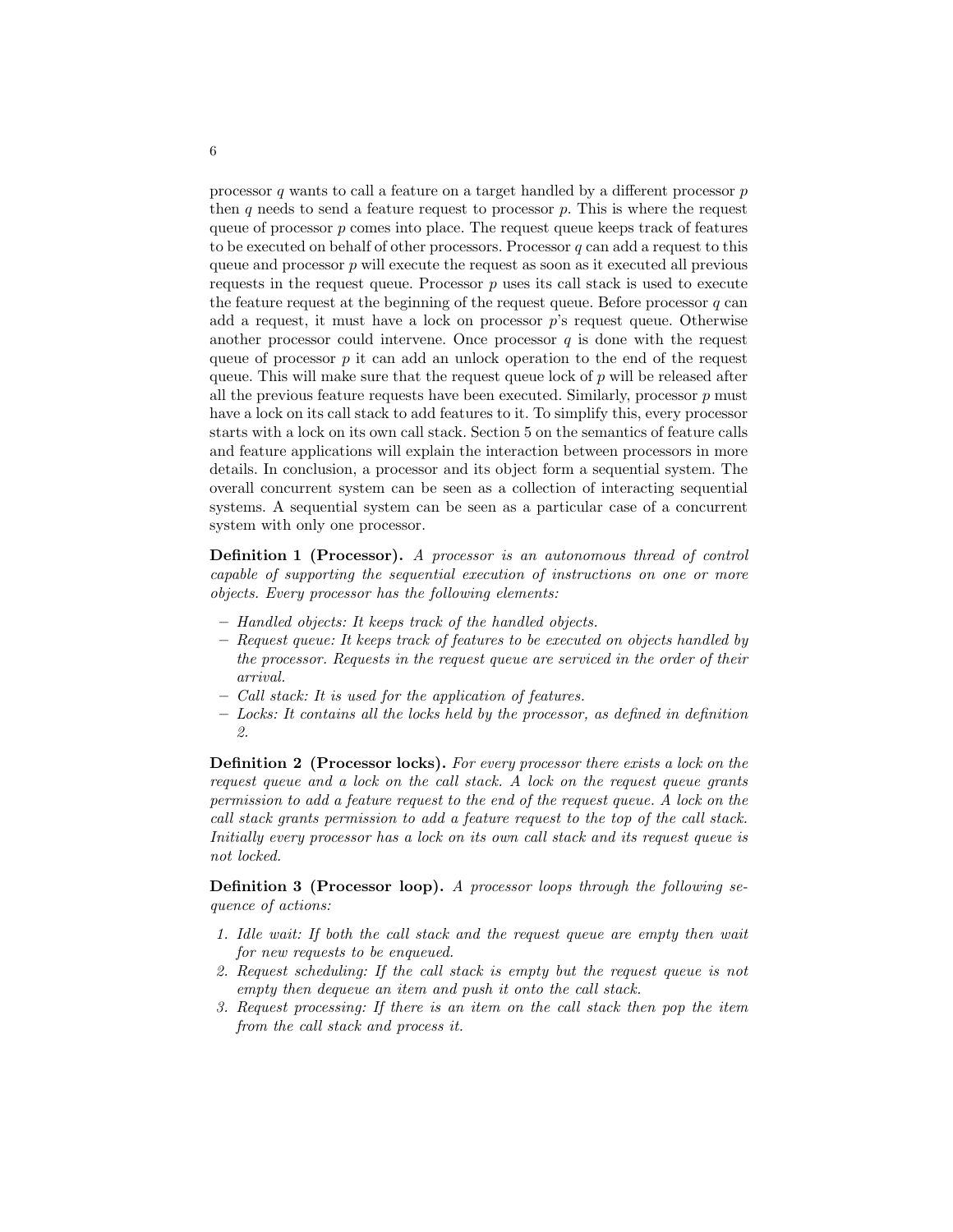processor $q$ wants to call a feature on a target handled by a different processor $p$ then $q$ needs to send a feature request to processor $p$. This is where the request queue of processor $p$ comes into place. The request queue keeps track of features to be executed on behalf of other processors. Processor $q$ can add a request to this queue and processor $p$ will execute the request as soon as it executed all previous requests in the request queue. Processor $p$ uses its call stack is used to execute the feature request at the beginning of the request queue. Before processor $q$ can add a request, it must have a lock on processor $p$'s request queue. Otherwise another processor could intervene. Once processor $q$ is done with the request queue of processor $p$ it can add an unlock operation to the end of the request queue. This will make sure that the request queue lock of $p$ will be released after all the previous feature requests have been executed. Similarly, processor $p$ must have a lock on its call stack to add features to it. To simplify this, every processor starts with a lock on its own call stack. Section 5 on the semantics of feature calls and feature applications will explain the interaction between processors in more details. In conclusion, a processor and its object form a sequential system. The overall concurrent system can be seen as a collection of interacting sequential systems. A sequential system can be seen as a particular case of a concurrent system with only one processor.

**Definition 1 (Processor).** *A processor is an autonomous thread of control capable of supporting the sequential execution of instructions on one or more objects. Every processor has the following elements:*

- *Handled objects: It keeps track of the handled objects.*
- *Request queue: It keeps track of features to be executed on objects handled by the processor. Requests in the request queue are serviced in the order of their arrival.*
- *Call stack: It is used for the application of features.*
- *Locks: It contains all the locks held by the processor, as defined in definition 2.*

**Definition 2 (Processor locks).** *For every processor there exists a lock on the request queue and a lock on the call stack. A lock on the request queue grants permission to add a feature request to the end of the request queue. A lock on the call stack grants permission to add a feature request to the top of the call stack. Initially every processor has a lock on its own call stack and its request queue is not locked.*

**Definition 3 (Processor loop).** *A processor loops through the following sequence of actions:*

1. *Idle wait: If both the call stack and the request queue are empty then wait for new requests to be enqueued.*
2. *Request scheduling: If the call stack is empty but the request queue is not empty then dequeue an item and push it onto the call stack.*
3. *Request processing: If there is an item on the call stack then pop the item from the call stack and process it.*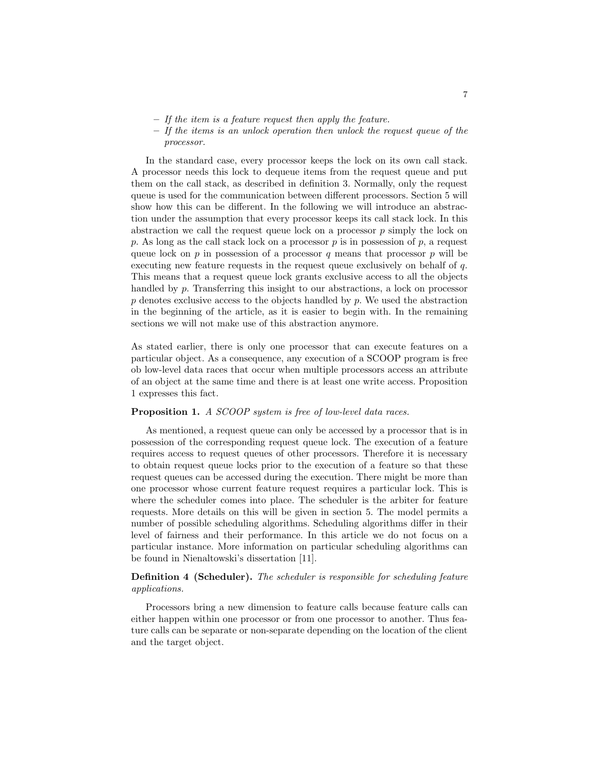- *If the item is a feature request then apply the feature.*
- *If the items is an unlock operation then unlock the request queue of the processor.*

In the standard case, every processor keeps the lock on its own call stack. A processor needs this lock to dequeue items from the request queue and put them on the call stack, as described in definition 3. Normally, only the request queue is used for the communication between different processors. Section 5 will show how this can be different. In the following we will introduce an abstraction under the assumption that every processor keeps its call stack lock. In this abstraction we call the request queue lock on a processor $p$ simply the lock on $p$. As long as the call stack lock on a processor $p$ is in possession of $p$, a request queue lock on $p$ in possession of a processor $q$ means that processor $p$ will be executing new feature requests in the request queue exclusively on behalf of $q$. This means that a request queue lock grants exclusive access to all the objects handled by $p$. Transferring this insight to our abstractions, a lock on processor $p$ denotes exclusive access to the objects handled by $p$. We used the abstraction in the beginning of the article, as it is easier to begin with. In the remaining sections we will not make use of this abstraction anymore.

As stated earlier, there is only one processor that can execute features on a particular object. As a consequence, any execution of a SCOOP program is free ob low-level data races that occur when multiple processors access an attribute of an object at the same time and there is at least one write access. Proposition 1 expresses this fact.

**Proposition 1.** *A SCOOP system is free of low-level data races.*

As mentioned, a request queue can only be accessed by a processor that is in possession of the corresponding request queue lock. The execution of a feature requires access to request queues of other processors. Therefore it is necessary to obtain request queue locks prior to the execution of a feature so that these request queues can be accessed during the execution. There might be more than one processor whose current feature request requires a particular lock. This is where the scheduler comes into place. The scheduler is the arbiter for feature requests. More details on this will be given in section 5. The model permits a number of possible scheduling algorithms. Scheduling algorithms differ in their level of fairness and their performance. In this article we do not focus on a particular instance. More information on particular scheduling algorithms can be found in Nienaltowski's dissertation [11].

**Definition 4 (Scheduler).** *The scheduler is responsible for scheduling feature applications.*

Processors bring a new dimension to feature calls because feature calls can either happen within one processor or from one processor to another. Thus feature calls can be separate or non-separate depending on the location of the client and the target object.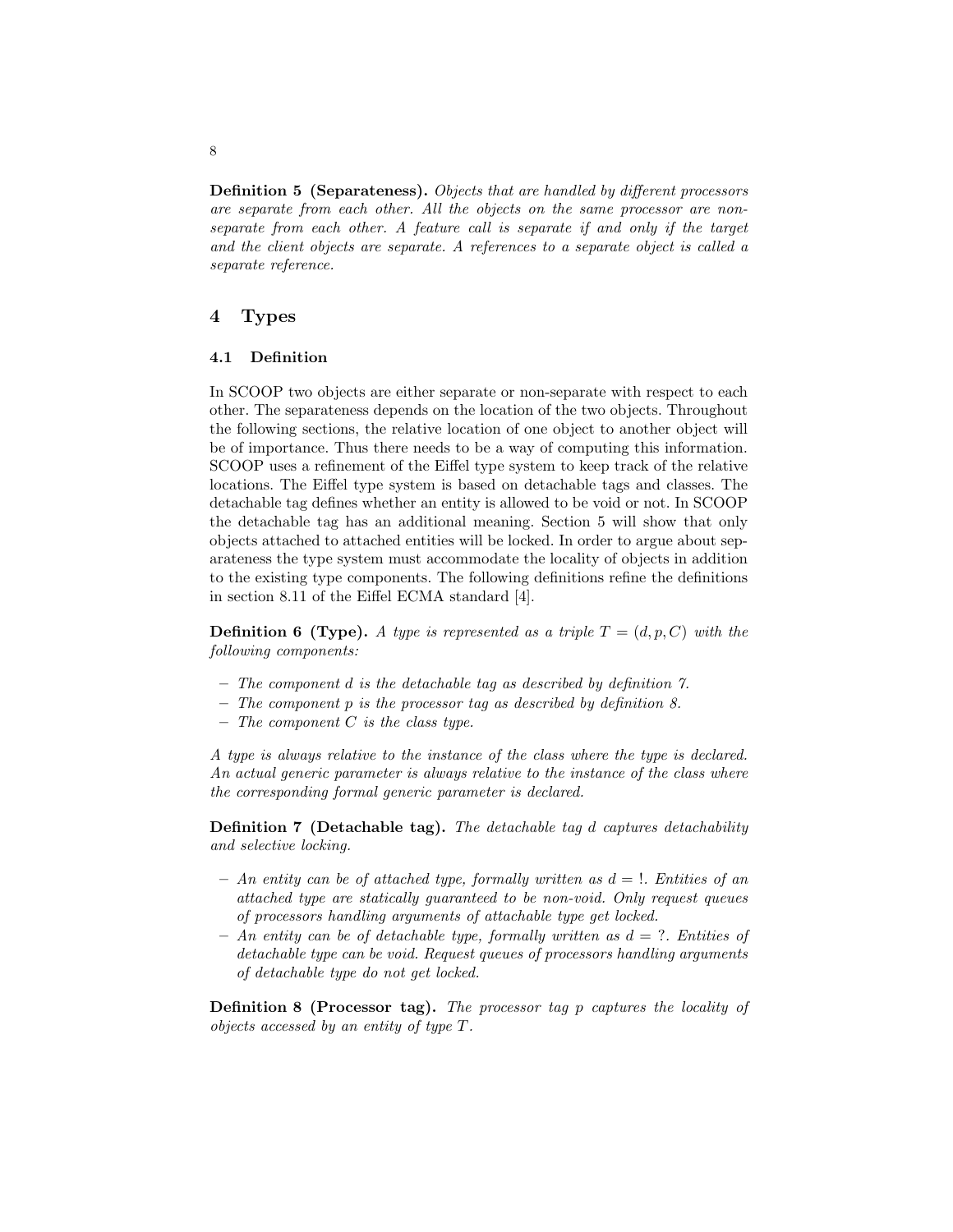**Definition 5 (Separateness).** *Objects that are handled by different processors are separate from each other. All the objects on the same processor are non-separate from each other. A feature call is separate if and only if the target and the client objects are separate. A references to a separate object is called a separate reference.*

## 4 Types

### 4.1 Definition

In SCOOP two objects are either separate or non-separate with respect to each other. The separateness depends on the location of the two objects. Throughout the following sections, the relative location of one object to another object will be of importance. Thus there needs to be a way of computing this information. SCOOP uses a refinement of the Eiffel type system to keep track of the relative locations. The Eiffel type system is based on detachable tags and classes. The detachable tag defines whether an entity is allowed to be void or not. In SCOOP the detachable tag has an additional meaning. Section 5 will show that only objects attached to attached entities will be locked. In order to argue about separateness the type system must accommodate the locality of objects in addition to the existing type components. The following definitions refine the definitions in section 8.11 of the Eiffel ECMA standard [4].

**Definition 6 (Type).** *A type is represented as a triple $T = (d, p, C)$ with the following components:*

- *The component $d$ is the detachable tag as described by definition 7.*
- *The component $p$ is the processor tag as described by definition 8.*
- *The component $C$ is the class type.*

*A type is always relative to the instance of the class where the type is declared. An actual generic parameter is always relative to the instance of the class where the corresponding formal generic parameter is declared.*

**Definition 7 (Detachable tag).** *The detachable tag $d$ captures detachability and selective locking.*

- *An entity can be of attached type, formally written as $d = !$. Entities of an attached type are statically guaranteed to be non-void. Only request queues of processors handling arguments of attachable type get locked.*
- *An entity can be of detachable type, formally written as $d = ?$. Entities of detachable type can be void. Request queues of processors handling arguments of detachable type do not get locked.*

**Definition 8 (Processor tag).** *The processor tag $p$ captures the locality of objects accessed by an entity of type $T$.*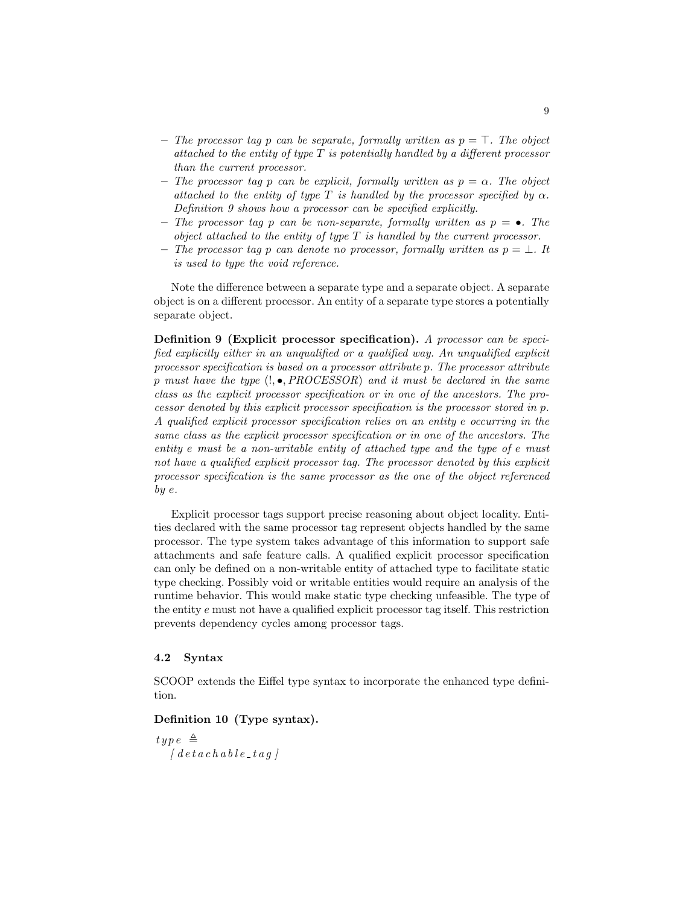- *The processor tag p can be separate, formally written as $p = \top$. The object attached to the entity of type $T$ is potentially handled by a different processor than the current processor.*
- *The processor tag p can be explicit, formally written as $p = \alpha$. The object attached to the entity of type $T$ is handled by the processor specified by $\alpha$. Definition 9 shows how a processor can be specified explicitly.*
- *The processor tag p can be non-separate, formally written as $p = \bullet$. The object attached to the entity of type $T$ is handled by the current processor.*
- *The processor tag p can denote no processor, formally written as $p = \bot$. It is used to type the void reference.*

Note the difference between a separate type and a separate object. A separate object is on a different processor. An entity of a separate type stores a potentially separate object.

**Definition 9 (Explicit processor specification).** *A processor can be specified explicitly either in an unqualified or a qualified way. An unqualified explicit processor specification is based on a processor attribute p. The processor attribute p must have the type $(!, \bullet, PROCESSOR)$ and it must be declared in the same class as the explicit processor specification or in one of the ancestors. The processor denoted by this explicit processor specification is the processor stored in p. A qualified explicit processor specification relies on an entity e occurring in the same class as the explicit processor specification or in one of the ancestors. The entity e must be a non-writable entity of attached type and the type of e must not have a qualified explicit processor tag. The processor denoted by this explicit processor specification is the same processor as the one of the object referenced by e.*

Explicit processor tags support precise reasoning about object locality. Entities declared with the same processor tag represent objects handled by the same processor. The type system takes advantage of this information to support safe attachments and safe feature calls. A qualified explicit processor specification can only be defined on a non-writable entity of attached type to facilitate static type checking. Possibly void or writable entities would require an analysis of the runtime behavior. This would make static type checking unfeasible. The type of the entity e must not have a qualified explicit processor tag itself. This restriction prevents dependency cycles among processor tags.

### 4.2 Syntax

SCOOP extends the Eiffel type syntax to incorporate the enhanced type definition.

**Definition 10 (Type syntax).**

```
type ≜
  [detachable_tag]
```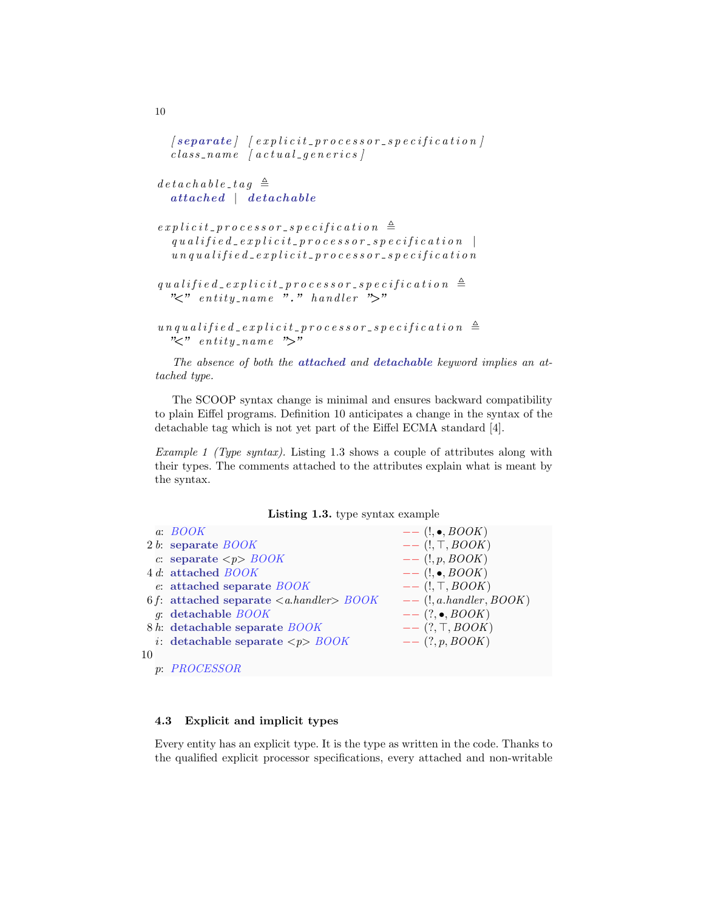```
  [separate] [explicit_processor_specification]
  class_name [actual_generics]

detachable_tag ≜
  attached | detachable

explicit_processor_specification ≜
  qualified_explicit_processor_specification |
  unqualified_explicit_processor_specification

qualified_explicit_processor_specification ≜
  "<" entity_name "." handler ">"

unqualified_explicit_processor_specification ≜
  "<" entity_name ">"
```

*The absence of both the* ***attached*** *and* ***detachable*** *keyword implies an attached type.*

The SCOOP syntax change is minimal and ensures backward compatibility to plain Eiffel programs. Definition 10 anticipates a change in the syntax of the detachable tag which is not yet part of the Eiffel ECMA standard [4].

*Example 1 (Type syntax).* Listing 1.3 shows a couple of attributes along with their types. The comments attached to the attributes explain what is meant by the syntax.

**Listing 1.3.** type syntax example

```
a: BOOK                                     -- (!, •, BOOK)
b: separate BOOK                            -- (!, ⊤, BOOK)
c: separate <p> BOOK                        -- (!, p, BOOK)
d: attached BOOK                            -- (!, •, BOOK)
e: attached separate BOOK                   -- (!, ⊤, BOOK)
f: attached separate <a.handler> BOOK       -- (!, a.handler, BOOK)
g: detachable BOOK                          -- (?, •, BOOK)
h: detachable separate BOOK                 -- (?, ⊤, BOOK)
i: detachable separate <p> BOOK             -- (?, p, BOOK)

p: PROCESSOR
```

### 4.3 Explicit and implicit types

Every entity has an explicit type. It is the type as written in the code. Thanks to the qualified explicit processor specifications, every attached and non-writable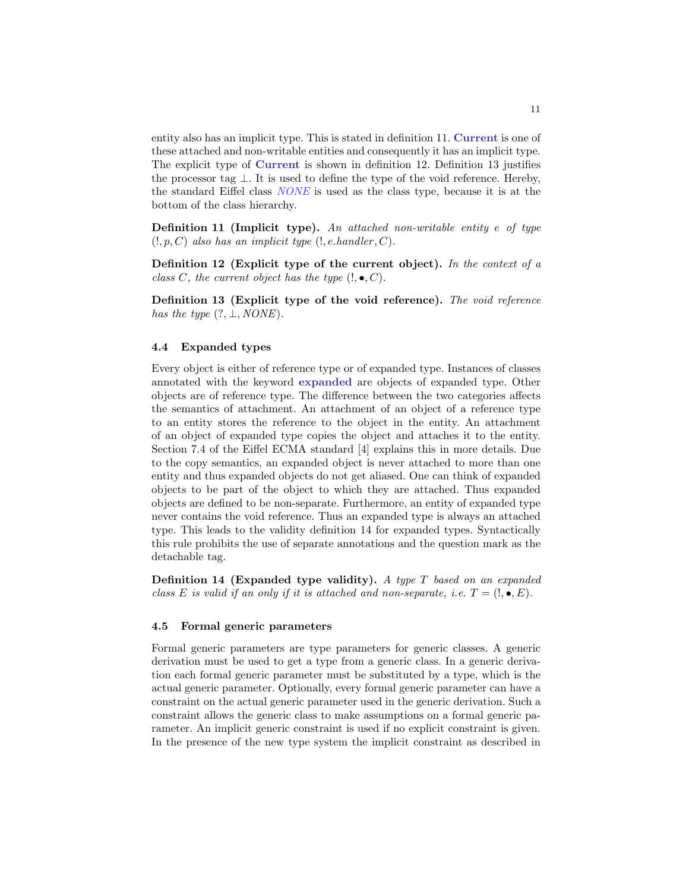entity also has an implicit type. This is stated in definition 11. **Current** is one of these attached and non-writable entities and consequently it has an implicit type. The explicit type of **Current** is shown in definition 12. Definition 13 justifies the processor tag $\perp$. It is used to define the type of the void reference. Hereby, the standard Eiffel class *NONE* is used as the class type, because it is at the bottom of the class hierarchy.

**Definition 11 (Implicit type).** *An attached non-writable entity $e$ of type $(!, p, C)$ also has an implicit type $(!, e.handler, C)$.*

**Definition 12 (Explicit type of the current object).** *In the context of a class $C$, the current object has the type $(!, \bullet, C)$.*

**Definition 13 (Explicit type of the void reference).** *The void reference has the type $(?, \perp, NONE)$.*

### 4.4 Expanded types

Every object is either of reference type or of expanded type. Instances of classes annotated with the keyword **expanded** are objects of expanded type. Other objects are of reference type. The difference between the two categories affects the semantics of attachment. An attachment of an object of a reference type to an entity stores the reference to the object in the entity. An attachment of an object of expanded type copies the object and attaches it to the entity. Section 7.4 of the Eiffel ECMA standard [4] explains this in more details. Due to the copy semantics, an expanded object is never attached to more than one entity and thus expanded objects do not get aliased. One can think of expanded objects to be part of the object to which they are attached. Thus expanded objects are defined to be non-separate. Furthermore, an entity of expanded type never contains the void reference. Thus an expanded type is always an attached type. This leads to the validity definition 14 for expanded types. Syntactically this rule prohibits the use of separate annotations and the question mark as the detachable tag.

**Definition 14 (Expanded type validity).** *A type $T$ based on an expanded class $E$ is valid if an only if it is attached and non-separate, i.e. $T = (!, \bullet, E)$.*

### 4.5 Formal generic parameters

Formal generic parameters are type parameters for generic classes. A generic derivation must be used to get a type from a generic class. In a generic derivation each formal generic parameter must be substituted by a type, which is the actual generic parameter. Optionally, every formal generic parameter can have a constraint on the actual generic parameter used in the generic derivation. Such a constraint allows the generic class to make assumptions on a formal generic parameter. An implicit generic constraint is used if no explicit constraint is given. In the presence of the new type system the implicit constraint as described in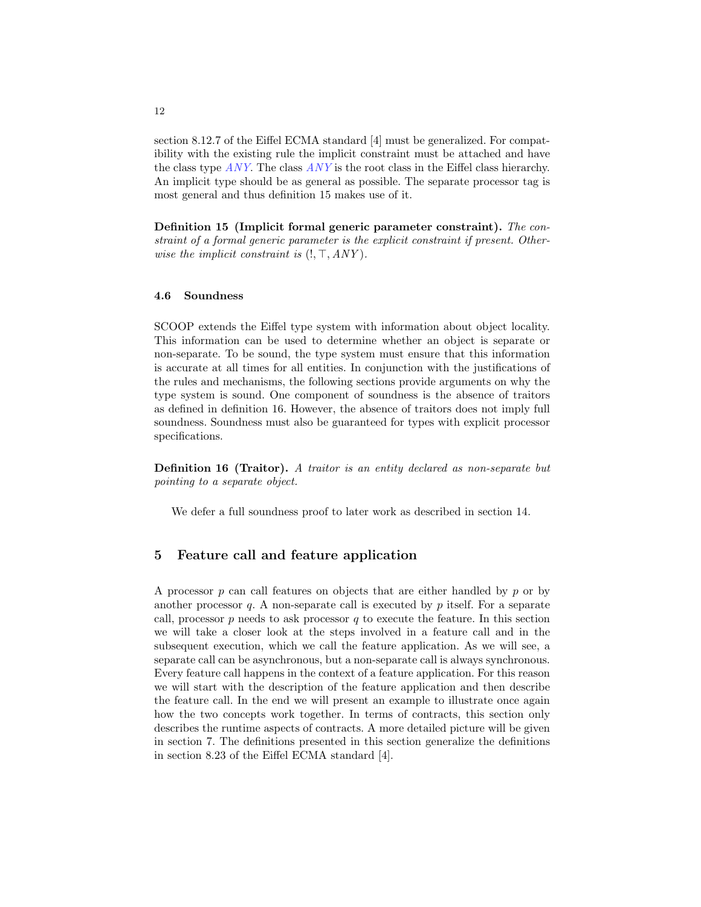section 8.12.7 of the Eiffel ECMA standard [4] must be generalized. For compatibility with the existing rule the implicit constraint must be attached and have the class type *ANY*. The class *ANY* is the root class in the Eiffel class hierarchy. An implicit type should be as general as possible. The separate processor tag is most general and thus definition 15 makes use of it.

**Definition 15 (Implicit formal generic parameter constraint).** *The constraint of a formal generic parameter is the explicit constraint if present. Otherwise the implicit constraint is* $(!, \top, ANY)$.

### 4.6 Soundness

SCOOP extends the Eiffel type system with information about object locality. This information can be used to determine whether an object is separate or non-separate. To be sound, the type system must ensure that this information is accurate at all times for all entities. In conjunction with the justifications of the rules and mechanisms, the following sections provide arguments on why the type system is sound. One component of soundness is the absence of traitors as defined in definition 16. However, the absence of traitors does not imply full soundness. Soundness must also be guaranteed for types with explicit processor specifications.

**Definition 16 (Traitor).** *A traitor is an entity declared as non-separate but pointing to a separate object.*

We defer a full soundness proof to later work as described in section 14.

## 5 Feature call and feature application

A processor $p$ can call features on objects that are either handled by $p$ or by another processor $q$. A non-separate call is executed by $p$ itself. For a separate call, processor $p$ needs to ask processor $q$ to execute the feature. In this section we will take a closer look at the steps involved in a feature call and in the subsequent execution, which we call the feature application. As we will see, a separate call can be asynchronous, but a non-separate call is always synchronous. Every feature call happens in the context of a feature application. For this reason we will start with the description of the feature application and then describe the feature call. In the end we will present an example to illustrate once again how the two concepts work together. In terms of contracts, this section only describes the runtime aspects of contracts. A more detailed picture will be given in section 7. The definitions presented in this section generalize the definitions in section 8.23 of the Eiffel ECMA standard [4].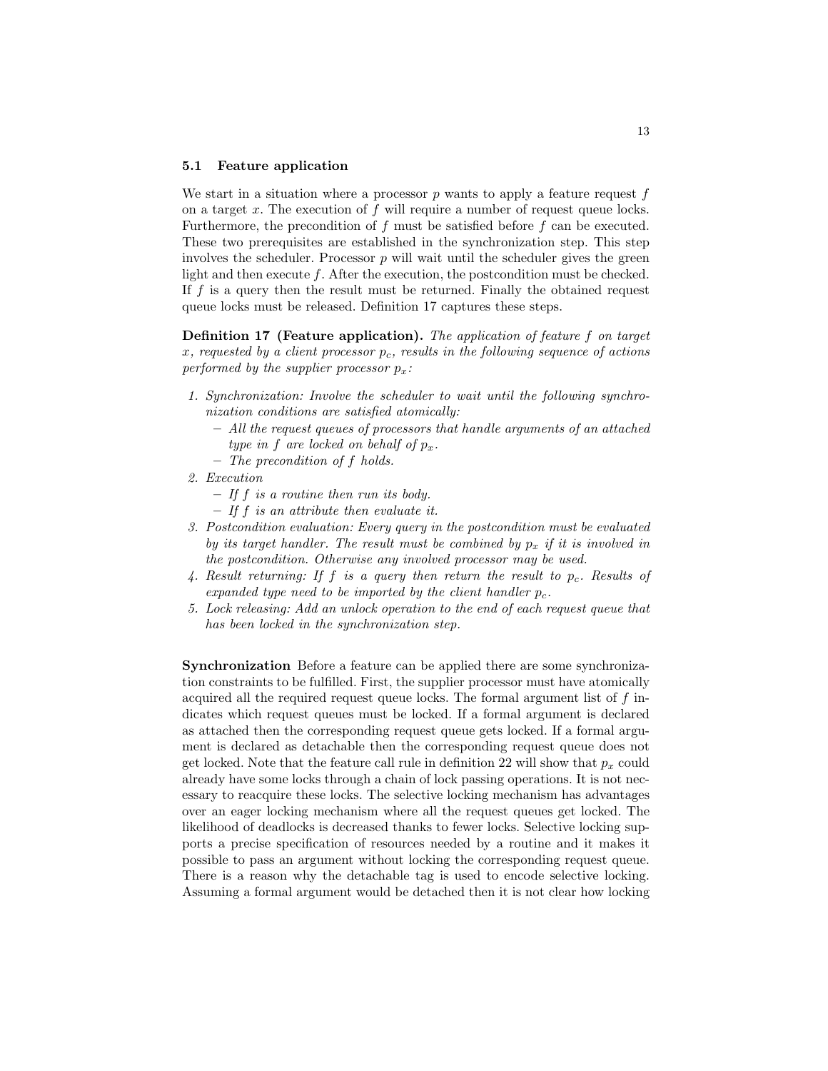### 5.1 Feature application

We start in a situation where a processor $p$ wants to apply a feature request $f$ on a target $x$. The execution of $f$ will require a number of request queue locks. Furthermore, the precondition of $f$ must be satisfied before $f$ can be executed. These two prerequisites are established in the synchronization step. This step involves the scheduler. Processor $p$ will wait until the scheduler gives the green light and then execute $f$. After the execution, the postcondition must be checked. If $f$ is a query then the result must be returned. Finally the obtained request queue locks must be released. Definition 17 captures these steps.

**Definition 17 (Feature application).** *The application of feature $f$ on target $x$, requested by a client processor $p_c$, results in the following sequence of actions performed by the supplier processor $p_x$:*

1. *Synchronization: Involve the scheduler to wait until the following synchronization conditions are satisfied atomically:*
   - *All the request queues of processors that handle arguments of an attached type in $f$ are locked on behalf of $p_x$.*
   - *The precondition of $f$ holds.*
2. *Execution*
   - *If $f$ is a routine then run its body.*
   - *If $f$ is an attribute then evaluate it.*
3. *Postcondition evaluation: Every query in the postcondition must be evaluated by its target handler. The result must be combined by $p_x$ if it is involved in the postcondition. Otherwise any involved processor may be used.*
4. *Result returning: If $f$ is a query then return the result to $p_c$. Results of expanded type need to be imported by the client handler $p_c$.*
5. *Lock releasing: Add an unlock operation to the end of each request queue that has been locked in the synchronization step.*

**Synchronization** Before a feature can be applied there are some synchronization constraints to be fulfilled. First, the supplier processor must have atomically acquired all the required request queue locks. The formal argument list of $f$ indicates which request queues must be locked. If a formal argument is declared as attached then the corresponding request queue gets locked. If a formal argument is declared as detachable then the corresponding request queue does not get locked. Note that the feature call rule in definition 22 will show that $p_x$ could already have some locks through a chain of lock passing operations. It is not necessary to reacquire these locks. The selective locking mechanism has advantages over an eager locking mechanism where all the request queues get locked. The likelihood of deadlocks is decreased thanks to fewer locks. Selective locking supports a precise specification of resources needed by a routine and it makes it possible to pass an argument without locking the corresponding request queue. There is a reason why the detachable tag is used to encode selective locking. Assuming a formal argument would be detached then it is not clear how locking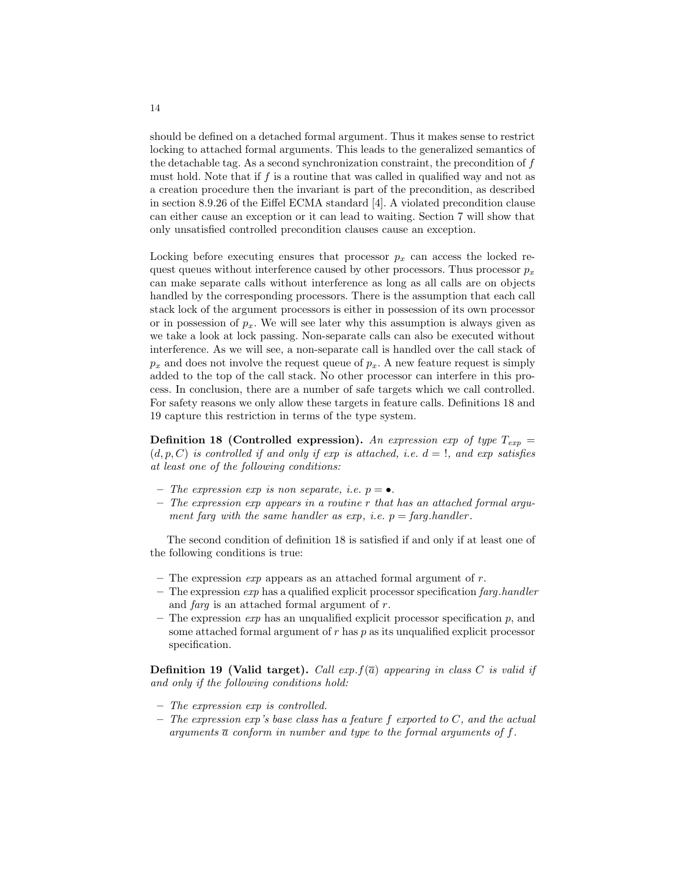should be defined on a detached formal argument. Thus it makes sense to restrict locking to attached formal arguments. This leads to the generalized semantics of the detachable tag. As a second synchronization constraint, the precondition of $f$ must hold. Note that if $f$ is a routine that was called in qualified way and not as a creation procedure then the invariant is part of the precondition, as described in section 8.9.26 of the Eiffel ECMA standard [4]. A violated precondition clause can either cause an exception or it can lead to waiting. Section 7 will show that only unsatisfied controlled precondition clauses cause an exception.

Locking before executing ensures that processor $p_x$ can access the locked request queues without interference caused by other processors. Thus processor $p_x$ can make separate calls without interference as long as all calls are on objects handled by the corresponding processors. There is the assumption that each call stack lock of the argument processors is either in possession of its own processor or in possession of $p_x$. We will see later why this assumption is always given as we take a look at lock passing. Non-separate calls can also be executed without interference. As we will see, a non-separate call is handled over the call stack of $p_x$ and does not involve the request queue of $p_x$. A new feature request is simply added to the top of the call stack. No other processor can interfere in this process. In conclusion, there are a number of safe targets which we call controlled. For safety reasons we only allow these targets in feature calls. Definitions 18 and 19 capture this restriction in terms of the type system.

**Definition 18 (Controlled expression).** *An expression exp of type $T_{exp} = (d, p, C)$ is controlled if and only if exp is attached, i.e. $d = !$, and exp satisfies at least one of the following conditions:*

- *The expression exp is non separate, i.e. $p = \bullet$.*
- *The expression exp appears in a routine r that has an attached formal argument farg with the same handler as exp, i.e. $p = farg.handler$.*

The second condition of definition 18 is satisfied if and only if at least one of the following conditions is true:

- The expression *exp* appears as an attached formal argument of $r$.
- The expression *exp* has a qualified explicit processor specification *farg.handler* and *farg* is an attached formal argument of $r$.
- The expression *exp* has an unqualified explicit processor specification $p$, and some attached formal argument of $r$ has $p$ as its unqualified explicit processor specification.

**Definition 19 (Valid target).** *Call $exp.f(\overline{a})$ appearing in class $C$ is valid if and only if the following conditions hold:*

- *The expression exp is controlled.*
- *The expression exp's base class has a feature $f$ exported to $C$, and the actual arguments $\overline{a}$ conform in number and type to the formal arguments of $f$.*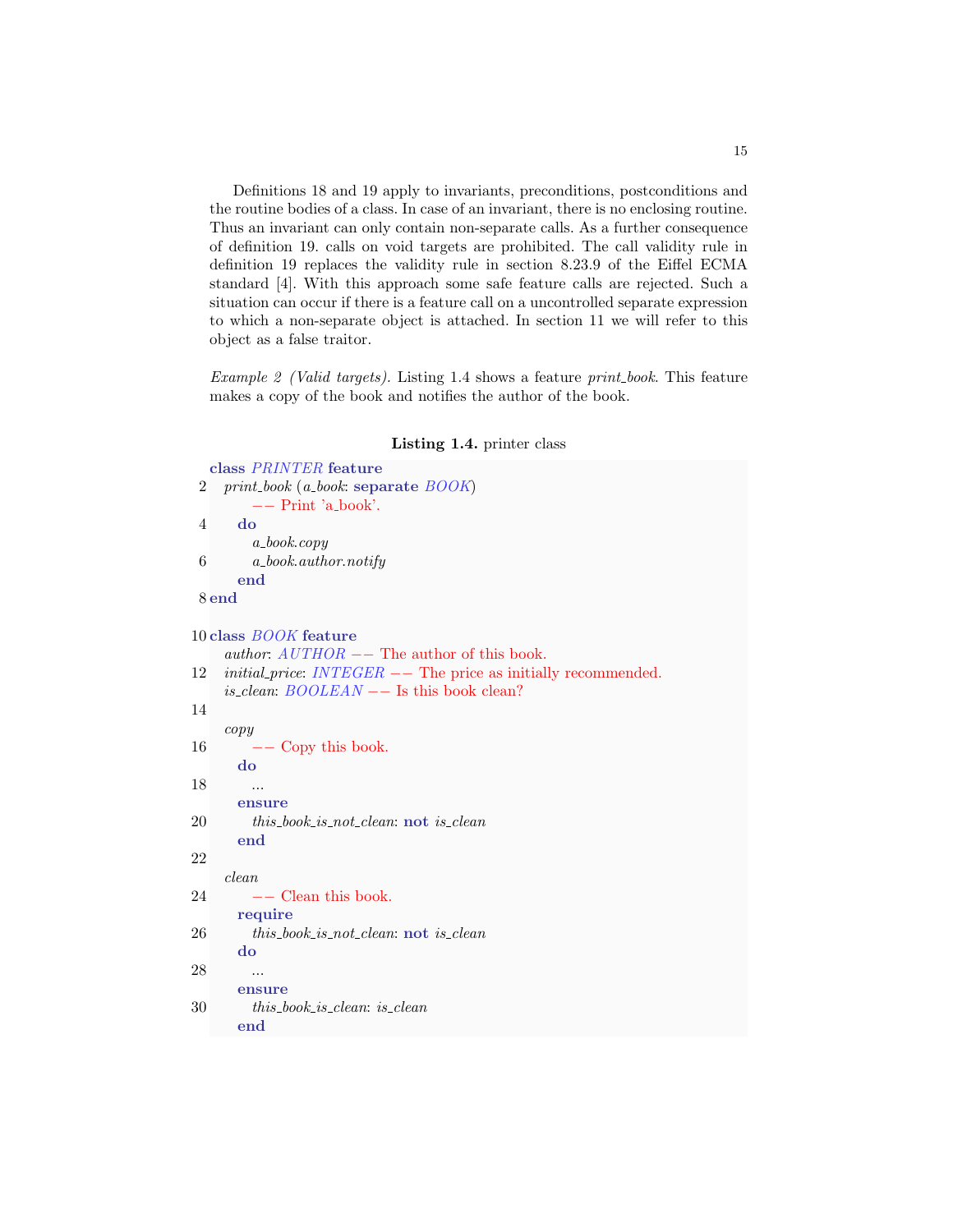Definitions 18 and 19 apply to invariants, preconditions, postconditions and the routine bodies of a class. In case of an invariant, there is no enclosing routine. Thus an invariant can only contain non-separate calls. As a further consequence of definition 19. calls on void targets are prohibited. The call validity rule in definition 19 replaces the validity rule in section 8.23.9 of the Eiffel ECMA standard [4]. With this approach some safe feature calls are rejected. Such a situation can occur if there is a feature call on a uncontrolled separate expression to which a non-separate object is attached. In section 11 we will refer to this object as a false traitor.

*Example 2 (Valid targets).* Listing 1.4 shows a feature *print_book*. This feature makes a copy of the book and notifies the author of the book.

**Listing 1.4.** printer class

```
class PRINTER feature
  print_book (a_book: separate BOOK)
      -- Print 'a_book'.
    do
      a_book.copy
      a_book.author.notify
    end
end

class BOOK feature
  author: AUTHOR -- The author of this book.
  initial_price: INTEGER -- The price as initially recommended.
  is_clean: BOOLEAN -- Is this book clean?

  copy
      -- Copy this book.
    do
      ...
    ensure
      this_book_is_not_clean: not is_clean
    end

  clean
      -- Clean this book.
    require
      this_book_is_not_clean: not is_clean
    do
      ...
    ensure
      this_book_is_clean: is_clean
    end
```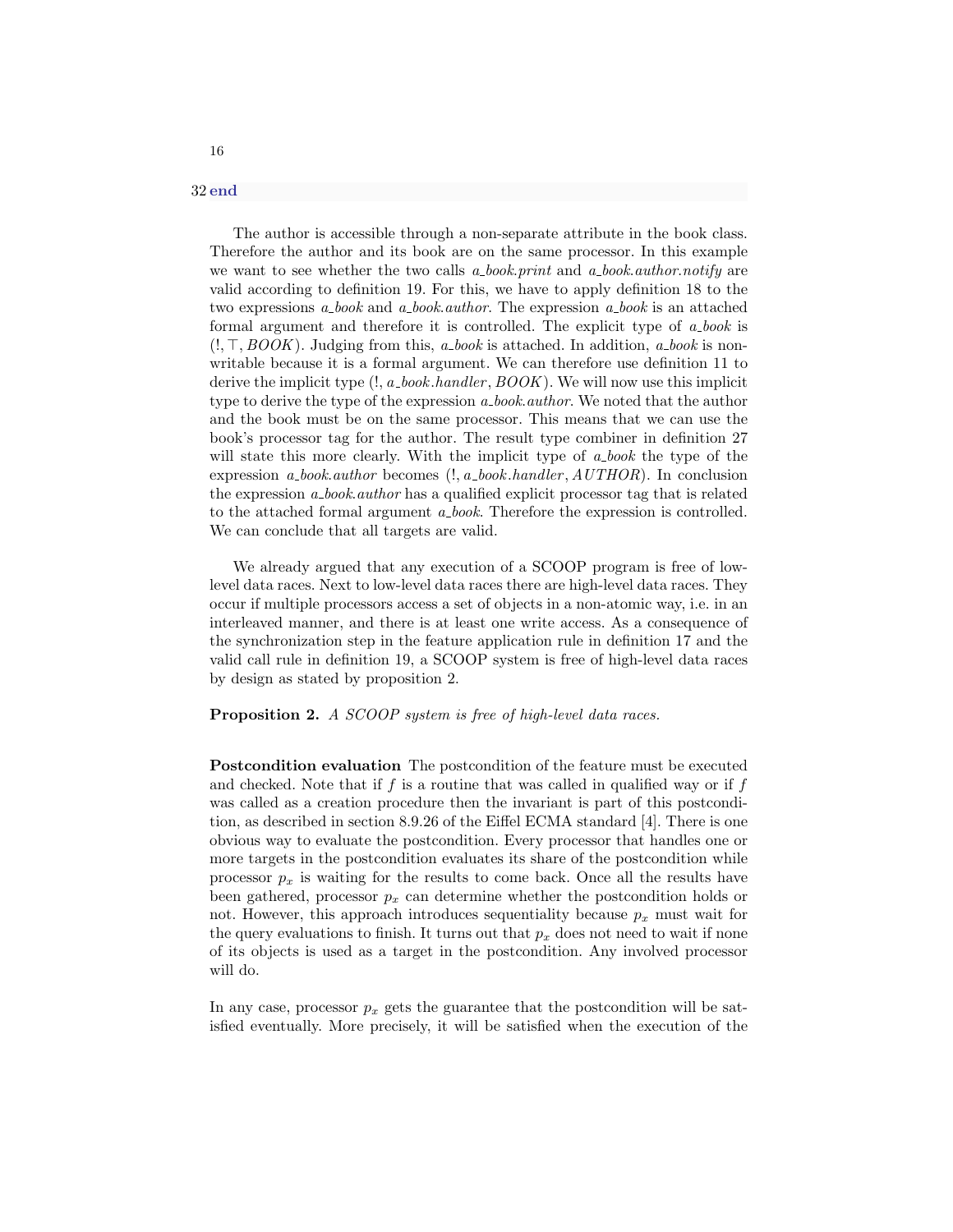```
32 end
```

The author is accessible through a non-separate attribute in the book class. Therefore the author and its book are on the same processor. In this example we want to see whether the two calls *a_book.print* and *a_book.author.notify* are valid according to definition 19. For this, we have to apply definition 18 to the two expressions *a_book* and *a_book.author*. The expression *a_book* is an attached formal argument and therefore it is controlled. The explicit type of *a_book* is $(!, \top, BOOK)$. Judging from this, *a_book* is attached. In addition, *a_book* is non-writable because it is a formal argument. We can therefore use definition 11 to derive the implicit type $(!, a\_book.handler, BOOK)$. We will now use this implicit type to derive the type of the expression *a_book.author*. We noted that the author and the book must be on the same processor. This means that we can use the book's processor tag for the author. The result type combiner in definition 27 will state this more clearly. With the implicit type of *a_book* the type of the expression *a_book.author* becomes $(!, a\_book.handler, AUTHOR)$. In conclusion the expression *a_book.author* has a qualified explicit processor tag that is related to the attached formal argument *a_book*. Therefore the expression is controlled. We can conclude that all targets are valid.

We already argued that any execution of a SCOOP program is free of low-level data races. Next to low-level data races there are high-level data races. They occur if multiple processors access a set of objects in a non-atomic way, i.e. in an interleaved manner, and there is at least one write access. As a consequence of the synchronization step in the feature application rule in definition 17 and the valid call rule in definition 19, a SCOOP system is free of high-level data races by design as stated by proposition 2.

**Proposition 2.** *A SCOOP system is free of high-level data races.*

**Postcondition evaluation** The postcondition of the feature must be executed and checked. Note that if $f$ is a routine that was called in qualified way or if $f$ was called as a creation procedure then the invariant is part of this postcondition, as described in section 8.9.26 of the Eiffel ECMA standard [4]. There is one obvious way to evaluate the postcondition. Every processor that handles one or more targets in the postcondition evaluates its share of the postcondition while processor $p_x$ is waiting for the results to come back. Once all the results have been gathered, processor $p_x$ can determine whether the postcondition holds or not. However, this approach introduces sequentiality because $p_x$ must wait for the query evaluations to finish. It turns out that $p_x$ does not need to wait if none of its objects is used as a target in the postcondition. Any involved processor will do.

In any case, processor $p_x$ gets the guarantee that the postcondition will be satisfied eventually. More precisely, it will be satisfied when the execution of the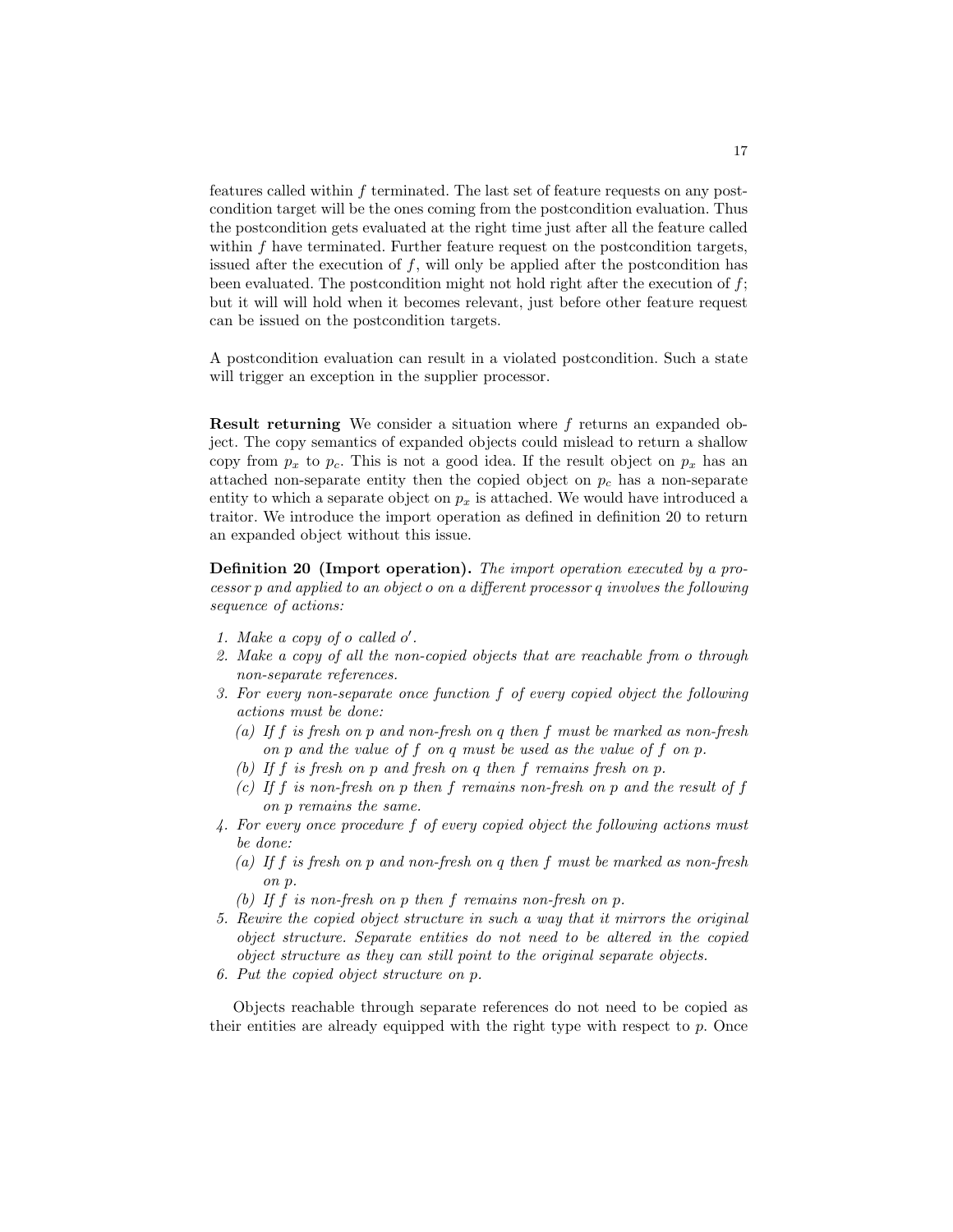features called within $f$ terminated. The last set of feature requests on any postcondition target will be the ones coming from the postcondition evaluation. Thus the postcondition gets evaluated at the right time just after all the feature called within $f$ have terminated. Further feature request on the postcondition targets, issued after the execution of $f$, will only be applied after the postcondition has been evaluated. The postcondition might not hold right after the execution of $f$; but it will will hold when it becomes relevant, just before other feature request can be issued on the postcondition targets.

A postcondition evaluation can result in a violated postcondition. Such a state will trigger an exception in the supplier processor.

**Result returning** We consider a situation where $f$ returns an expanded object. The copy semantics of expanded objects could mislead to return a shallow copy from $p_x$ to $p_c$. This is not a good idea. If the result object on $p_x$ has an attached non-separate entity then the copied object on $p_c$ has a non-separate entity to which a separate object on $p_x$ is attached. We would have introduced a traitor. We introduce the import operation as defined in definition 20 to return an expanded object without this issue.

**Definition 20 (Import operation).** *The import operation executed by a processor $p$ and applied to an object $o$ on a different processor $q$ involves the following sequence of actions:*

1. *Make a copy of $o$ called $o'$.*
2. *Make a copy of all the non-copied objects that are reachable from $o$ through non-separate references.*
3. *For every non-separate once function $f$ of every copied object the following actions must be done:*
   (a) *If $f$ is fresh on $p$ and non-fresh on $q$ then $f$ must be marked as non-fresh on $p$ and the value of $f$ on $q$ must be used as the value of $f$ on $p$.*
   (b) *If $f$ is fresh on $p$ and fresh on $q$ then $f$ remains fresh on $p$.*
   (c) *If $f$ is non-fresh on $p$ then $f$ remains non-fresh on $p$ and the result of $f$ on $p$ remains the same.*
4. *For every once procedure $f$ of every copied object the following actions must be done:*
   (a) *If $f$ is fresh on $p$ and non-fresh on $q$ then $f$ must be marked as non-fresh on $p$.*
   (b) *If $f$ is non-fresh on $p$ then $f$ remains non-fresh on $p$.*
5. *Rewire the copied object structure in such a way that it mirrors the original object structure. Separate entities do not need to be altered in the copied object structure as they can still point to the original separate objects.*
6. *Put the copied object structure on $p$.*

Objects reachable through separate references do not need to be copied as their entities are already equipped with the right type with respect to $p$. Once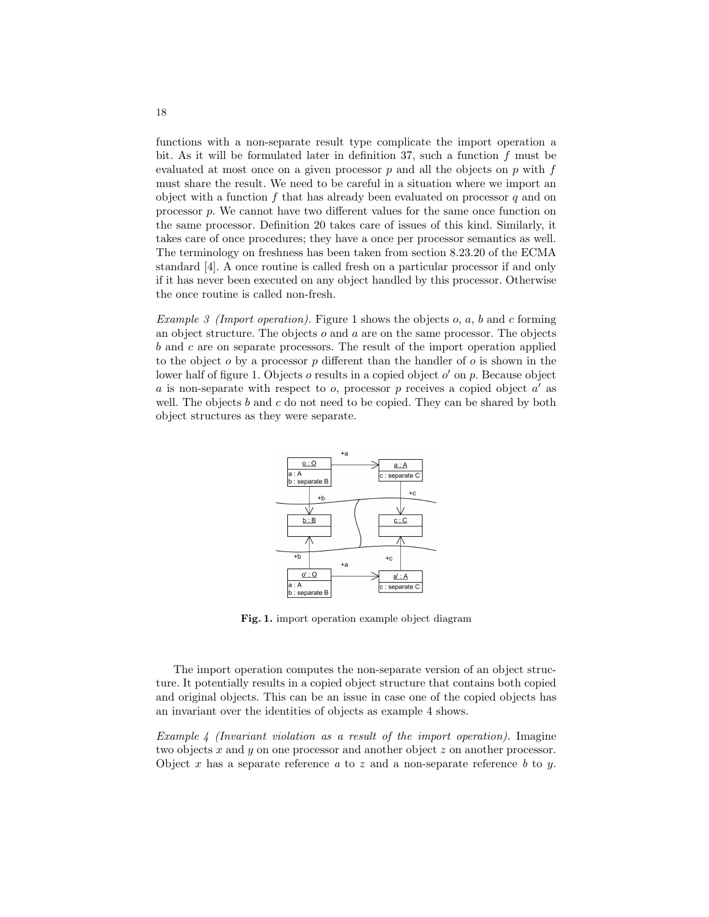functions with a non-separate result type complicate the import operation a bit. As it will be formulated later in definition 37, such a function $f$ must be evaluated at most once on a given processor $p$ and all the objects on $p$ with $f$ must share the result. We need to be careful in a situation where we import an object with a function $f$ that has already been evaluated on processor $q$ and on processor $p$. We cannot have two different values for the same once function on the same processor. Definition 20 takes care of issues of this kind. Similarly, it takes care of once procedures; they have a once per processor semantics as well. The terminology on freshness has been taken from section 8.23.20 of the ECMA standard [4]. A once routine is called fresh on a particular processor if and only if it has never been executed on any object handled by this processor. Otherwise the once routine is called non-fresh.

*Example 3 (Import operation).* Figure 1 shows the objects $o$, $a$, $b$ and $c$ forming an object structure. The objects $o$ and $a$ are on the same processor. The objects $b$ and $c$ are on separate processors. The result of the import operation applied to the object $o$ by a processor $p$ different than the handler of $o$ is shown in the lower half of figure 1. Objects $o$ results in a copied object $o'$ on $p$. Because object $a$ is non-separate with respect to $o$, processor $p$ receives a copied object $a'$ as well. The objects $b$ and $c$ do not need to be copied. They can be shared by both object structures as they were separate.

**Fig. 1.** import operation example object diagram

The import operation computes the non-separate version of an object structure. It potentially results in a copied object structure that contains both copied and original objects. This can be an issue in case one of the copied objects has an invariant over the identities of objects as example 4 shows.

*Example 4 (Invariant violation as a result of the import operation).* Imagine two objects $x$ and $y$ on one processor and another object $z$ on another processor. Object $x$ has a separate reference $a$ to $z$ and a non-separate reference $b$ to $y$.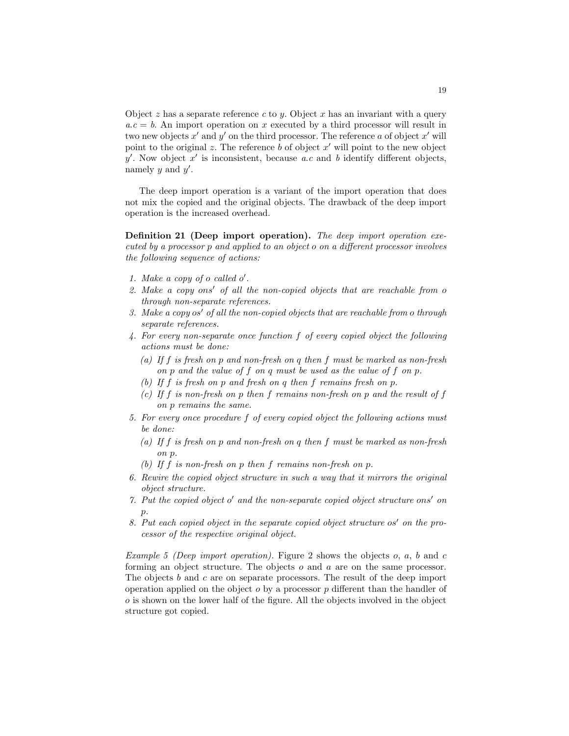Object $z$ has a separate reference $c$ to $y$. Object $x$ has an invariant with a query $a.c = b$. An import operation on $x$ executed by a third processor will result in two new objects $x'$ and $y'$ on the third processor. The reference $a$ of object $x'$ will point to the original $z$. The reference $b$ of object $x'$ will point to the new object $y'$. Now object $x'$ is inconsistent, because $a.c$ and $b$ identify different objects, namely $y$ and $y'$.

The deep import operation is a variant of the import operation that does not mix the copied and the original objects. The drawback of the deep import operation is the increased overhead.

**Definition 21 (Deep import operation).** *The deep import operation executed by a processor $p$ and applied to an object $o$ on a different processor involves the following sequence of actions:*

1. *Make a copy of $o$ called $o'$.*
2. *Make a copy $ons'$ of all the non-copied objects that are reachable from $o$ through non-separate references.*
3. *Make a copy $os'$ of all the non-copied objects that are reachable from $o$ through separate references.*
4. *For every non-separate once function $f$ of every copied object the following actions must be done:*
   - *(a) If $f$ is fresh on $p$ and non-fresh on $q$ then $f$ must be marked as non-fresh on $p$ and the value of $f$ on $q$ must be used as the value of $f$ on $p$.*
   - *(b) If $f$ is fresh on $p$ and fresh on $q$ then $f$ remains fresh on $p$.*
   - *(c) If $f$ is non-fresh on $p$ then $f$ remains non-fresh on $p$ and the result of $f$ on $p$ remains the same.*
5. *For every once procedure $f$ of every copied object the following actions must be done:*
   - *(a) If $f$ is fresh on $p$ and non-fresh on $q$ then $f$ must be marked as non-fresh on $p$.*
   - *(b) If $f$ is non-fresh on $p$ then $f$ remains non-fresh on $p$.*
6. *Rewire the copied object structure in such a way that it mirrors the original object structure.*
7. *Put the copied object $o'$ and the non-separate copied object structure $ons'$ on $p$.*
8. *Put each copied object in the separate copied object structure $os'$ on the processor of the respective original object.*

*Example 5 (Deep import operation).* Figure 2 shows the objects $o$, $a$, $b$ and $c$ forming an object structure. The objects $o$ and $a$ are on the same processor. The objects $b$ and $c$ are on separate processors. The result of the deep import operation applied on the object $o$ by a processor $p$ different than the handler of $o$ is shown on the lower half of the figure. All the objects involved in the object structure got copied.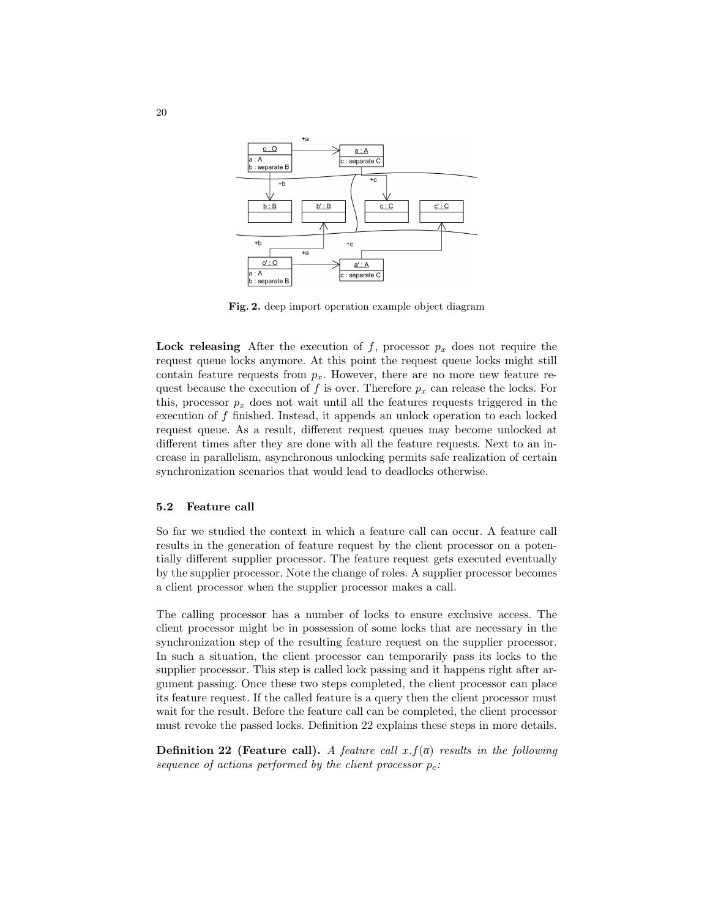Fig. 2. deep import operation example object diagram

**Lock releasing** After the execution of $f$, processor $p_x$ does not require the request queue locks anymore. At this point the request queue locks might still contain feature requests from $p_x$. However, there are no more new feature request because the execution of $f$ is over. Therefore $p_x$ can release the locks. For this, processor $p_x$ does not wait until all the features requests triggered in the execution of $f$ finished. Instead, it appends an unlock operation to each locked request queue. As a result, different request queues may become unlocked at different times after they are done with all the feature requests. Next to an increase in parallelism, asynchronous unlocking permits safe realization of certain synchronization scenarios that would lead to deadlocks otherwise.

### 5.2 Feature call

So far we studied the context in which a feature call can occur. A feature call results in the generation of feature request by the client processor on a potentially different supplier processor. The feature request gets executed eventually by the supplier processor. Note the change of roles. A supplier processor becomes a client processor when the supplier processor makes a call.

The calling processor has a number of locks to ensure exclusive access. The client processor might be in possession of some locks that are necessary in the synchronization step of the resulting feature request on the supplier processor. In such a situation, the client processor can temporarily pass its locks to the supplier processor. This step is called lock passing and it happens right after argument passing. Once these two steps completed, the client processor can place its feature request. If the called feature is a query then the client processor must wait for the result. Before the feature call can be completed, the client processor must revoke the passed locks. Definition 22 explains these steps in more details.

**Definition 22 (Feature call).** *A feature call $x.f(\overline{a})$ results in the following sequence of actions performed by the client processor $p_c$:*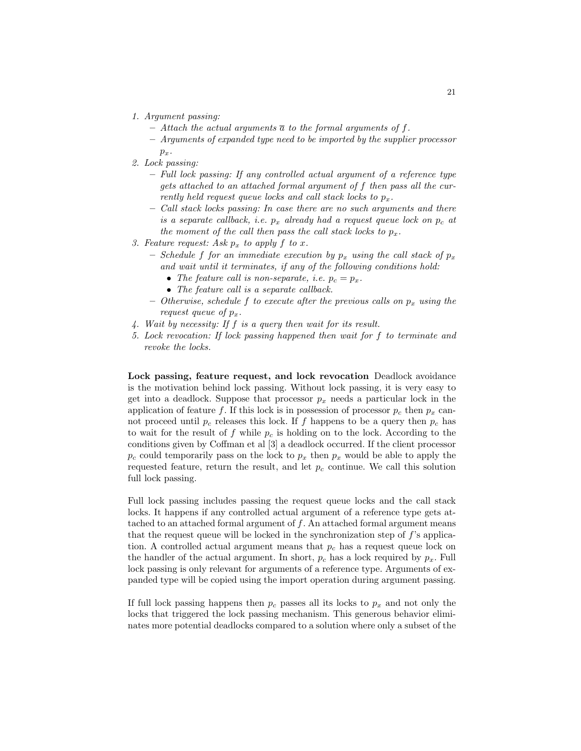1. *Argument passing:*
   - *Attach the actual arguments $\overline{a}$ to the formal arguments of $f$.*
   - *Arguments of expanded type need to be imported by the supplier processor $p_x$.*
2. *Lock passing:*
   - *Full lock passing: If any controlled actual argument of a reference type gets attached to an attached formal argument of $f$ then pass all the currently held request queue locks and call stack locks to $p_x$.*
   - *Call stack locks passing: In case there are no such arguments and there is a separate callback, i.e. $p_x$ already had a request queue lock on $p_c$ at the moment of the call then pass the call stack locks to $p_x$.*
3. *Feature request: Ask $p_x$ to apply $f$ to $x$.*
   - *Schedule $f$ for an immediate execution by $p_x$ using the call stack of $p_x$ and wait until it terminates, if any of the following conditions hold:*
     - *The feature call is non-separate, i.e. $p_c = p_x$.*
     - *The feature call is a separate callback.*
   - *Otherwise, schedule $f$ to execute after the previous calls on $p_x$ using the request queue of $p_x$.*
4. *Wait by necessity: If $f$ is a query then wait for its result.*
5. *Lock revocation: If lock passing happened then wait for $f$ to terminate and revoke the locks.*

**Lock passing, feature request, and lock revocation** Deadlock avoidance is the motivation behind lock passing. Without lock passing, it is very easy to get into a deadlock. Suppose that processor $p_x$ needs a particular lock in the application of feature $f$. If this lock is in possession of processor $p_c$ then $p_x$ cannot proceed until $p_c$ releases this lock. If $f$ happens to be a query then $p_c$ has to wait for the result of $f$ while $p_c$ is holding on to the lock. According to the conditions given by Coffman et al [3] a deadlock occurred. If the client processor $p_c$ could temporarily pass on the lock to $p_x$ then $p_x$ would be able to apply the requested feature, return the result, and let $p_c$ continue. We call this solution full lock passing.

Full lock passing includes passing the request queue locks and the call stack locks. It happens if any controlled actual argument of a reference type gets attached to an attached formal argument of $f$. An attached formal argument means that the request queue will be locked in the synchronization step of $f$'s application. A controlled actual argument means that $p_c$ has a request queue lock on the handler of the actual argument. In short, $p_c$ has a lock required by $p_x$. Full lock passing is only relevant for arguments of a reference type. Arguments of expanded type will be copied using the import operation during argument passing.

If full lock passing happens then $p_c$ passes all its locks to $p_x$ and not only the locks that triggered the lock passing mechanism. This generous behavior eliminates more potential deadlocks compared to a solution where only a subset of the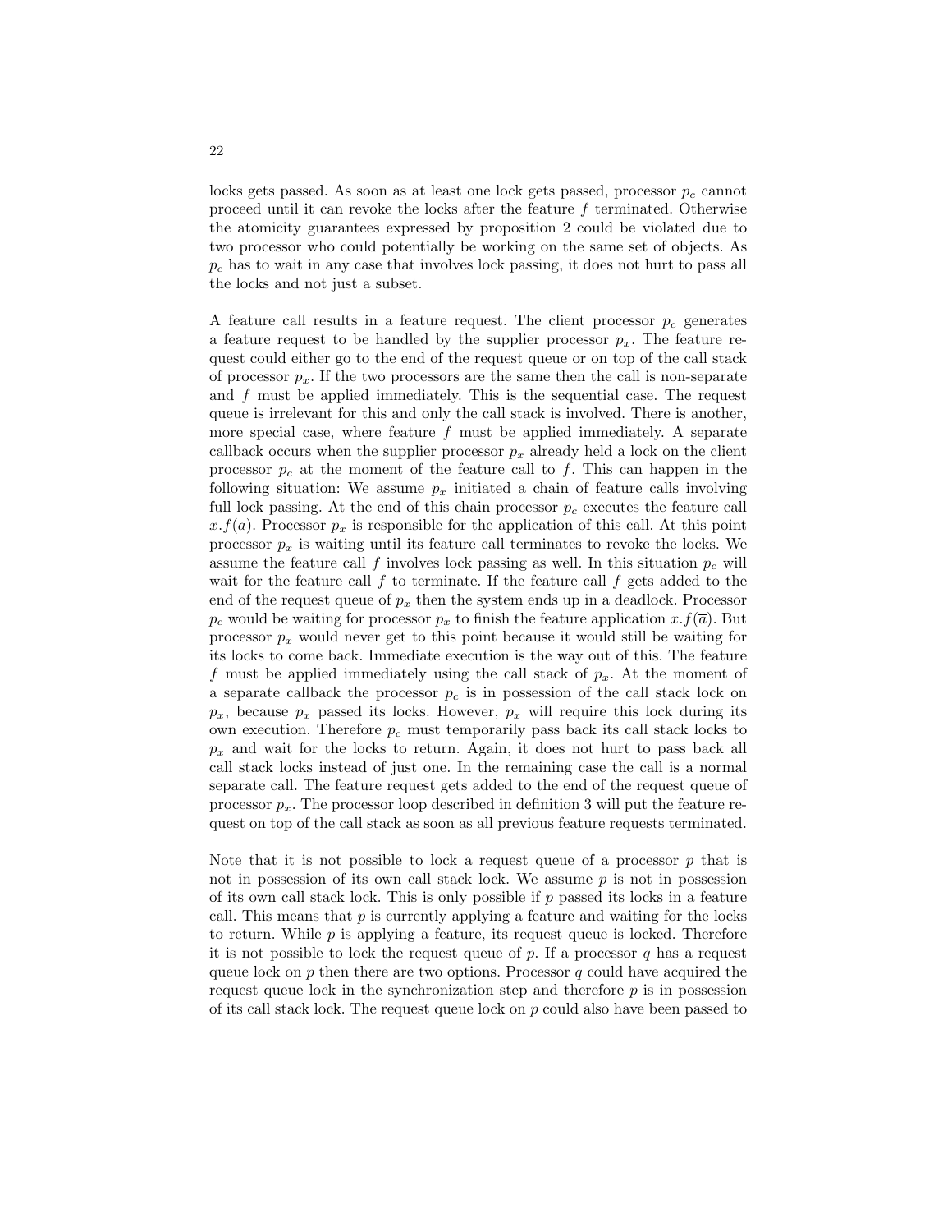locks gets passed. As soon as at least one lock gets passed, processor $p_c$ cannot proceed until it can revoke the locks after the feature $f$ terminated. Otherwise the atomicity guarantees expressed by proposition 2 could be violated due to two processor who could potentially be working on the same set of objects. As $p_c$ has to wait in any case that involves lock passing, it does not hurt to pass all the locks and not just a subset.

A feature call results in a feature request. The client processor $p_c$ generates a feature request to be handled by the supplier processor $p_x$. The feature request could either go to the end of the request queue or on top of the call stack of processor $p_x$. If the two processors are the same then the call is non-separate and $f$ must be applied immediately. This is the sequential case. The request queue is irrelevant for this and only the call stack is involved. There is another, more special case, where feature $f$ must be applied immediately. A separate callback occurs when the supplier processor $p_x$ already held a lock on the client processor $p_c$ at the moment of the feature call to $f$. This can happen in the following situation: We assume $p_x$ initiated a chain of feature calls involving full lock passing. At the end of this chain processor $p_c$ executes the feature call $x.f(\overline{a})$. Processor $p_x$ is responsible for the application of this call. At this point processor $p_x$ is waiting until its feature call terminates to revoke the locks. We assume the feature call $f$ involves lock passing as well. In this situation $p_c$ will wait for the feature call $f$ to terminate. If the feature call $f$ gets added to the end of the request queue of $p_x$ then the system ends up in a deadlock. Processor $p_c$ would be waiting for processor $p_x$ to finish the feature application $x.f(\overline{a})$. But processor $p_x$ would never get to this point because it would still be waiting for its locks to come back. Immediate execution is the way out of this. The feature $f$ must be applied immediately using the call stack of $p_x$. At the moment of a separate callback the processor $p_c$ is in possession of the call stack lock on $p_x$, because $p_x$ passed its locks. However, $p_x$ will require this lock during its own execution. Therefore $p_c$ must temporarily pass back its call stack locks to $p_x$ and wait for the locks to return. Again, it does not hurt to pass back all call stack locks instead of just one. In the remaining case the call is a normal separate call. The feature request gets added to the end of the request queue of processor $p_x$. The processor loop described in definition 3 will put the feature request on top of the call stack as soon as all previous feature requests terminated.

Note that it is not possible to lock a request queue of a processor $p$ that is not in possession of its own call stack lock. We assume $p$ is not in possession of its own call stack lock. This is only possible if $p$ passed its locks in a feature call. This means that $p$ is currently applying a feature and waiting for the locks to return. While $p$ is applying a feature, its request queue is locked. Therefore it is not possible to lock the request queue of $p$. If a processor $q$ has a request queue lock on $p$ then there are two options. Processor $q$ could have acquired the request queue lock in the synchronization step and therefore $p$ is in possession of its call stack lock. The request queue lock on $p$ could also have been passed to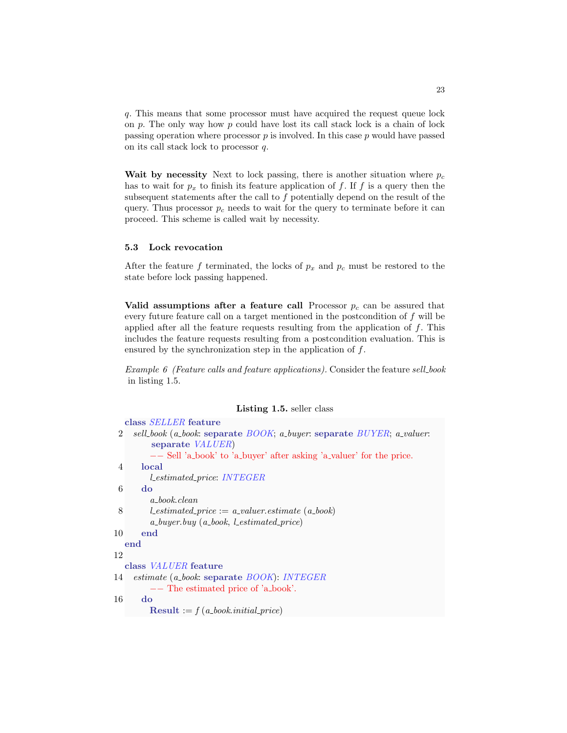$q$. This means that some processor must have acquired the request queue lock on $p$. The only way how $p$ could have lost its call stack lock is a chain of lock passing operation where processor $p$ is involved. In this case $p$ would have passed on its call stack lock to processor $q$.

**Wait by necessity** Next to lock passing, there is another situation where $p_c$ has to wait for $p_x$ to finish its feature application of $f$. If $f$ is a query then the subsequent statements after the call to $f$ potentially depend on the result of the query. Thus processor $p_c$ needs to wait for the query to terminate before it can proceed. This scheme is called wait by necessity.

### 5.3 Lock revocation

After the feature $f$ terminated, the locks of $p_x$ and $p_c$ must be restored to the state before lock passing happened.

**Valid assumptions after a feature call** Processor $p_c$ can be assured that every future feature call on a target mentioned in the postcondition of $f$ will be applied after all the feature requests resulting from the application of $f$. This includes the feature requests resulting from a postcondition evaluation. This is ensured by the synchronization step in the application of $f$.

*Example 6 (Feature calls and feature applications).* Consider the feature *sell_book* in listing 1.5.

**Listing 1.5.** seller class

```
class SELLER feature
  sell_book (a_book: separate BOOK; a_buyer: separate BUYER; a_valuer:
      separate VALUER)
      -- Sell 'a_book' to 'a_buyer' after asking 'a_valuer' for the price.
    local
      l_estimated_price: INTEGER
    do
      a_book.clean
      l_estimated_price := a_valuer.estimate (a_book)
      a_buyer.buy (a_book, l_estimated_price)
    end
end

class VALUER feature
  estimate (a_book: separate BOOK): INTEGER
      -- The estimated price of 'a_book'.
    do
      Result := f (a_book.initial_price)
```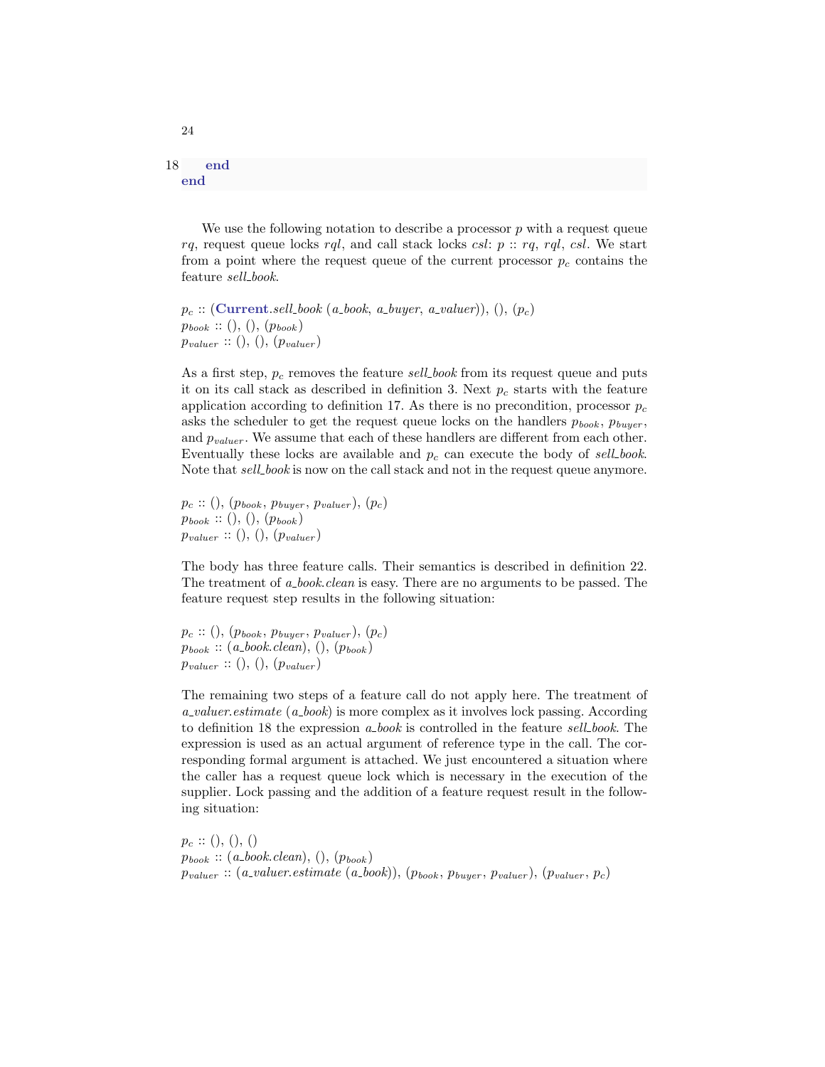```
18     end
end
```

We use the following notation to describe a processor $p$ with a request queue $rq$, request queue locks $rql$, and call stack locks $csl$: $p :: rq, rql, csl$. We start from a point where the request queue of the current processor $p_c$ contains the feature *sell_book*.

$p_c$ :: (**Current**.*sell_book* (*a_book*, *a_buyer*, *a_valuer*)), (), ($p_c$)
$p_{book}$ :: (), (), ($p_{book}$)
$p_{valuer}$ :: (), (), ($p_{valuer}$)

As a first step, $p_c$ removes the feature *sell_book* from its request queue and puts it on its call stack as described in definition 3. Next $p_c$ starts with the feature application according to definition 17. As there is no precondition, processor $p_c$ asks the scheduler to get the request queue locks on the handlers $p_{book}$, $p_{buyer}$, and $p_{valuer}$. We assume that each of these handlers are different from each other. Eventually these locks are available and $p_c$ can execute the body of *sell_book*. Note that *sell_book* is now on the call stack and not in the request queue anymore.

$p_c$ :: (), ($p_{book}$, $p_{buyer}$, $p_{valuer}$), ($p_c$)
$p_{book}$ :: (), (), ($p_{book}$)
$p_{valuer}$ :: (), (), ($p_{valuer}$)

The body has three feature calls. Their semantics is described in definition 22. The treatment of *a_book.clean* is easy. There are no arguments to be passed. The feature request step results in the following situation:

$p_c$ :: (), ($p_{book}$, $p_{buyer}$, $p_{valuer}$), ($p_c$)
$p_{book}$ :: (*a_book.clean*), (), ($p_{book}$)
$p_{valuer}$ :: (), (), ($p_{valuer}$)

The remaining two steps of a feature call do not apply here. The treatment of *a_valuer.estimate* (*a_book*) is more complex as it involves lock passing. According to definition 18 the expression *a_book* is controlled in the feature *sell_book*. The expression is used as an actual argument of reference type in the call. The corresponding formal argument is attached. We just encountered a situation where the caller has a request queue lock which is necessary in the execution of the supplier. Lock passing and the addition of a feature request result in the following situation:

$p_c$ :: (), (), ()
$p_{book}$ :: (*a_book.clean*), (), ($p_{book}$)
$p_{valuer}$ :: (*a_valuer.estimate* (*a_book*)), ($p_{book}$, $p_{buyer}$, $p_{valuer}$), ($p_{valuer}$, $p_c$)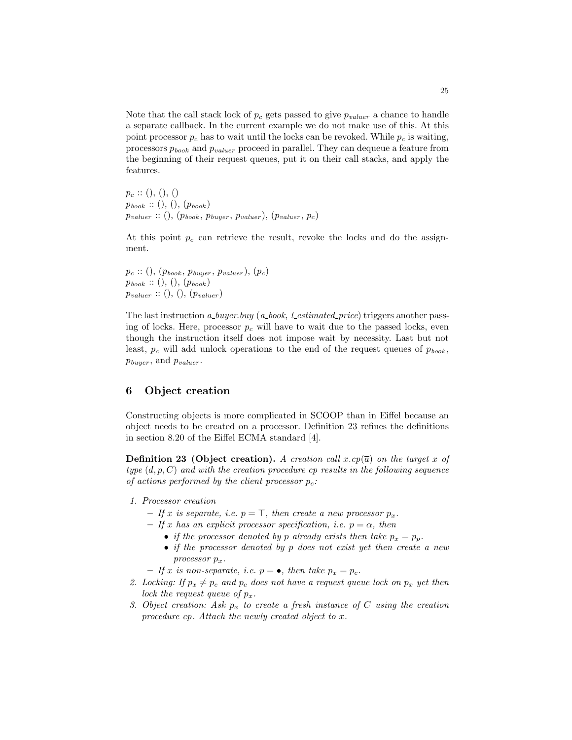Note that the call stack lock of $p_c$ gets passed to give $p_{valuer}$ a chance to handle a separate callback. In the current example we do not make use of this. At this point processor $p_c$ has to wait until the locks can be revoked. While $p_c$ is waiting, processors $p_{book}$ and $p_{valuer}$ proceed in parallel. They can dequeue a feature from the beginning of their request queues, put it on their call stacks, and apply the features.

$p_c :: (), (), ()$
$p_{book} :: (), (), (p_{book})$
$p_{valuer} :: (), (p_{book}, p_{buyer}, p_{valuer}), (p_{valuer}, p_c)$

At this point $p_c$ can retrieve the result, revoke the locks and do the assignment.

$p_c :: (), (p_{book}, p_{buyer}, p_{valuer}), (p_c)$
$p_{book} :: (), (), (p_{book})$
$p_{valuer} :: (), (), (p_{valuer})$

The last instruction *a_buyer.buy* (*a_book*, *l_estimated_price*) triggers another passing of locks. Here, processor $p_c$ will have to wait due to the passed locks, even though the instruction itself does not impose wait by necessity. Last but not least, $p_c$ will add unlock operations to the end of the request queues of $p_{book}$, $p_{buyer}$, and $p_{valuer}$.

## 6 Object creation

Constructing objects is more complicated in SCOOP than in Eiffel because an object needs to be created on a processor. Definition 23 refines the definitions in section 8.20 of the Eiffel ECMA standard [4].

**Definition 23 (Object creation).** *A creation call $x.cp(\overline{a})$ on the target $x$ of type $(d, p, C)$ and with the creation procedure $cp$ results in the following sequence of actions performed by the client processor $p_c$:*

1. *Processor creation*
   - *If $x$ is separate, i.e. $p = \top$, then create a new processor $p_x$.*
   - *If $x$ has an explicit processor specification, i.e. $p = \alpha$, then*
     - *if the processor denoted by $p$ already exists then take $p_x = p_p$.*
     - *if the processor denoted by $p$ does not exist yet then create a new processor $p_x$.*
   - *If $x$ is non-separate, i.e. $p = \bullet$, then take $p_x = p_c$.*
2. *Locking: If $p_x \neq p_c$ and $p_c$ does not have a request queue lock on $p_x$ yet then lock the request queue of $p_x$.*
3. *Object creation: Ask $p_x$ to create a fresh instance of $C$ using the creation procedure $cp$. Attach the newly created object to $x$.*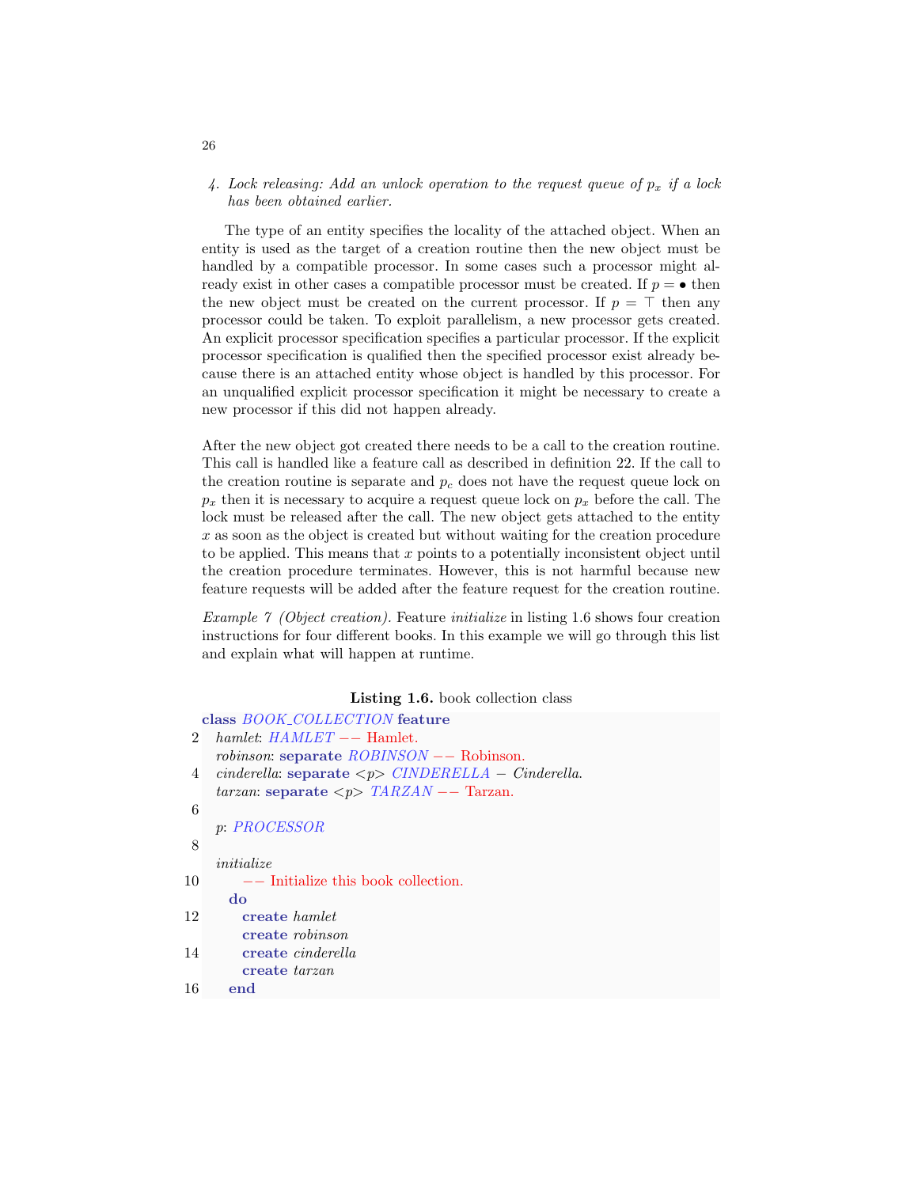4. *Lock releasing: Add an unlock operation to the request queue of $p_x$ if a lock has been obtained earlier.*

The type of an entity specifies the locality of the attached object. When an entity is used as the target of a creation routine then the new object must be handled by a compatible processor. In some cases such a processor might already exist in other cases a compatible processor must be created. If $p = \bullet$ then the new object must be created on the current processor. If $p = \top$ then any processor could be taken. To exploit parallelism, a new processor gets created. An explicit processor specification specifies a particular processor. If the explicit processor specification is qualified then the specified processor exist already because there is an attached entity whose object is handled by this processor. For an unqualified explicit processor specification it might be necessary to create a new processor if this did not happen already.

After the new object got created there needs to be a call to the creation routine. This call is handled like a feature call as described in definition 22. If the call to the creation routine is separate and $p_c$ does not have the request queue lock on $p_x$ then it is necessary to acquire a request queue lock on $p_x$ before the call. The lock must be released after the call. The new object gets attached to the entity $x$ as soon as the object is created but without waiting for the creation procedure to be applied. This means that $x$ points to a potentially inconsistent object until the creation procedure terminates. However, this is not harmful because new feature requests will be added after the feature request for the creation routine.

*Example 7 (Object creation).* Feature *initialize* in listing 1.6 shows four creation instructions for four different books. In this example we will go through this list and explain what will happen at runtime.

**Listing 1.6.** book collection class

```
class BOOK_COLLECTION feature
  hamlet: HAMLET -- Hamlet.
  robinson: separate ROBINSON -- Robinson.
  cinderella: separate <p> CINDERELLA - Cinderella.
  tarzan: separate <p> TARZAN -- Tarzan.

  p: PROCESSOR

  initialize
      -- Initialize this book collection.
    do
      create hamlet
      create robinson
      create cinderella
      create tarzan
    end
```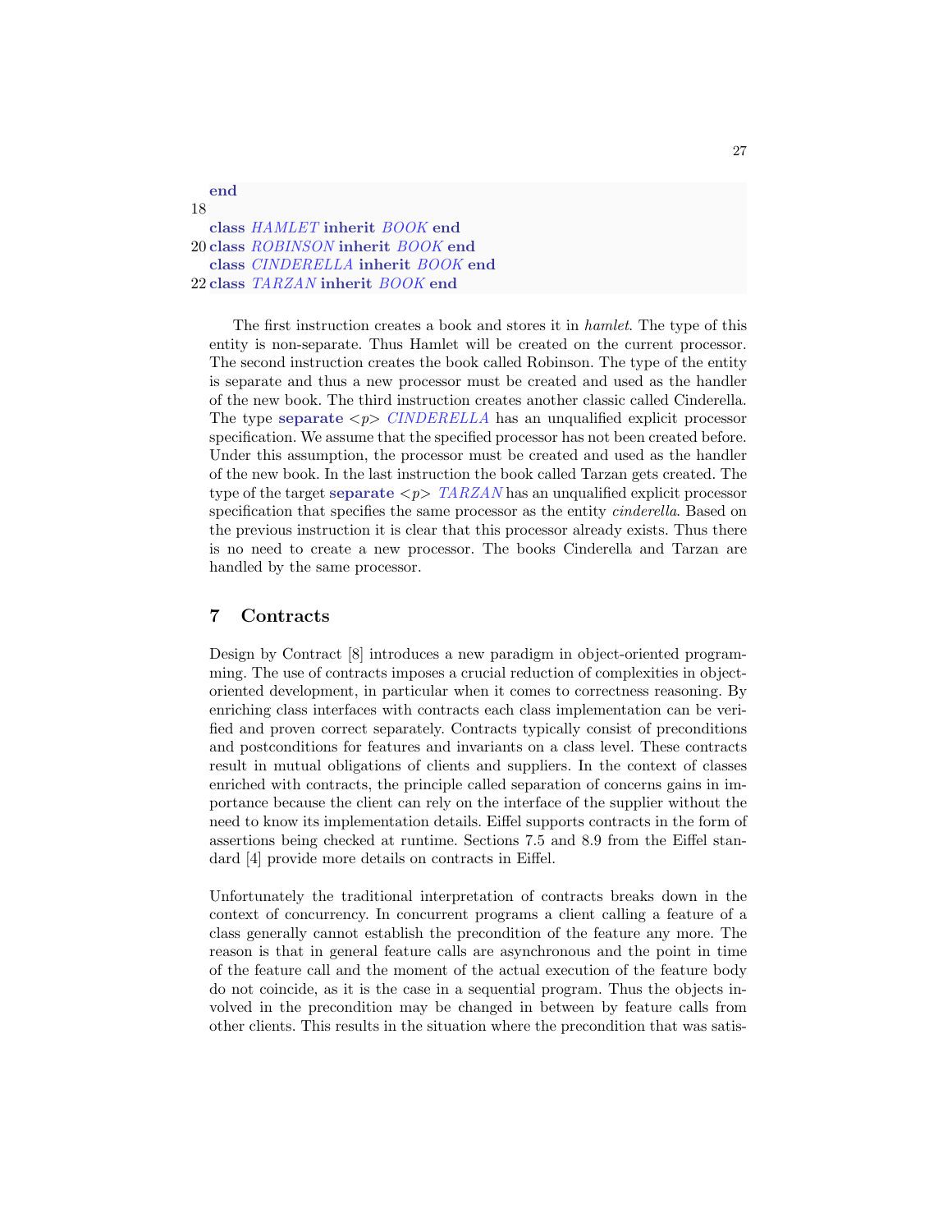```
end

class HAMLET inherit BOOK end
class ROBINSON inherit BOOK end
class CINDERELLA inherit BOOK end
class TARZAN inherit BOOK end
```

The first instruction creates a book and stores it in *hamlet*. The type of this entity is non-separate. Thus Hamlet will be created on the current processor. The second instruction creates the book called Robinson. The type of the entity is separate and thus a new processor must be created and used as the handler of the new book. The third instruction creates another classic called Cinderella. The type **separate** <p> *CINDERELLA* has an unqualified explicit processor specification. We assume that the specified processor has not been created before. Under this assumption, the processor must be created and used as the handler of the new book. In the last instruction the book called Tarzan gets created. The type of the target **separate** <p> *TARZAN* has an unqualified explicit processor specification that specifies the same processor as the entity *cinderella*. Based on the previous instruction it is clear that this processor already exists. Thus there is no need to create a new processor. The books Cinderella and Tarzan are handled by the same processor.

## 7 Contracts

Design by Contract [8] introduces a new paradigm in object-oriented programming. The use of contracts imposes a crucial reduction of complexities in object-oriented development, in particular when it comes to correctness reasoning. By enriching class interfaces with contracts each class implementation can be verified and proven correct separately. Contracts typically consist of preconditions and postconditions for features and invariants on a class level. These contracts result in mutual obligations of clients and suppliers. In the context of classes enriched with contracts, the principle called separation of concerns gains in importance because the client can rely on the interface of the supplier without the need to know its implementation details. Eiffel supports contracts in the form of assertions being checked at runtime. Sections 7.5 and 8.9 from the Eiffel standard [4] provide more details on contracts in Eiffel.

Unfortunately the traditional interpretation of contracts breaks down in the context of concurrency. In concurrent programs a client calling a feature of a class generally cannot establish the precondition of the feature any more. The reason is that in general feature calls are asynchronous and the point in time of the feature call and the moment of the actual execution of the feature body do not coincide, as it is the case in a sequential program. Thus the objects involved in the precondition may be changed in between by feature calls from other clients. This results in the situation where the precondition that was satis-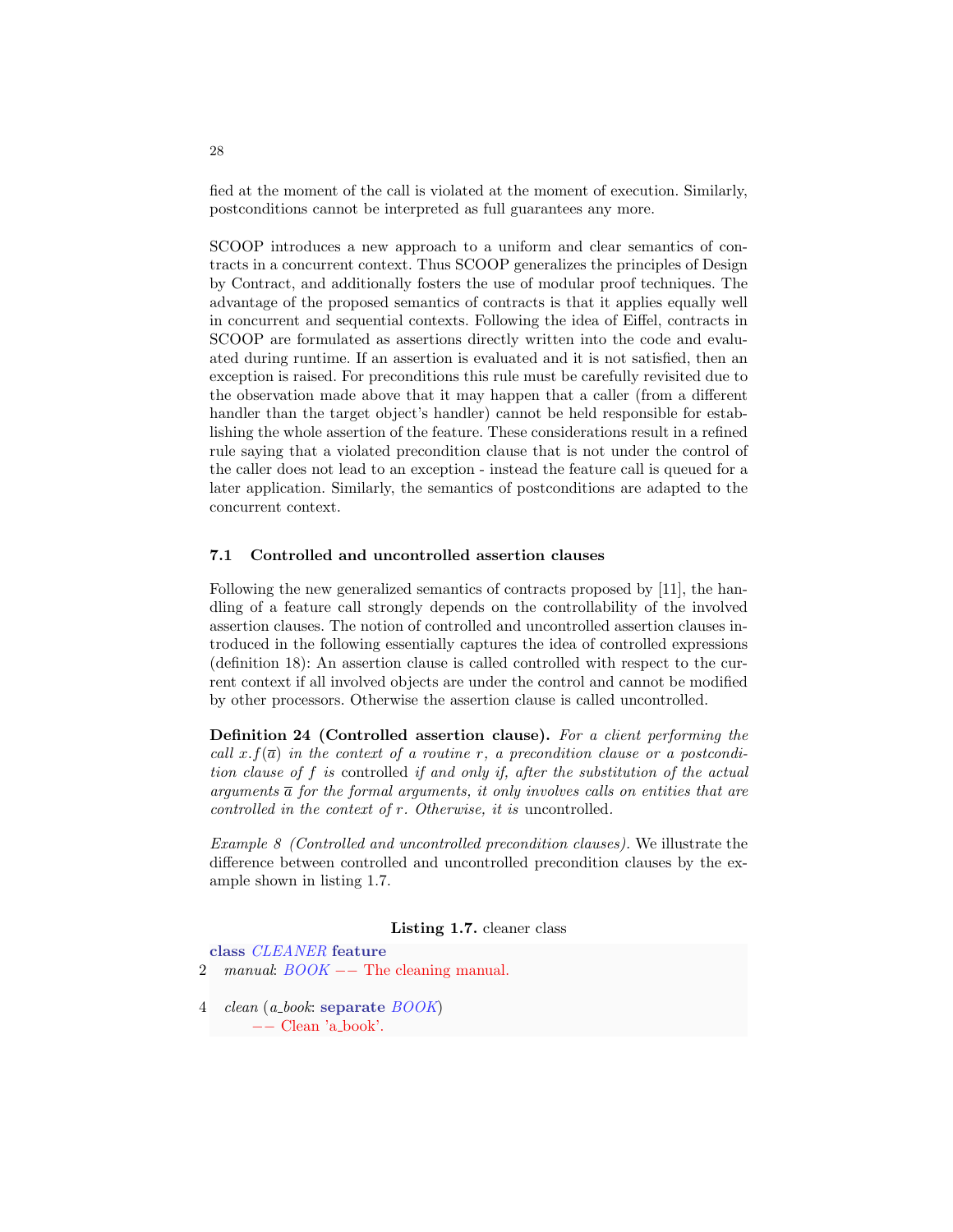fied at the moment of the call is violated at the moment of execution. Similarly, postconditions cannot be interpreted as full guarantees any more.

SCOOP introduces a new approach to a uniform and clear semantics of contracts in a concurrent context. Thus SCOOP generalizes the principles of Design by Contract, and additionally fosters the use of modular proof techniques. The advantage of the proposed semantics of contracts is that it applies equally well in concurrent and sequential contexts. Following the idea of Eiffel, contracts in SCOOP are formulated as assertions directly written into the code and evaluated during runtime. If an assertion is evaluated and it is not satisfied, then an exception is raised. For preconditions this rule must be carefully revisited due to the observation made above that it may happen that a caller (from a different handler than the target object's handler) cannot be held responsible for establishing the whole assertion of the feature. These considerations result in a refined rule saying that a violated precondition clause that is not under the control of the caller does not lead to an exception - instead the feature call is queued for a later application. Similarly, the semantics of postconditions are adapted to the concurrent context.

### 7.1 Controlled and uncontrolled assertion clauses

Following the new generalized semantics of contracts proposed by [11], the handling of a feature call strongly depends on the controllability of the involved assertion clauses. The notion of controlled and uncontrolled assertion clauses introduced in the following essentially captures the idea of controlled expressions (definition 18): An assertion clause is called controlled with respect to the current context if all involved objects are under the control and cannot be modified by other processors. Otherwise the assertion clause is called uncontrolled.

**Definition 24 (Controlled assertion clause).** *For a client performing the call $x.f(\overline{a})$ in the context of a routine $r$, a precondition clause or a postcondition clause of $f$ is* controlled *if and only if, after the substitution of the actual arguments $\overline{a}$ for the formal arguments, it only involves calls on entities that are controlled in the context of $r$. Otherwise, it is* uncontrolled.

*Example 8 (Controlled and uncontrolled precondition clauses).* We illustrate the difference between controlled and uncontrolled precondition clauses by the example shown in listing 1.7.

**Listing 1.7.** cleaner class

```
class CLEANER feature
	manual: BOOK -- The cleaning manual.

	clean (a_book: separate BOOK)
			-- Clean 'a_book'.
```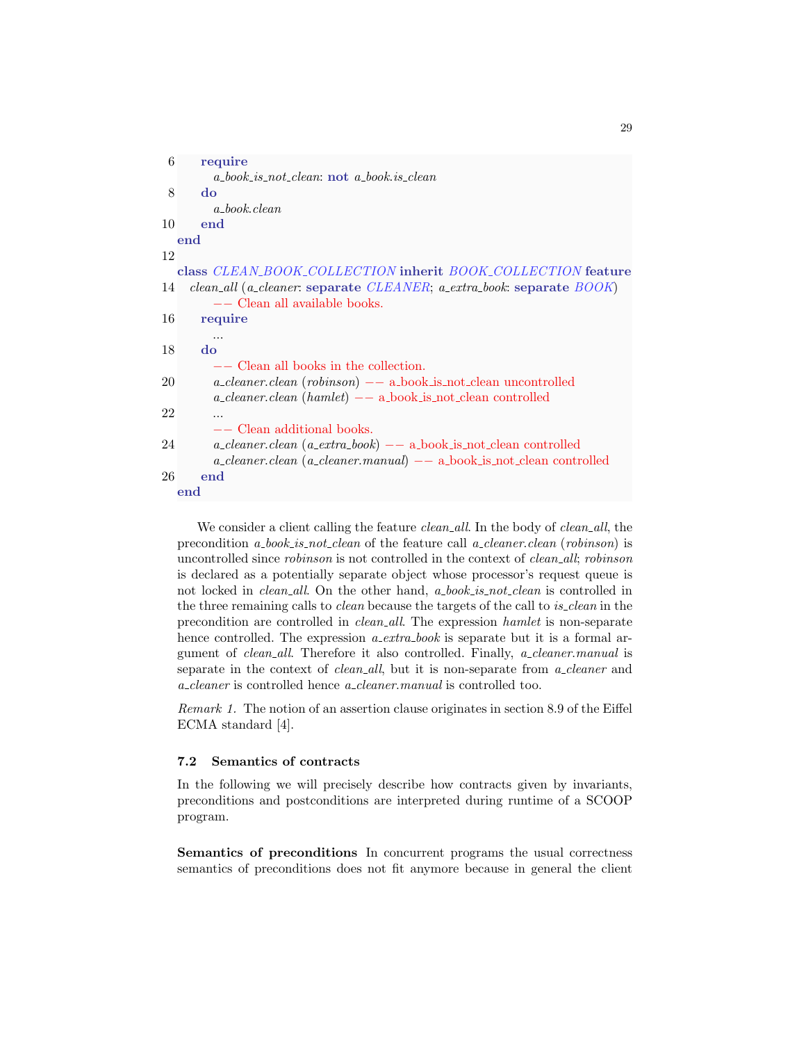```
6     require
         a_book_is_not_clean: not a_book.is_clean
8     do
         a_book.clean
10    end
end
12
class CLEAN_BOOK_COLLECTION inherit BOOK_COLLECTION feature
14   clean_all (a_cleaner: separate CLEANER; a_extra_book: separate BOOK)
         -- Clean all available books.
16    require
         ...
18    do
         -- Clean all books in the collection.
20       a_cleaner.clean (robinson) -- a_book_is_not_clean uncontrolled
         a_cleaner.clean (hamlet) -- a_book_is_not_clean controlled
22       ...
         -- Clean additional books.
24       a_cleaner.clean (a_extra_book) -- a_book_is_not_clean controlled
         a_cleaner.clean (a_cleaner.manual) -- a_book_is_not_clean controlled
26    end
end
```

We consider a client calling the feature *clean_all*. In the body of *clean_all*, the precondition *a_book_is_not_clean* of the feature call *a_cleaner.clean* (*robinson*) is uncontrolled since *robinson* is not controlled in the context of *clean_all*; *robinson* is declared as a potentially separate object whose processor's request queue is not locked in *clean_all*. On the other hand, *a_book_is_not_clean* is controlled in the three remaining calls to *clean* because the targets of the call to *is_clean* in the precondition are controlled in *clean_all*. The expression *hamlet* is non-separate hence controlled. The expression *a_extra_book* is separate but it is a formal argument of *clean_all*. Therefore it also controlled. Finally, *a_cleaner.manual* is separate in the context of *clean_all*, but it is non-separate from *a_cleaner* and *a_cleaner* is controlled hence *a_cleaner.manual* is controlled too.

*Remark 1.* The notion of an assertion clause originates in section 8.9 of the Eiffel ECMA standard [4].

### 7.2 Semantics of contracts

In the following we will precisely describe how contracts given by invariants, preconditions and postconditions are interpreted during runtime of a SCOOP program.

**Semantics of preconditions** In concurrent programs the usual correctness semantics of preconditions does not fit anymore because in general the client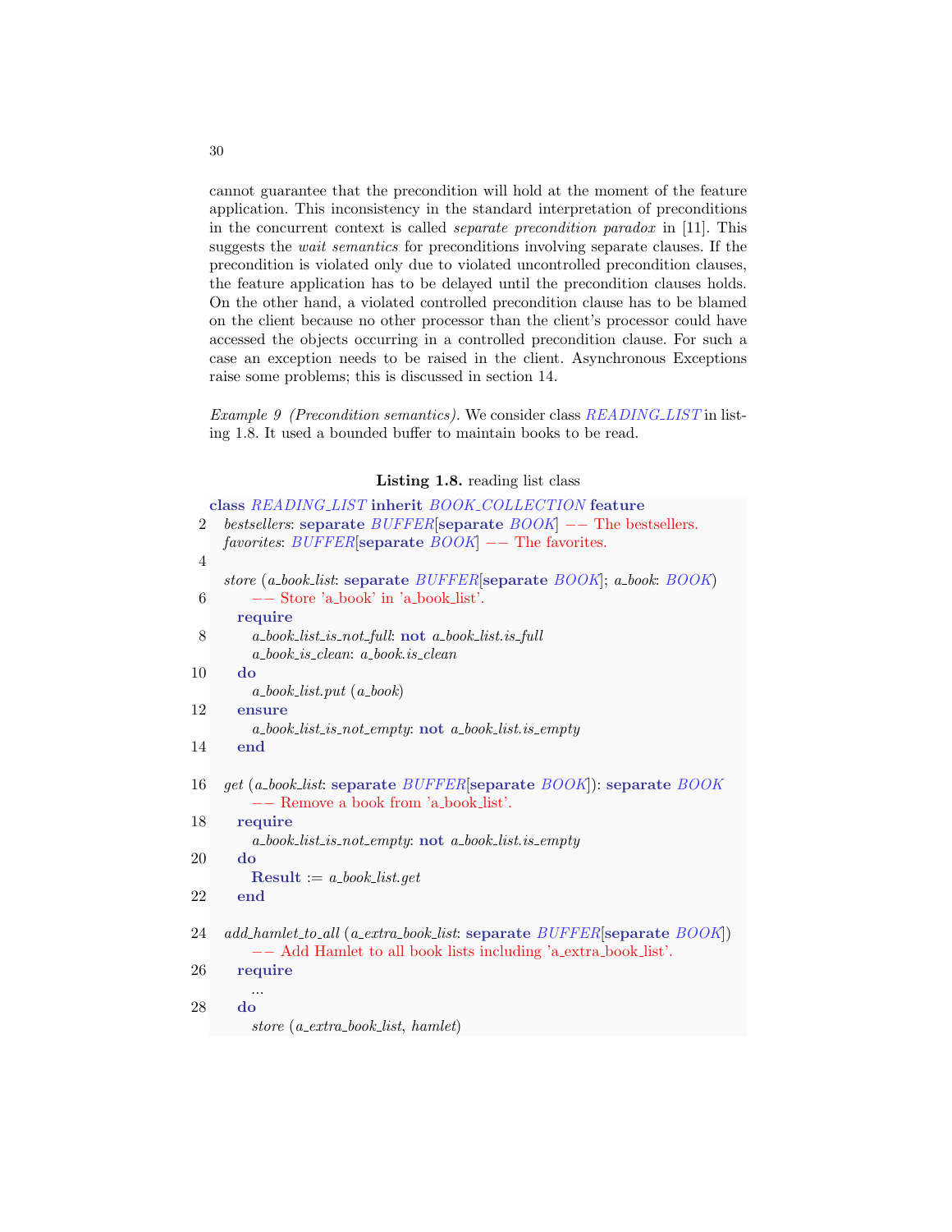cannot guarantee that the precondition will hold at the moment of the feature application. This inconsistency in the standard interpretation of preconditions in the concurrent context is called *separate precondition paradox* in [11]. This suggests the *wait semantics* for preconditions involving separate clauses. If the precondition is violated only due to violated uncontrolled precondition clauses, the feature application has to be delayed until the precondition clauses holds. On the other hand, a violated controlled precondition clause has to be blamed on the client because no other processor than the client's processor could have accessed the objects occurring in a controlled precondition clause. For such a case an exception needs to be raised in the client. Asynchronous Exceptions raise some problems; this is discussed in section 14.

*Example 9 (Precondition semantics).* We consider class *READING_LIST* in listing 1.8. It used a bounded buffer to maintain books to be read.

**Listing 1.8.** reading list class

```
class READING_LIST inherit BOOK_COLLECTION feature
  bestsellers: separate BUFFER[separate BOOK] -- The bestsellers.
  favorites: BUFFER[separate BOOK] -- The favorites.

  store (a_book_list: separate BUFFER[separate BOOK]; a_book: BOOK)
      -- Store 'a_book' in 'a_book_list'.
    require
      a_book_list_is_not_full: not a_book_list.is_full
      a_book_is_clean: a_book.is_clean
    do
      a_book_list.put (a_book)
    ensure
      a_book_list_is_not_empty: not a_book_list.is_empty
    end

  get (a_book_list: separate BUFFER[separate BOOK]): separate BOOK
      -- Remove a book from 'a_book_list'.
    require
      a_book_list_is_not_empty: not a_book_list.is_empty
    do
      Result := a_book_list.get
    end

  add_hamlet_to_all (a_extra_book_list: separate BUFFER[separate BOOK])
      -- Add Hamlet to all book lists including 'a_extra_book_list'.
    require
      ...
    do
      store (a_extra_book_list, hamlet)
```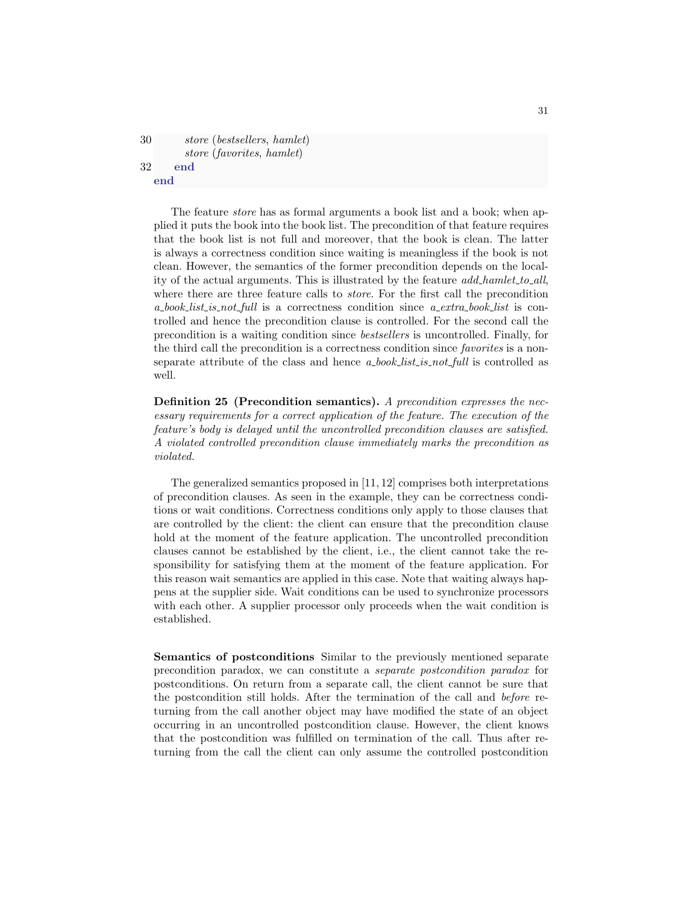```
30        store (bestsellers, hamlet)
          store (favorites, hamlet)
32    end
end
```

The feature *store* has as formal arguments a book list and a book; when applied it puts the book into the book list. The precondition of that feature requires that the book list is not full and moreover, that the book is clean. The latter is always a correctness condition since waiting is meaningless if the book is not clean. However, the semantics of the former precondition depends on the locality of the actual arguments. This is illustrated by the feature *add_hamlet_to_all*, where there are three feature calls to *store*. For the first call the precondition *a_book_list_is_not_full* is a correctness condition since *a_extra_book_list* is controlled and hence the precondition clause is controlled. For the second call the precondition is a waiting condition since *bestsellers* is uncontrolled. Finally, for the third call the precondition is a correctness condition since *favorites* is a non-separate attribute of the class and hence *a_book_list_is_not_full* is controlled as well.

**Definition 25 (Precondition semantics).** *A precondition expresses the necessary requirements for a correct application of the feature. The execution of the feature's body is delayed until the uncontrolled precondition clauses are satisfied. A violated controlled precondition clause immediately marks the precondition as violated.*

The generalized semantics proposed in [11, 12] comprises both interpretations of precondition clauses. As seen in the example, they can be correctness conditions or wait conditions. Correctness conditions only apply to those clauses that are controlled by the client: the client can ensure that the precondition clause hold at the moment of the feature application. The uncontrolled precondition clauses cannot be established by the client, i.e., the client cannot take the responsibility for satisfying them at the moment of the feature application. For this reason wait semantics are applied in this case. Note that waiting always happens at the supplier side. Wait conditions can be used to synchronize processors with each other. A supplier processor only proceeds when the wait condition is established.

**Semantics of postconditions** Similar to the previously mentioned separate precondition paradox, we can constitute a *separate postcondition paradox* for postconditions. On return from a separate call, the client cannot be sure that the postcondition still holds. After the termination of the call and *before* returning from the call another object may have modified the state of an object occurring in an uncontrolled postcondition clause. However, the client knows that the postcondition was fulfilled on termination of the call. Thus after returning from the call the client can only assume the controlled postcondition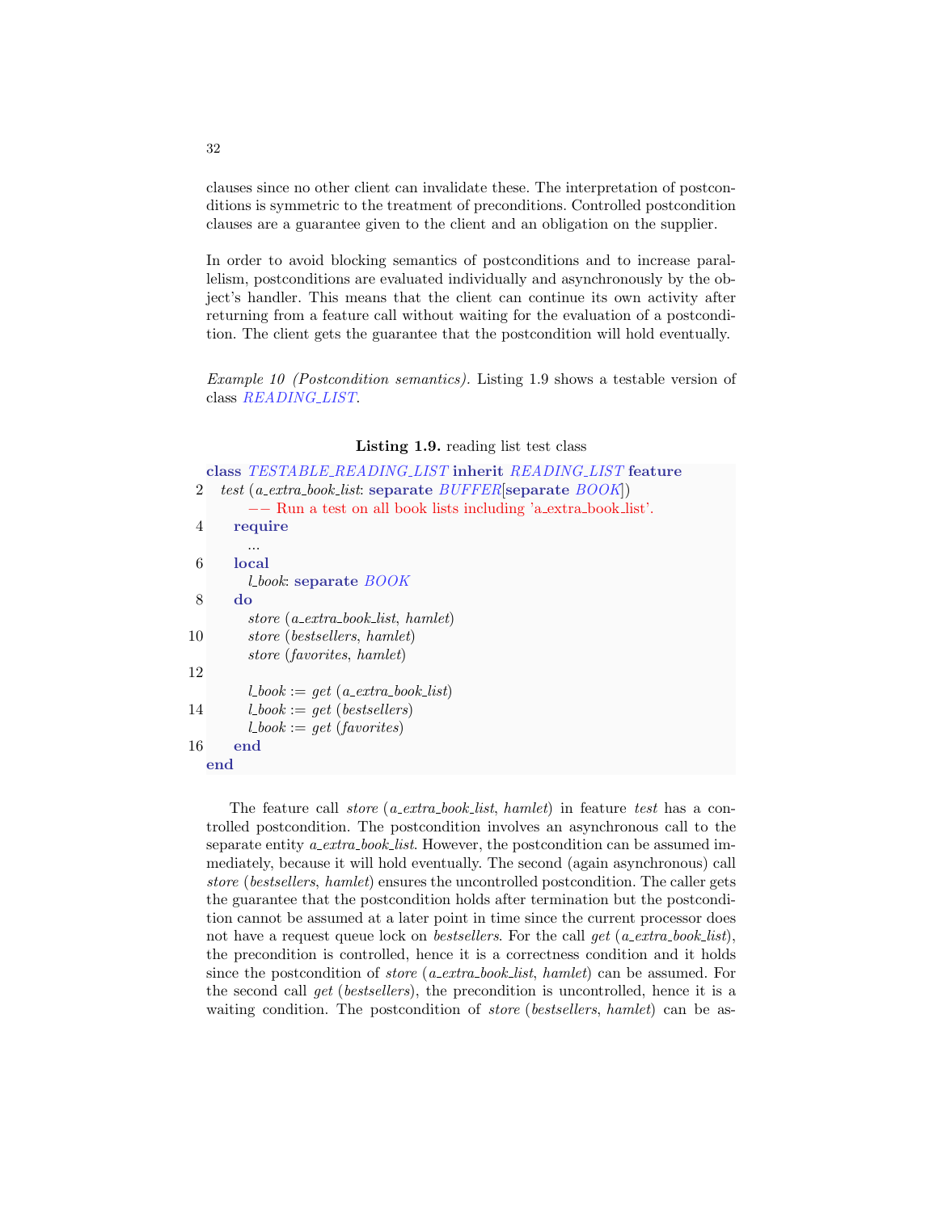clauses since no other client can invalidate these. The interpretation of postconditions is symmetric to the treatment of preconditions. Controlled postcondition clauses are a guarantee given to the client and an obligation on the supplier.

In order to avoid blocking semantics of postconditions and to increase parallelism, postconditions are evaluated individually and asynchronously by the object's handler. This means that the client can continue its own activity after returning from a feature call without waiting for the evaluation of a postcondition. The client gets the guarantee that the postcondition will hold eventually.

*Example 10 (Postcondition semantics).* Listing 1.9 shows a testable version of class *READING_LIST*.

**Listing 1.9.** reading list test class

```
class TESTABLE_READING_LIST inherit READING_LIST feature
  test (a_extra_book_list: separate BUFFER[separate BOOK])
      -- Run a test on all book lists including 'a_extra_book_list'.
    require
      ...
    local
      l_book: separate BOOK
    do
      store (a_extra_book_list, hamlet)
      store (bestsellers, hamlet)
      store (favorites, hamlet)

      l_book := get (a_extra_book_list)
      l_book := get (bestsellers)
      l_book := get (favorites)
    end
end
```

The feature call *store* (*a_extra_book_list*, *hamlet*) in feature *test* has a controlled postcondition. The postcondition involves an asynchronous call to the separate entity *a_extra_book_list*. However, the postcondition can be assumed immediately, because it will hold eventually. The second (again asynchronous) call *store* (*bestsellers*, *hamlet*) ensures the uncontrolled postcondition. The caller gets the guarantee that the postcondition holds after termination but the postcondition cannot be assumed at a later point in time since the current processor does not have a request queue lock on *bestsellers*. For the call *get* (*a_extra_book_list*), the precondition is controlled, hence it is a correctness condition and it holds since the postcondition of *store* (*a_extra_book_list*, *hamlet*) can be assumed. For the second call *get* (*bestsellers*), the precondition is uncontrolled, hence it is a waiting condition. The postcondition of *store* (*bestsellers*, *hamlet*) can be as-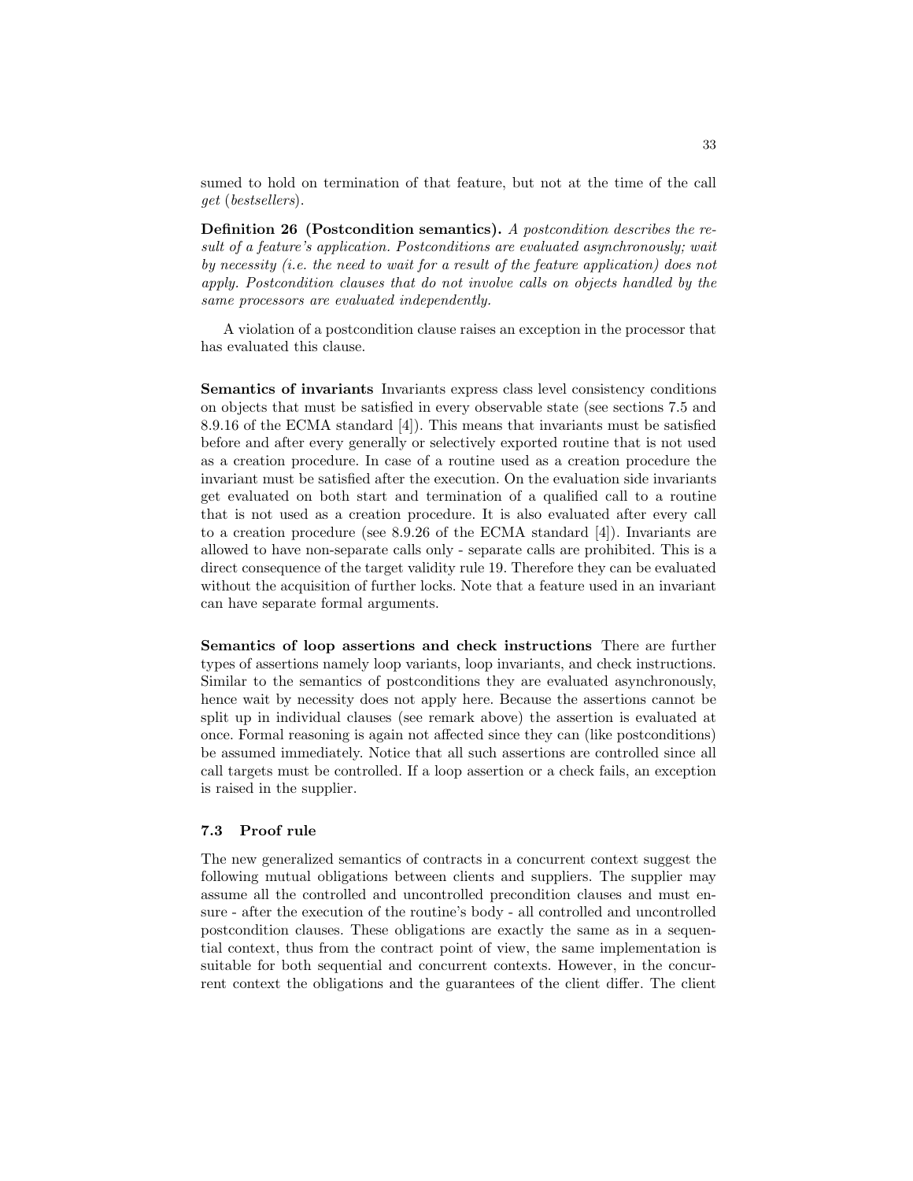sumed to hold on termination of that feature, but not at the time of the call *get* (*bestsellers*).

**Definition 26 (Postcondition semantics).** *A postcondition describes the result of a feature's application. Postconditions are evaluated asynchronously; wait by necessity (i.e. the need to wait for a result of the feature application) does not apply. Postcondition clauses that do not involve calls on objects handled by the same processors are evaluated independently.*

A violation of a postcondition clause raises an exception in the processor that has evaluated this clause.

**Semantics of invariants** Invariants express class level consistency conditions on objects that must be satisfied in every observable state (see sections 7.5 and 8.9.16 of the ECMA standard [4]). This means that invariants must be satisfied before and after every generally or selectively exported routine that is not used as a creation procedure. In case of a routine used as a creation procedure the invariant must be satisfied after the execution. On the evaluation side invariants get evaluated on both start and termination of a qualified call to a routine that is not used as a creation procedure. It is also evaluated after every call to a creation procedure (see 8.9.26 of the ECMA standard [4]). Invariants are allowed to have non-separate calls only - separate calls are prohibited. This is a direct consequence of the target validity rule 19. Therefore they can be evaluated without the acquisition of further locks. Note that a feature used in an invariant can have separate formal arguments.

**Semantics of loop assertions and check instructions** There are further types of assertions namely loop variants, loop invariants, and check instructions. Similar to the semantics of postconditions they are evaluated asynchronously, hence wait by necessity does not apply here. Because the assertions cannot be split up in individual clauses (see remark above) the assertion is evaluated at once. Formal reasoning is again not affected since they can (like postconditions) be assumed immediately. Notice that all such assertions are controlled since all call targets must be controlled. If a loop assertion or a check fails, an exception is raised in the supplier.

### 7.3 Proof rule

The new generalized semantics of contracts in a concurrent context suggest the following mutual obligations between clients and suppliers. The supplier may assume all the controlled and uncontrolled precondition clauses and must ensure - after the execution of the routine's body - all controlled and uncontrolled postcondition clauses. These obligations are exactly the same as in a sequential context, thus from the contract point of view, the same implementation is suitable for both sequential and concurrent contexts. However, in the concurrent context the obligations and the guarantees of the client differ. The client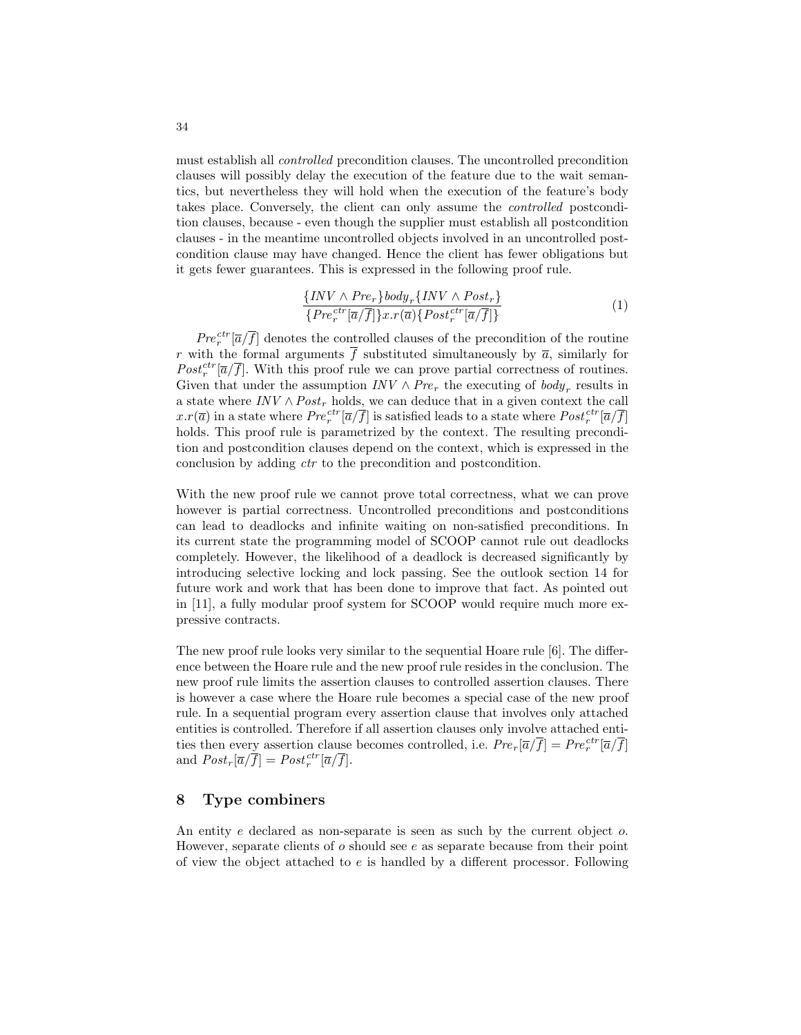must establish all *controlled* precondition clauses. The uncontrolled precondition clauses will possibly delay the execution of the feature due to the wait semantics, but nevertheless they will hold when the execution of the feature's body takes place. Conversely, the client can only assume the *controlled* postcondition clauses, because - even though the supplier must establish all postcondition clauses - in the meantime uncontrolled objects involved in an uncontrolled postcondition clause may have changed. Hence the client has fewer obligations but it gets fewer guarantees. This is expressed in the following proof rule.

$$\frac{\{INV \wedge Pre_r\}body_r\{INV \wedge Post_r\}}{\{Pre_r^{ctr}[\overline{a}/\overline{f}]\}x.r(\overline{a})\{Post_r^{ctr}[\overline{a}/\overline{f}]\}} \tag{1}$$

$Pre_r^{ctr}[\overline{a}/\overline{f}]$ denotes the controlled clauses of the precondition of the routine $r$ with the formal arguments $\overline{f}$ substituted simultaneously by $\overline{a}$, similarly for $Post_r^{ctr}[\overline{a}/\overline{f}]$. With this proof rule we can prove partial correctness of routines. Given that under the assumption $INV \wedge Pre_r$ the executing of $body_r$ results in a state where $INV \wedge Post_r$ holds, we can deduce that in a given context the call $x.r(\overline{a})$ in a state where $Pre_r^{ctr}[\overline{a}/\overline{f}]$ is satisfied leads to a state where $Post_r^{ctr}[\overline{a}/\overline{f}]$ holds. This proof rule is parametrized by the context. The resulting precondition and postcondition clauses depend on the context, which is expressed in the conclusion by adding $ctr$ to the precondition and postcondition.

With the new proof rule we cannot prove total correctness, what we can prove however is partial correctness. Uncontrolled preconditions and postconditions can lead to deadlocks and infinite waiting on non-satisfied preconditions. In its current state the programming model of SCOOP cannot rule out deadlocks completely. However, the likelihood of a deadlock is decreased significantly by introducing selective locking and lock passing. See the outlook section 14 for future work and work that has been done to improve that fact. As pointed out in [11], a fully modular proof system for SCOOP would require much more expressive contracts.

The new proof rule looks very similar to the sequential Hoare rule [6]. The difference between the Hoare rule and the new proof rule resides in the conclusion. The new proof rule limits the assertion clauses to controlled assertion clauses. There is however a case where the Hoare rule becomes a special case of the new proof rule. In a sequential program every assertion clause that involves only attached entities is controlled. Therefore if all assertion clauses only involve attached entities then every assertion clause becomes controlled, i.e. $Pre_r[\overline{a}/\overline{f}] = Pre_r^{ctr}[\overline{a}/\overline{f}]$ and $Post_r[\overline{a}/\overline{f}] = Post_r^{ctr}[\overline{a}/\overline{f}]$.

## 8 Type combiners

An entity $e$ declared as non-separate is seen as such by the current object $o$. However, separate clients of $o$ should see $e$ as separate because from their point of view the object attached to $e$ is handled by a different processor. Following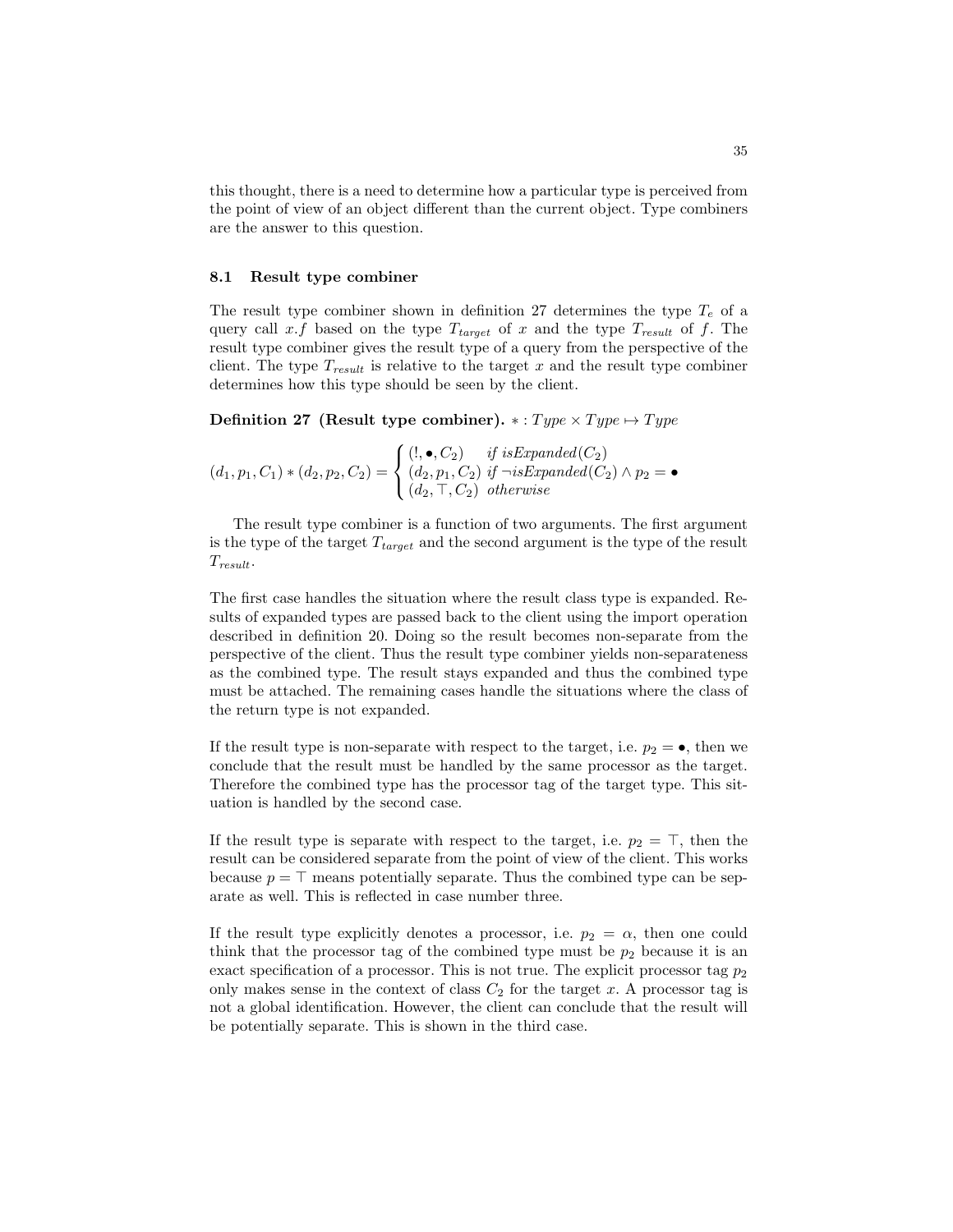this thought, there is a need to determine how a particular type is perceived from the point of view of an object different than the current object. Type combiners are the answer to this question.

### 8.1 Result type combiner

The result type combiner shown in definition 27 determines the type $T_e$ of a query call $x.f$ based on the type $T_{target}$ of $x$ and the type $T_{result}$ of $f$. The result type combiner gives the result type of a query from the perspective of the client. The type $T_{result}$ is relative to the target $x$ and the result type combiner determines how this type should be seen by the client.

**Definition 27 (Result type combiner).** $* : Type \times Type \mapsto Type$

$$(d_1, p_1, C_1) * (d_2, p_2, C_2) = \begin{cases} (!, \bullet, C_2) & \text{if } isExpanded(C_2) \\ (d_2, p_1, C_2) & \text{if } \neg isExpanded(C_2) \wedge p_2 = \bullet \\ (d_2, \top, C_2) & \text{otherwise} \end{cases}$$

The result type combiner is a function of two arguments. The first argument is the type of the target $T_{target}$ and the second argument is the type of the result $T_{result}$.

The first case handles the situation where the result class type is expanded. Results of expanded types are passed back to the client using the import operation described in definition 20. Doing so the result becomes non-separate from the perspective of the client. Thus the result type combiner yields non-separateness as the combined type. The result stays expanded and thus the combined type must be attached. The remaining cases handle the situations where the class of the return type is not expanded.

If the result type is non-separate with respect to the target, i.e. $p_2 = \bullet$, then we conclude that the result must be handled by the same processor as the target. Therefore the combined type has the processor tag of the target type. This situation is handled by the second case.

If the result type is separate with respect to the target, i.e. $p_2 = \top$, then the result can be considered separate from the point of view of the client. This works because $p = \top$ means potentially separate. Thus the combined type can be separate as well. This is reflected in case number three.

If the result type explicitly denotes a processor, i.e. $p_2 = \alpha$, then one could think that the processor tag of the combined type must be $p_2$ because it is an exact specification of a processor. This is not true. The explicit processor tag $p_2$ only makes sense in the context of class $C_2$ for the target $x$. A processor tag is not a global identification. However, the client can conclude that the result will be potentially separate. This is shown in the third case.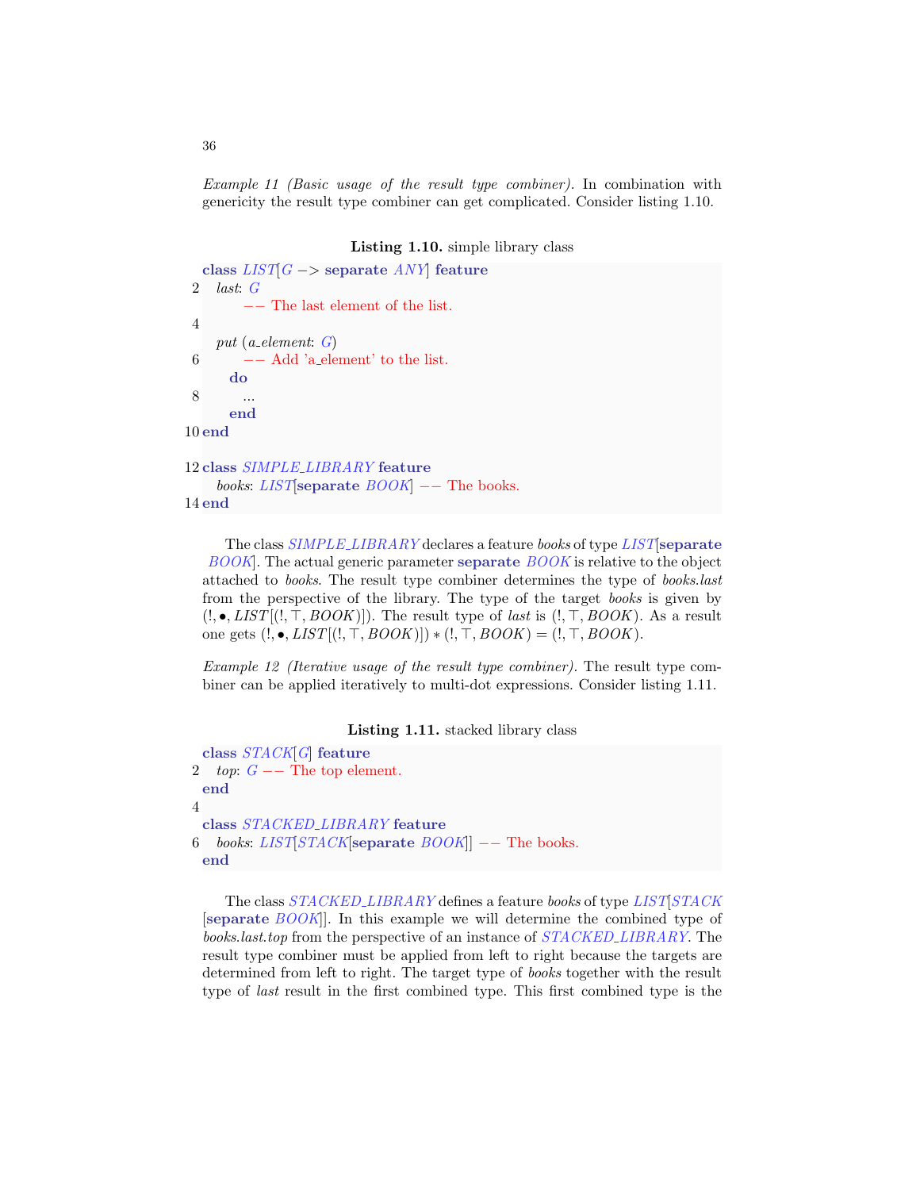*Example 11 (Basic usage of the result type combiner).* In combination with genericity the result type combiner can get complicated. Consider listing 1.10.

**Listing 1.10.** simple library class

```
class LIST[G -> separate ANY] feature
  last: G
      -- The last element of the list.

  put (a_element: G)
      -- Add 'a_element' to the list.
    do
      ...
    end
end

class SIMPLE_LIBRARY feature
  books: LIST[separate BOOK] -- The books.
end
```

The class *SIMPLE_LIBRARY* declares a feature *books* of type *LIST*[**separate** *BOOK*]. The actual generic parameter **separate** *BOOK* is relative to the object attached to *books*. The result type combiner determines the type of *books.last* from the perspective of the library. The type of the target *books* is given by $(!, \bullet, LIST[(!, \top, BOOK)])$. The result type of *last* is $(!, \top, BOOK)$. As a result one gets $(!, \bullet, LIST[(!, \top, BOOK)]) * (!, \top, BOOK) = (!, \top, BOOK)$.

*Example 12 (Iterative usage of the result type combiner).* The result type combiner can be applied iteratively to multi-dot expressions. Consider listing 1.11.

**Listing 1.11.** stacked library class

```
class STACK[G] feature
  top: G -- The top element.
end

class STACKED_LIBRARY feature
  books: LIST[STACK[separate BOOK]] -- The books.
end
```

The class *STACKED_LIBRARY* defines a feature *books* of type *LIST*[*STACK* [**separate** *BOOK*]]. In this example we will determine the combined type of *books.last.top* from the perspective of an instance of *STACKED_LIBRARY*. The result type combiner must be applied from left to right because the targets are determined from left to right. The target type of *books* together with the result type of *last* result in the first combined type. This first combined type is the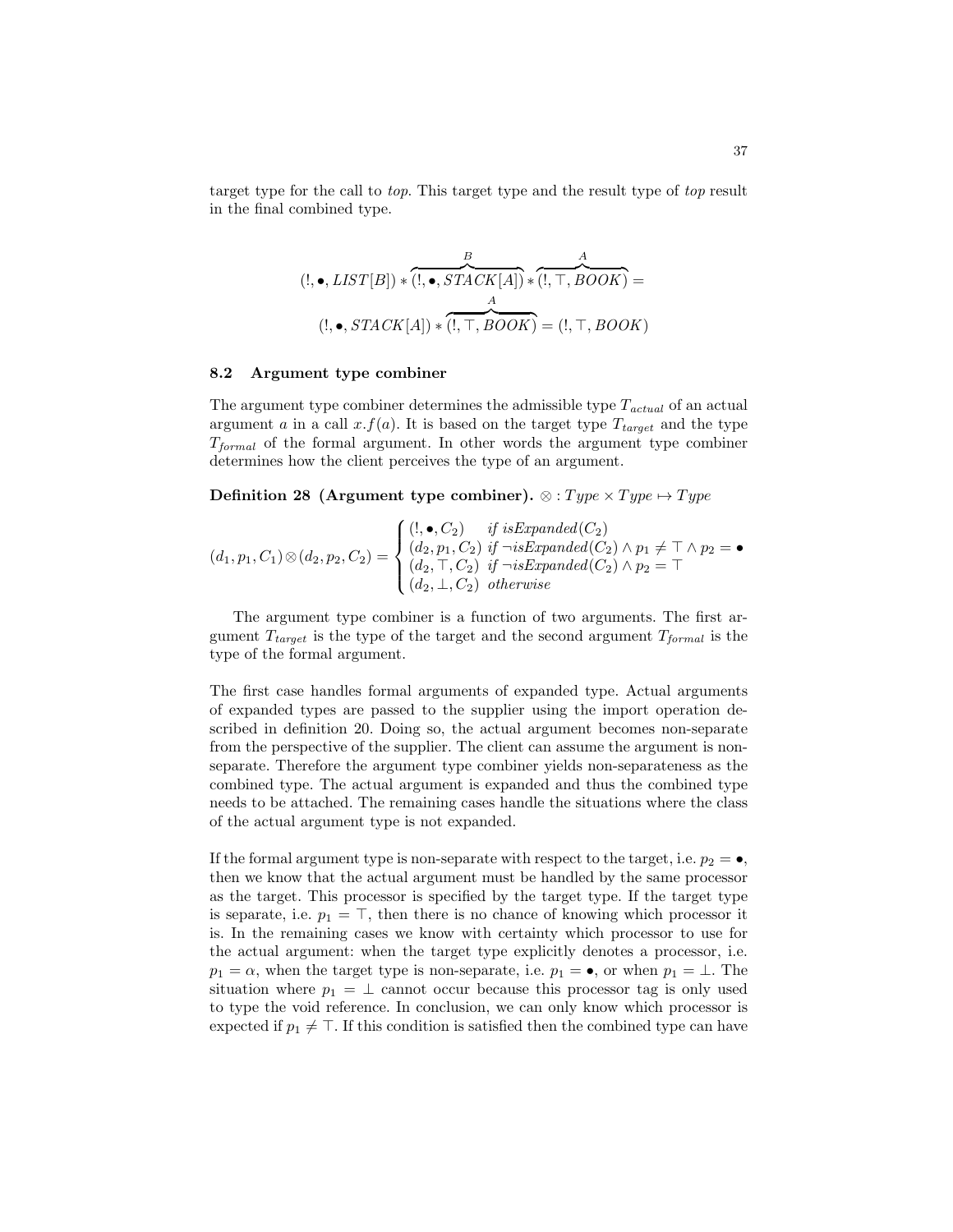target type for the call to *top*. This target type and the result type of *top* result in the final combined type.

$$(!, \bullet, LIST[B]) * \overbrace{(!, \bullet, STACK[A])}^{B} * \overbrace{(!, \top, BOOK)}^{A} =$$

$$(!, \bullet, STACK[A]) * \overbrace{(!, \top, BOOK)}^{A} = (!, \top, BOOK)$$

### 8.2 Argument type combiner

The argument type combiner determines the admissible type $T_{actual}$ of an actual argument $a$ in a call $x.f(a)$. It is based on the target type $T_{target}$ and the type $T_{formal}$ of the formal argument. In other words the argument type combiner determines how the client perceives the type of an argument.

**Definition 28 (Argument type combiner).** $\otimes : Type \times Type \mapsto Type$

$$(d_1, p_1, C_1) \otimes (d_2, p_2, C_2) = \begin{cases} (!, \bullet, C_2) & \textit{if isExpanded}(C_2) \\ (d_2, p_1, C_2) & \textit{if } \neg \textit{isExpanded}(C_2) \wedge p_1 \neq \top \wedge p_2 = \bullet \\ (d_2, \top, C_2) & \textit{if } \neg \textit{isExpanded}(C_2) \wedge p_2 = \top \\ (d_2, \bot, C_2) & \textit{otherwise} \end{cases}$$

The argument type combiner is a function of two arguments. The first argument $T_{target}$ is the type of the target and the second argument $T_{formal}$ is the type of the formal argument.

The first case handles formal arguments of expanded type. Actual arguments of expanded types are passed to the supplier using the import operation described in definition 20. Doing so, the actual argument becomes non-separate from the perspective of the supplier. The client can assume the argument is non-separate. Therefore the argument type combiner yields non-separateness as the combined type. The actual argument is expanded and thus the combined type needs to be attached. The remaining cases handle the situations where the class of the actual argument type is not expanded.

If the formal argument type is non-separate with respect to the target, i.e. $p_2 = \bullet$, then we know that the actual argument must be handled by the same processor as the target. This processor is specified by the target type. If the target type is separate, i.e. $p_1 = \top$, then there is no chance of knowing which processor it is. In the remaining cases we know with certainty which processor to use for the actual argument: when the target type explicitly denotes a processor, i.e. $p_1 = \alpha$, when the target type is non-separate, i.e. $p_1 = \bullet$, or when $p_1 = \bot$. The situation where $p_1 = \bot$ cannot occur because this processor tag is only used to type the void reference. In conclusion, we can only know which processor is expected if $p_1 \neq \top$. If this condition is satisfied then the combined type can have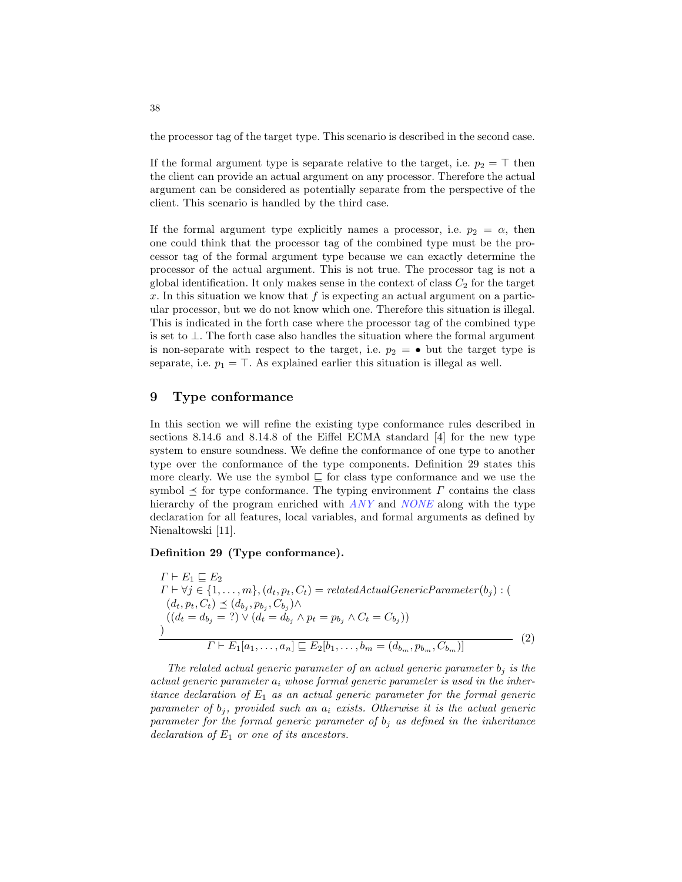the processor tag of the target type. This scenario is described in the second case.

If the formal argument type is separate relative to the target, i.e. $p_2 = \top$ then the client can provide an actual argument on any processor. Therefore the actual argument can be considered as potentially separate from the perspective of the client. This scenario is handled by the third case.

If the formal argument type explicitly names a processor, i.e. $p_2 = \alpha$, then one could think that the processor tag of the combined type must be the processor tag of the formal argument type because we can exactly determine the processor of the actual argument. This is not true. The processor tag is not a global identification. It only makes sense in the context of class $C_2$ for the target $x$. In this situation we know that $f$ is expecting an actual argument on a particular processor, but we do not know which one. Therefore this situation is illegal. This is indicated in the forth case where the processor tag of the combined type is set to $\bot$. The forth case also handles the situation where the formal argument is non-separate with respect to the target, i.e. $p_2 = \bullet$ but the target type is separate, i.e. $p_1 = \top$. As explained earlier this situation is illegal as well.

## 9 Type conformance

In this section we will refine the existing type conformance rules described in sections 8.14.6 and 8.14.8 of the Eiffel ECMA standard [4] for the new type system to ensure soundness. We define the conformance of one type to another type over the conformance of the type components. Definition 29 states this more clearly. We use the symbol $\sqsubseteq$ for class type conformance and we use the symbol $\preceq$ for type conformance. The typing environment $\Gamma$ contains the class hierarchy of the program enriched with *ANY* and *NONE* along with the type declaration for all features, local variables, and formal arguments as defined by Nienaltowski [11].

**Definition 29 (Type conformance).**

$$
\frac{
\begin{array}{l}
\Gamma \vdash E_1 \sqsubseteq E_2 \\
\Gamma \vdash \forall j \in \{1, \ldots, m\}, (d_t, p_t, C_t) = \mathit{relatedActualGenericParameter}(b_j) : ( \\
\quad (d_t, p_t, C_t) \preceq (d_{b_j}, p_{b_j}, C_{b_j}) \wedge \\
\quad ((d_t = d_{b_j} = \,?) \vee (d_t = d_{b_j} \wedge p_t = p_{b_j} \wedge C_t = C_{b_j})) \\
)
\end{array}
}{
\Gamma \vdash E_1[a_1, \ldots, a_n] \sqsubseteq E_2[b_1, \ldots, b_m = (d_{b_m}, p_{b_m}, C_{b_m})]
} \quad (2)
$$

*The related actual generic parameter of an actual generic parameter $b_j$ is the actual generic parameter $a_i$ whose formal generic parameter is used in the inheritance declaration of $E_1$ as an actual generic parameter for the formal generic parameter of $b_j$, provided such an $a_i$ exists. Otherwise it is the actual generic parameter for the formal generic parameter of $b_j$ as defined in the inheritance declaration of $E_1$ or one of its ancestors.*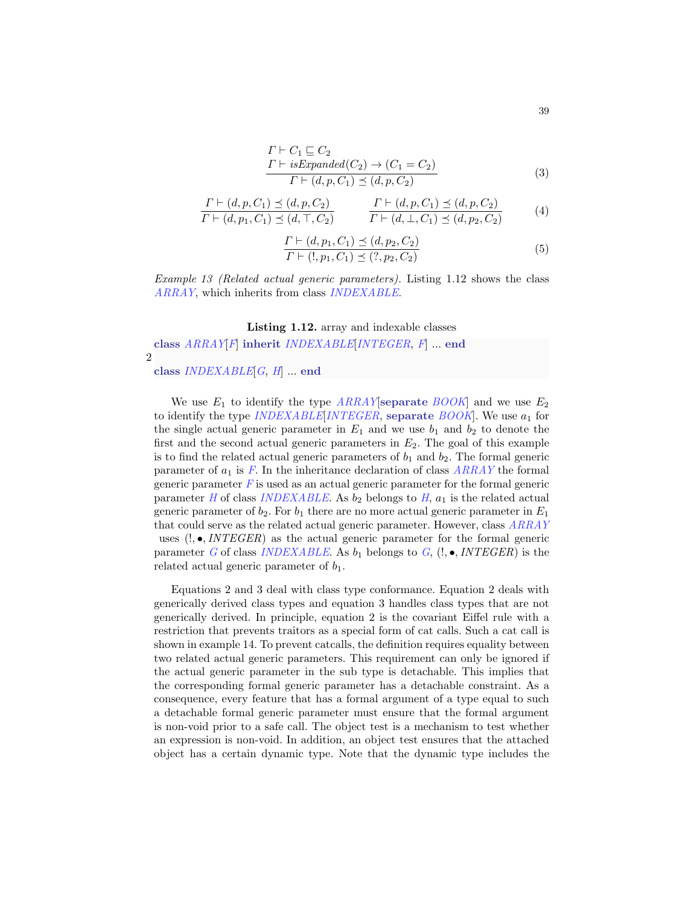$$\frac{\Gamma \vdash C_1 \sqsubseteq C_2 \qquad \Gamma \vdash isExpanded(C_2) \rightarrow (C_1 = C_2)}{\Gamma \vdash (d, p, C_1) \preceq (d, p, C_2)} \tag{3}$$

$$\frac{\Gamma \vdash (d, p, C_1) \preceq (d, p, C_2)}{\Gamma \vdash (d, p_1, C_1) \preceq (d, \top, C_2)} \qquad \frac{\Gamma \vdash (d, p, C_1) \preceq (d, p, C_2)}{\Gamma \vdash (d, \bot, C_1) \preceq (d, p_2, C_2)} \tag{4}$$

$$\frac{\Gamma \vdash (d, p_1, C_1) \preceq (d, p_2, C_2)}{\Gamma \vdash (!, p_1, C_1) \preceq (?, p_2, C_2)} \tag{5}$$

*Example 13 (Related actual generic parameters).* Listing 1.12 shows the class *ARRAY*, which inherits from class *INDEXABLE*.

**Listing 1.12.** array and indexable classes

```
class ARRAY[F] inherit INDEXABLE[INTEGER, F] ... end

class INDEXABLE[G, H] ... end
```

We use $E_1$ to identify the type *ARRAY*[**separate** *BOOK*] and we use $E_2$ to identify the type *INDEXABLE*[*INTEGER*, **separate** *BOOK*]. We use $a_1$ for the single actual generic parameter in $E_1$ and we use $b_1$ and $b_2$ to denote the first and the second actual generic parameters in $E_2$. The goal of this example is to find the related actual generic parameters of $b_1$ and $b_2$. The formal generic parameter of $a_1$ is *F*. In the inheritance declaration of class *ARRAY* the formal generic parameter *F* is used as an actual generic parameter for the formal generic parameter *H* of class *INDEXABLE*. As $b_2$ belongs to *H*, $a_1$ is the related actual generic parameter of $b_2$. For $b_1$ there are no more actual generic parameter in $E_1$ that could serve as the related actual generic parameter. However, class *ARRAY* uses $(!, \bullet, INTEGER)$ as the actual generic parameter for the formal generic parameter *G* of class *INDEXABLE*. As $b_1$ belongs to *G*, $(!, \bullet, INTEGER)$ is the related actual generic parameter of $b_1$.

Equations 2 and 3 deal with class type conformance. Equation 2 deals with generically derived class types and equation 3 handles class types that are not generically derived. In principle, equation 2 is the covariant Eiffel rule with a restriction that prevents traitors as a special form of cat calls. Such a cat call is shown in example 14. To prevent catcalls, the definition requires equality between two related actual generic parameters. This requirement can only be ignored if the actual generic parameter in the sub type is detachable. This implies that the corresponding formal generic parameter has a detachable constraint. As a consequence, every feature that has a formal argument of a type equal to such a detachable formal generic parameter must ensure that the formal argument is non-void prior to a safe call. The object test is a mechanism to test whether an expression is non-void. In addition, an object test ensures that the attached object has a certain dynamic type. Note that the dynamic type includes the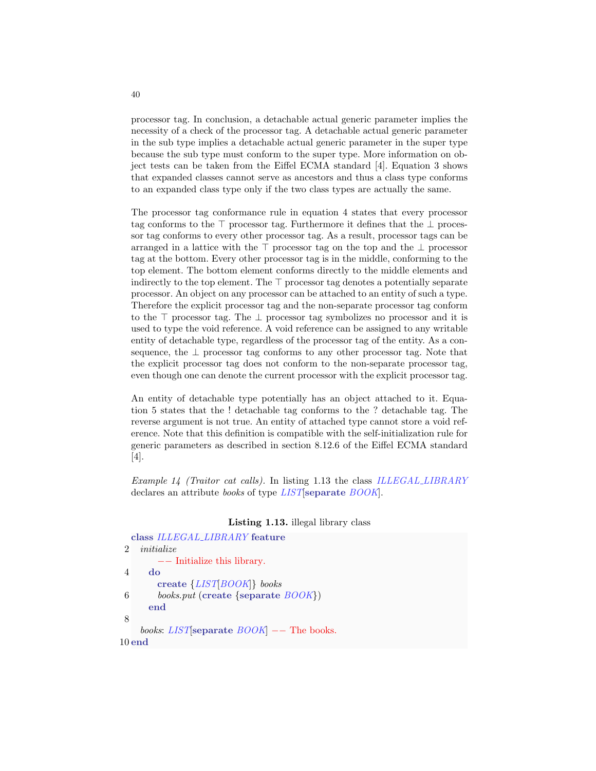processor tag. In conclusion, a detachable actual generic parameter implies the necessity of a check of the processor tag. A detachable actual generic parameter in the sub type implies a detachable actual generic parameter in the super type because the sub type must conform to the super type. More information on object tests can be taken from the Eiffel ECMA standard [4]. Equation 3 shows that expanded classes cannot serve as ancestors and thus a class type conforms to an expanded class type only if the two class types are actually the same.

The processor tag conformance rule in equation 4 states that every processor tag conforms to the $\top$ processor tag. Furthermore it defines that the $\bot$ processor tag conforms to every other processor tag. As a result, processor tags can be arranged in a lattice with the $\top$ processor tag on the top and the $\bot$ processor tag at the bottom. Every other processor tag is in the middle, conforming to the top element. The bottom element conforms directly to the middle elements and indirectly to the top element. The $\top$ processor tag denotes a potentially separate processor. An object on any processor can be attached to an entity of such a type. Therefore the explicit processor tag and the non-separate processor tag conform to the $\top$ processor tag. The $\bot$ processor tag symbolizes no processor and it is used to type the void reference. A void reference can be assigned to any writable entity of detachable type, regardless of the processor tag of the entity. As a consequence, the $\bot$ processor tag conforms to any other processor tag. Note that the explicit processor tag does not conform to the non-separate processor tag, even though one can denote the current processor with the explicit processor tag.

An entity of detachable type potentially has an object attached to it. Equation 5 states that the ! detachable tag conforms to the ? detachable tag. The reverse argument is not true. An entity of attached type cannot store a void reference. Note that this definition is compatible with the self-initialization rule for generic parameters as described in section 8.12.6 of the Eiffel ECMA standard [4].

*Example 14 (Traitor cat calls).* In listing 1.13 the class *ILLEGAL_LIBRARY* declares an attribute *books* of type *LIST*[**separate** *BOOK*].

**Listing 1.13.** illegal library class

```
class ILLEGAL_LIBRARY feature
  initialize
      -- Initialize this library.
    do
      create {LIST[BOOK]} books
      books.put (create {separate BOOK})
    end

  books: LIST[separate BOOK] -- The books.
end
```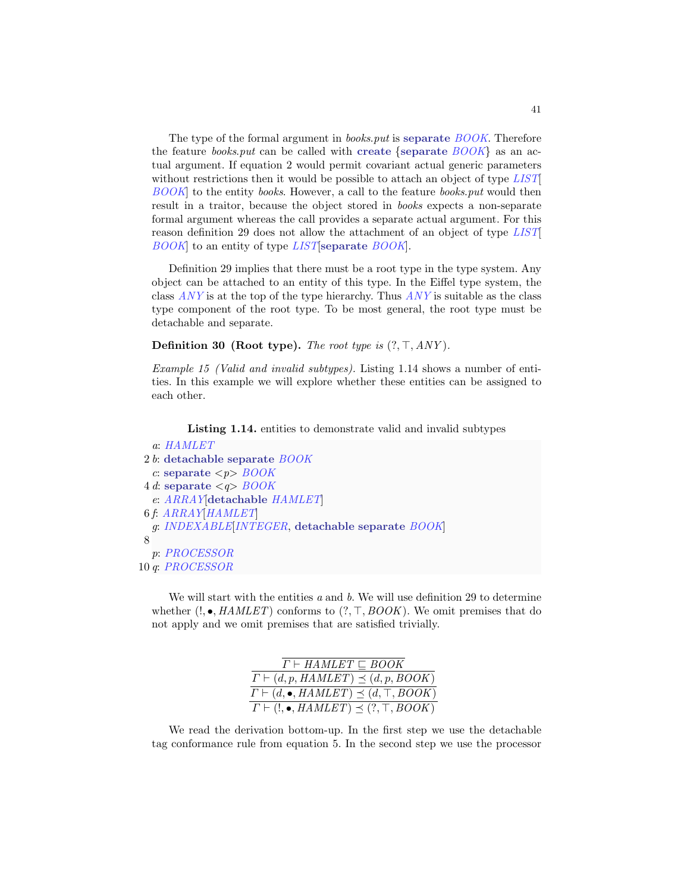The type of the formal argument in *books.put* is **separate** *BOOK*. Therefore the feature *books.put* can be called with **create** {**separate** *BOOK*} as an actual argument. If equation 2 would permit covariant actual generic parameters without restrictions then it would be possible to attach an object of type *LIST*[*BOOK*] to the entity *books*. However, a call to the feature *books.put* would then result in a traitor, because the object stored in *books* expects a non-separate formal argument whereas the call provides a separate actual argument. For this reason definition 29 does not allow the attachment of an object of type *LIST*[*BOOK*] to an entity of type *LIST*[**separate** *BOOK*].

Definition 29 implies that there must be a root type in the type system. Any object can be attached to an entity of this type. In the Eiffel type system, the class *ANY* is at the top of the type hierarchy. Thus *ANY* is suitable as the class type component of the root type. To be most general, the root type must be detachable and separate.

**Definition 30 (Root type).** *The root type is* $(?, \top, ANY)$.

*Example 15 (Valid and invalid subtypes).* Listing 1.14 shows a number of entities. In this example we will explore whether these entities can be assigned to each other.

**Listing 1.14.** entities to demonstrate valid and invalid subtypes

```
a: HAMLET
b: detachable separate BOOK
c: separate <p> BOOK
d: separate <q> BOOK
e: ARRAY[detachable HAMLET]
f: ARRAY[HAMLET]
g: INDEXABLE[INTEGER, detachable separate BOOK]

p: PROCESSOR
q: PROCESSOR
```

We will start with the entities *a* and *b*. We will use definition 29 to determine whether $(!, \bullet, HAMLET)$ conforms to $(?, \top, BOOK)$. We omit premises that do not apply and we omit premises that are satisfied trivially.

$$
\cfrac{\cfrac{\cfrac{\overline{\Gamma \vdash HAMLET \sqsubseteq BOOK}}{\Gamma \vdash (d, p, HAMLET) \preceq (d, p, BOOK)}}{\Gamma \vdash (d, \bullet, HAMLET) \preceq (d, \top, BOOK)}}{\Gamma \vdash (!, \bullet, HAMLET) \preceq (?, \top, BOOK)}
$$

We read the derivation bottom-up. In the first step we use the detachable tag conformance rule from equation 5. In the second step we use the processor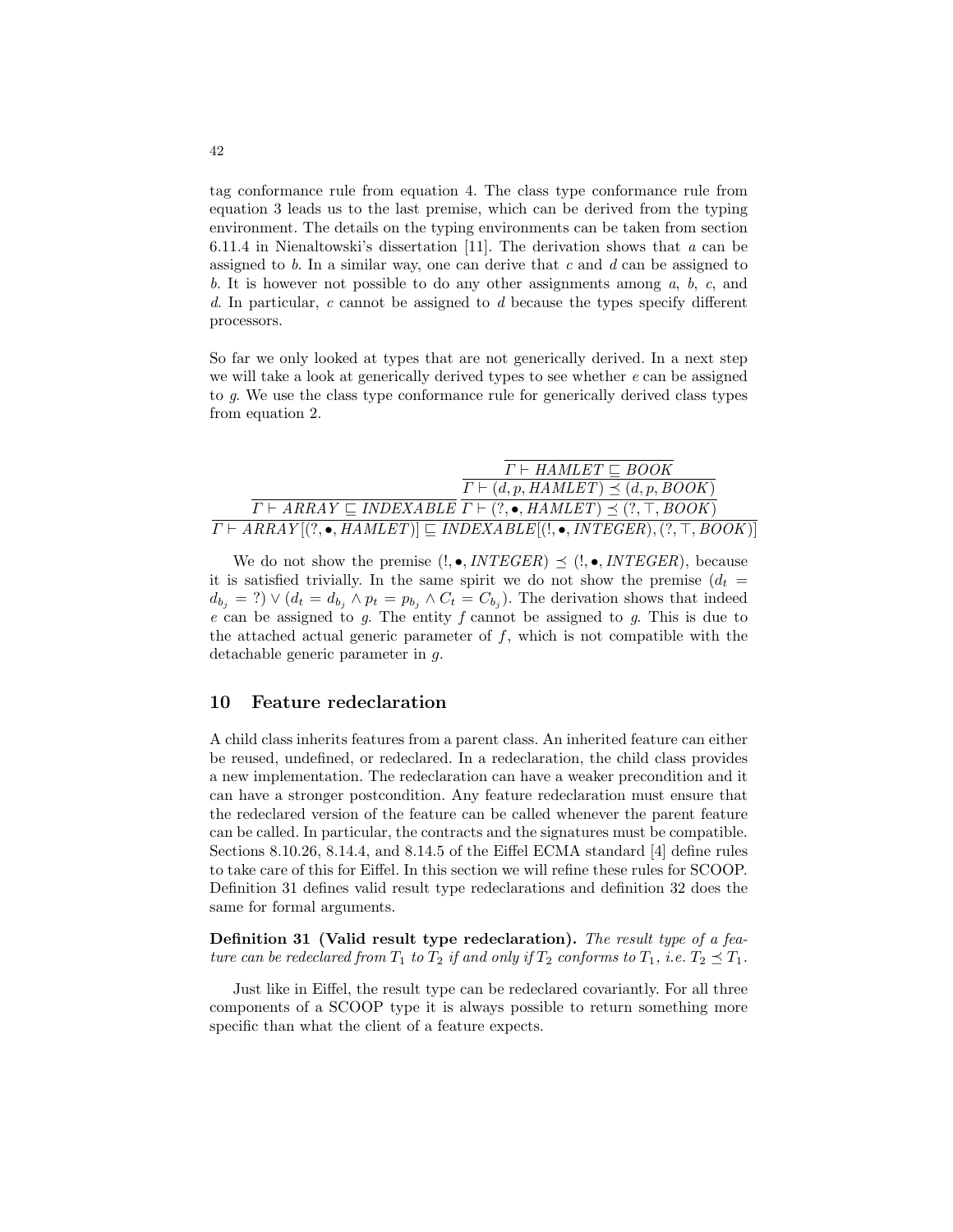tag conformance rule from equation 4. The class type conformance rule from equation 3 leads us to the last premise, which can be derived from the typing environment. The details on the typing environments can be taken from section 6.11.4 in Nienaltowski's dissertation [11]. The derivation shows that $a$ can be assigned to $b$. In a similar way, one can derive that $c$ and $d$ can be assigned to $b$. It is however not possible to do any other assignments among $a$, $b$, $c$, and $d$. In particular, $c$ cannot be assigned to $d$ because the types specify different processors.

So far we only looked at types that are not generically derived. In a next step we will take a look at generically derived types to see whether $e$ can be assigned to $g$. We use the class type conformance rule for generically derived class types from equation 2.

$$
\dfrac{\dfrac{}{\Gamma \vdash \mathit{ARRAY} \sqsubseteq \mathit{INDEXABLE}} \quad \dfrac{\dfrac{\dfrac{}{\Gamma \vdash \mathit{HAMLET} \sqsubseteq \mathit{BOOK}}}{\Gamma \vdash (d, p, \mathit{HAMLET}) \preceq (d, p, \mathit{BOOK})}}{\Gamma \vdash (?, \bullet, \mathit{HAMLET}) \preceq (?, \top, \mathit{BOOK})}}{\Gamma \vdash \mathit{ARRAY}[(?, \bullet, \mathit{HAMLET})] \sqsubseteq \mathit{INDEXABLE}[(!, \bullet, \mathit{INTEGER}), (?, \top, \mathit{BOOK})]}
$$

We do not show the premise $(!, \bullet, \mathit{INTEGER}) \preceq (!, \bullet, \mathit{INTEGER})$, because it is satisfied trivially. In the same spirit we do not show the premise $(d_t = d_{b_j} = ?) \vee (d_t = d_{b_j} \wedge p_t = p_{b_j} \wedge C_t = C_{b_j})$. The derivation shows that indeed $e$ can be assigned to $g$. The entity $f$ cannot be assigned to $g$. This is due to the attached actual generic parameter of $f$, which is not compatible with the detachable generic parameter in $g$.

## 10 Feature redeclaration

A child class inherits features from a parent class. An inherited feature can either be reused, undefined, or redeclared. In a redeclaration, the child class provides a new implementation. The redeclaration can have a weaker precondition and it can have a stronger postcondition. Any feature redeclaration must ensure that the redeclared version of the feature can be called whenever the parent feature can be called. In particular, the contracts and the signatures must be compatible. Sections 8.10.26, 8.14.4, and 8.14.5 of the Eiffel ECMA standard [4] define rules to take care of this for Eiffel. In this section we will refine these rules for SCOOP. Definition 31 defines valid result type redeclarations and definition 32 does the same for formal arguments.

**Definition 31 (Valid result type redeclaration).** *The result type of a feature can be redeclared from $T_1$ to $T_2$ if and only if $T_2$ conforms to $T_1$, i.e. $T_2 \preceq T_1$.*

Just like in Eiffel, the result type can be redeclared covariantly. For all three components of a SCOOP type it is always possible to return something more specific than what the client of a feature expects.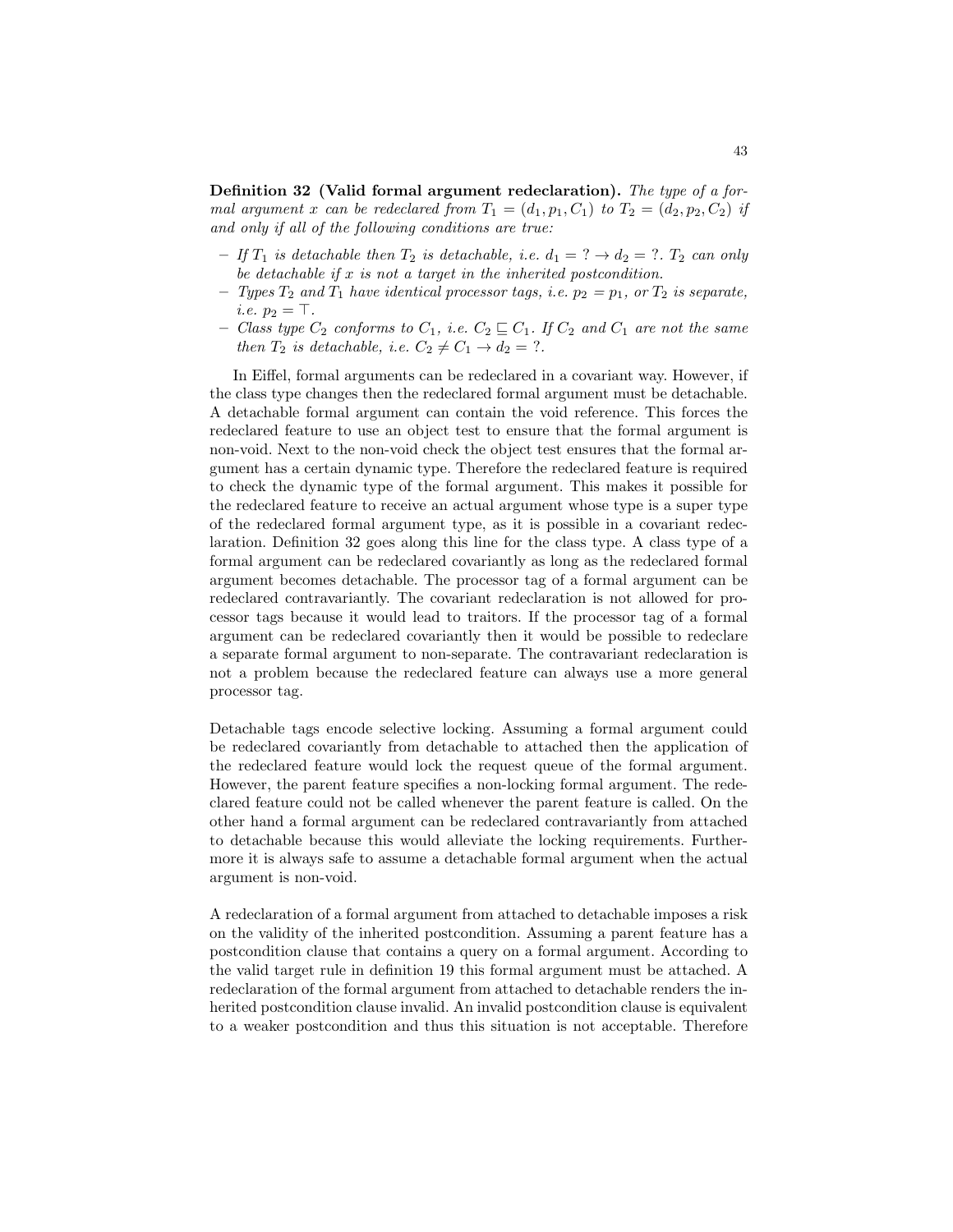**Definition 32 (Valid formal argument redeclaration).** *The type of a formal argument $x$ can be redeclared from $T_1 = (d_1, p_1, C_1)$ to $T_2 = (d_2, p_2, C_2)$ if and only if all of the following conditions are true:*

- *If $T_1$ is detachable then $T_2$ is detachable, i.e. $d_1 = ? \rightarrow d_2 = ?$. $T_2$ can only be detachable if $x$ is not a target in the inherited postcondition.*
- *Types $T_2$ and $T_1$ have identical processor tags, i.e. $p_2 = p_1$, or $T_2$ is separate, i.e. $p_2 = \top$.*
- *Class type $C_2$ conforms to $C_1$, i.e. $C_2 \sqsubseteq C_1$. If $C_2$ and $C_1$ are not the same then $T_2$ is detachable, i.e. $C_2 \neq C_1 \rightarrow d_2 = ?$.*

In Eiffel, formal arguments can be redeclared in a covariant way. However, if the class type changes then the redeclared formal argument must be detachable. A detachable formal argument can contain the void reference. This forces the redeclared feature to use an object test to ensure that the formal argument is non-void. Next to the non-void check the object test ensures that the formal argument has a certain dynamic type. Therefore the redeclared feature is required to check the dynamic type of the formal argument. This makes it possible for the redeclared feature to receive an actual argument whose type is a super type of the redeclared formal argument type, as it is possible in a covariant redeclaration. Definition 32 goes along this line for the class type. A class type of a formal argument can be redeclared covariantly as long as the redeclared formal argument becomes detachable. The processor tag of a formal argument can be redeclared contravariantly. The covariant redeclaration is not allowed for processor tags because it would lead to traitors. If the processor tag of a formal argument can be redeclared covariantly then it would be possible to redeclare a separate formal argument to non-separate. The contravariant redeclaration is not a problem because the redeclared feature can always use a more general processor tag.

Detachable tags encode selective locking. Assuming a formal argument could be redeclared covariantly from detachable to attached then the application of the redeclared feature would lock the request queue of the formal argument. However, the parent feature specifies a non-locking formal argument. The redeclared feature could not be called whenever the parent feature is called. On the other hand a formal argument can be redeclared contravariantly from attached to detachable because this would alleviate the locking requirements. Furthermore it is always safe to assume a detachable formal argument when the actual argument is non-void.

A redeclaration of a formal argument from attached to detachable imposes a risk on the validity of the inherited postcondition. Assuming a parent feature has a postcondition clause that contains a query on a formal argument. According to the valid target rule in definition 19 this formal argument must be attached. A redeclaration of the formal argument from attached to detachable renders the inherited postcondition clause invalid. An invalid postcondition clause is equivalent to a weaker postcondition and thus this situation is not acceptable. Therefore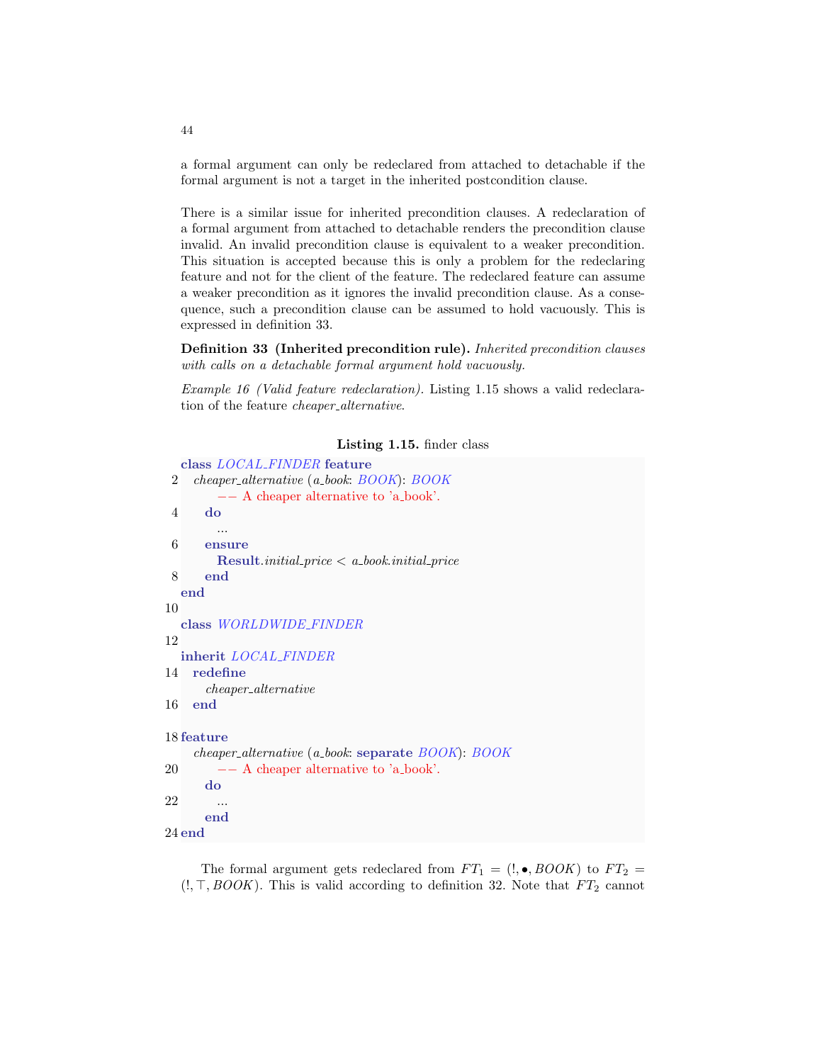a formal argument can only be redeclared from attached to detachable if the formal argument is not a target in the inherited postcondition clause.

There is a similar issue for inherited precondition clauses. A redeclaration of a formal argument from attached to detachable renders the precondition clause invalid. An invalid precondition clause is equivalent to a weaker precondition. This situation is accepted because this is only a problem for the redeclaring feature and not for the client of the feature. The redeclared feature can assume a weaker precondition as it ignores the invalid precondition clause. As a consequence, such a precondition clause can be assumed to hold vacuously. This is expressed in definition 33.

**Definition 33 (Inherited precondition rule).** *Inherited precondition clauses with calls on a detachable formal argument hold vacuously.*

*Example 16 (Valid feature redeclaration).* Listing 1.15 shows a valid redeclaration of the feature *cheaper_alternative*.

**Listing 1.15.** finder class

```
class LOCAL_FINDER feature
  cheaper_alternative (a_book: BOOK): BOOK
      -- A cheaper alternative to 'a_book'.
    do
      ...
    ensure
      Result.initial_price < a_book.initial_price
    end
end

class WORLDWIDE_FINDER

inherit LOCAL_FINDER
  redefine
    cheaper_alternative
  end

feature
  cheaper_alternative (a_book: separate BOOK): BOOK
      -- A cheaper alternative to 'a_book'.
    do
      ...
    end
end
```

The formal argument gets redeclared from $FT_1 = (!, \bullet, BOOK)$ to $FT_2 = (!, \top, BOOK)$. This is valid according to definition 32. Note that $FT_2$ cannot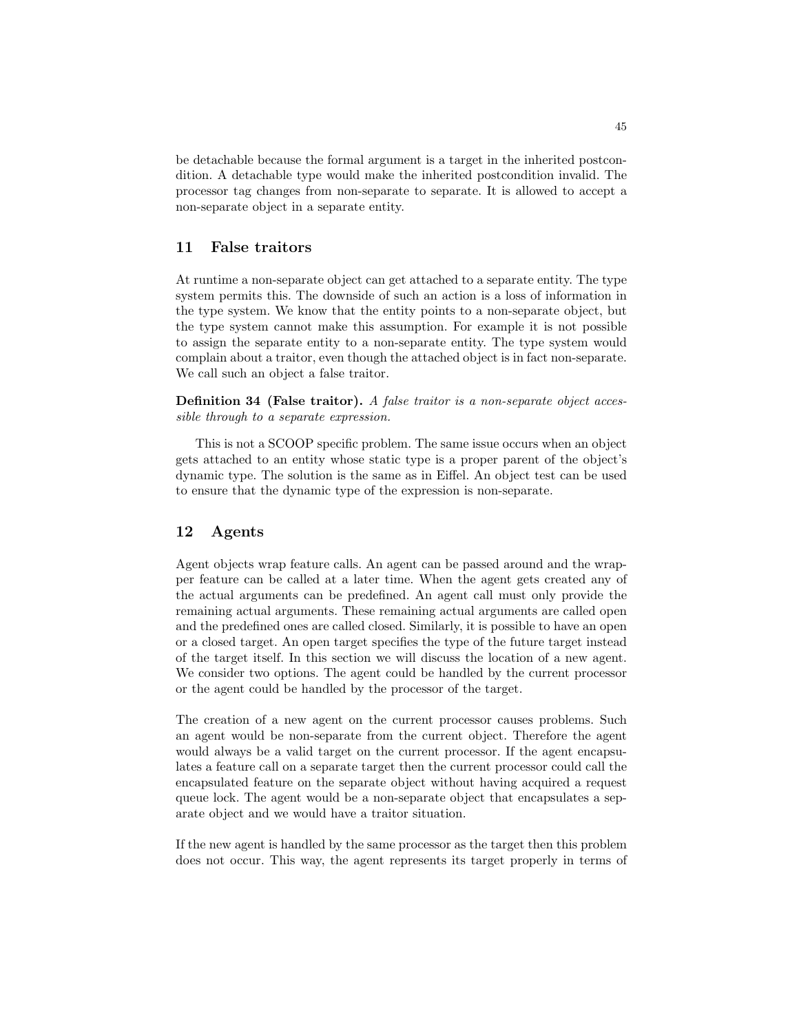be detachable because the formal argument is a target in the inherited postcondition. A detachable type would make the inherited postcondition invalid. The processor tag changes from non-separate to separate. It is allowed to accept a non-separate object in a separate entity.

## 11 False traitors

At runtime a non-separate object can get attached to a separate entity. The type system permits this. The downside of such an action is a loss of information in the type system. We know that the entity points to a non-separate object, but the type system cannot make this assumption. For example it is not possible to assign the separate entity to a non-separate entity. The type system would complain about a traitor, even though the attached object is in fact non-separate. We call such an object a false traitor.

**Definition 34 (False traitor).** *A false traitor is a non-separate object accessible through to a separate expression.*

This is not a SCOOP specific problem. The same issue occurs when an object gets attached to an entity whose static type is a proper parent of the object's dynamic type. The solution is the same as in Eiffel. An object test can be used to ensure that the dynamic type of the expression is non-separate.

## 12 Agents

Agent objects wrap feature calls. An agent can be passed around and the wrapper feature can be called at a later time. When the agent gets created any of the actual arguments can be predefined. An agent call must only provide the remaining actual arguments. These remaining actual arguments are called open and the predefined ones are called closed. Similarly, it is possible to have an open or a closed target. An open target specifies the type of the future target instead of the target itself. In this section we will discuss the location of a new agent. We consider two options. The agent could be handled by the current processor or the agent could be handled by the processor of the target.

The creation of a new agent on the current processor causes problems. Such an agent would be non-separate from the current object. Therefore the agent would always be a valid target on the current processor. If the agent encapsulates a feature call on a separate target then the current processor could call the encapsulated feature on the separate object without having acquired a request queue lock. The agent would be a non-separate object that encapsulates a separate object and we would have a traitor situation.

If the new agent is handled by the same processor as the target then this problem does not occur. This way, the agent represents its target properly in terms of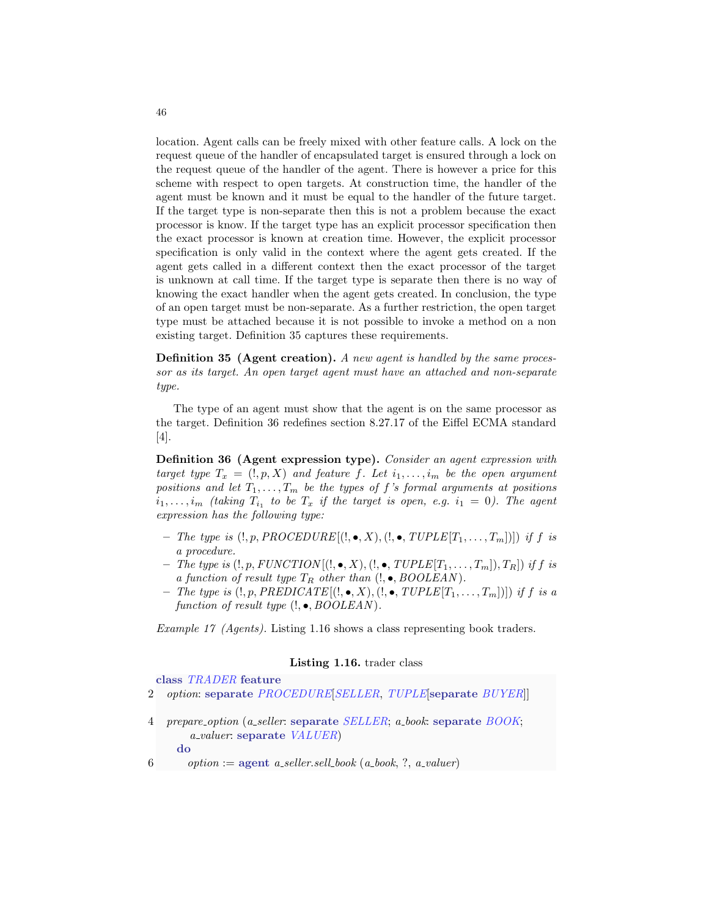location. Agent calls can be freely mixed with other feature calls. A lock on the request queue of the handler of encapsulated target is ensured through a lock on the request queue of the handler of the agent. There is however a price for this scheme with respect to open targets. At construction time, the handler of the agent must be known and it must be equal to the handler of the future target. If the target type is non-separate then this is not a problem because the exact processor is know. If the target type has an explicit processor specification then the exact processor is known at creation time. However, the explicit processor specification is only valid in the context where the agent gets created. If the agent gets called in a different context then the exact processor of the target is unknown at call time. If the target type is separate then there is no way of knowing the exact handler when the agent gets created. In conclusion, the type of an open target must be non-separate. As a further restriction, the open target type must be attached because it is not possible to invoke a method on a non existing target. Definition 35 captures these requirements.

**Definition 35 (Agent creation).** *A new agent is handled by the same processor as its target. An open target agent must have an attached and non-separate type.*

The type of an agent must show that the agent is on the same processor as the target. Definition 36 redefines section 8.27.17 of the Eiffel ECMA standard [4].

**Definition 36 (Agent expression type).** *Consider an agent expression with target type $T_x = (!, p, X)$ and feature $f$. Let $i_1, \ldots, i_m$ be the open argument positions and let $T_1, \ldots, T_m$ be the types of $f$'s formal arguments at positions $i_1, \ldots, i_m$ (taking $T_{i_1}$ to be $T_x$ if the target is open, e.g. $i_1 = 0$). The agent expression has the following type:*

- *The type is $(!, p, PROCEDURE[(!, \bullet, X), (!, \bullet, TUPLE[T_1, \ldots, T_m])])$ if $f$ is a procedure.*
- *The type is $(!, p, FUNCTION[(!, \bullet, X), (!, \bullet, TUPLE[T_1, \ldots, T_m]), T_R])$ if $f$ is a function of result type $T_R$ other than $(!, \bullet, BOOLEAN)$.*
- *The type is $(!, p, PREDICATE[(!, \bullet, X), (!, \bullet, TUPLE[T_1, \ldots, T_m])])$ if $f$ is a function of result type $(!, \bullet, BOOLEAN)$.*

*Example 17 (Agents).* Listing 1.16 shows a class representing book traders.

**Listing 1.16.** trader class

```
class TRADER feature
2   option: separate PROCEDURE[SELLER, TUPLE[separate BUYER]]

4   prepare_option (a_seller: separate SELLER; a_book: separate BOOK;
        a_valuer: separate VALUER)
      do
6       option := agent a_seller.sell_book (a_book, ?, a_valuer)
```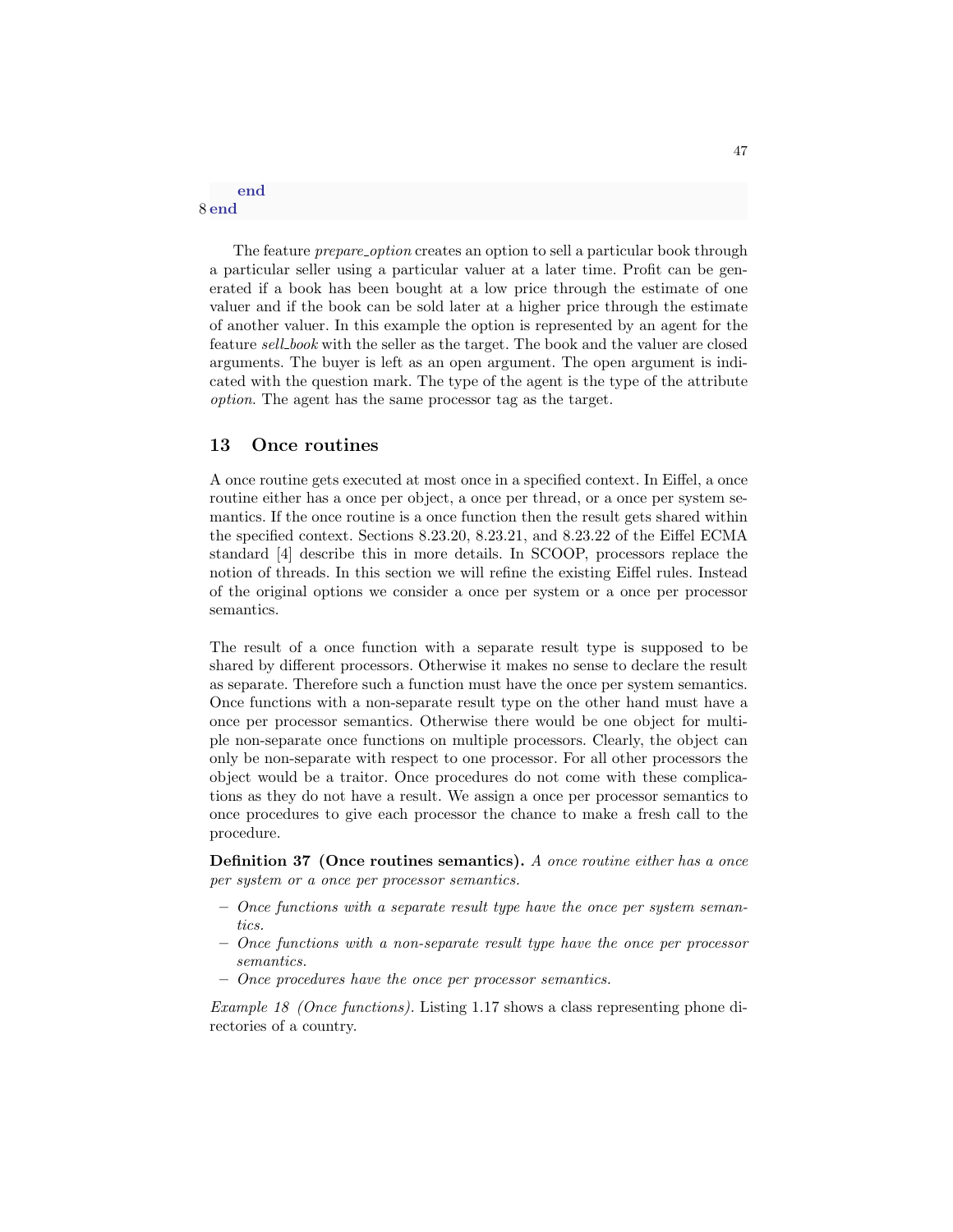```
    end
8 end
```

The feature *prepare_option* creates an option to sell a particular book through a particular seller using a particular valuer at a later time. Profit can be generated if a book has been bought at a low price through the estimate of one valuer and if the book can be sold later at a higher price through the estimate of another valuer. In this example the option is represented by an agent for the feature *sell_book* with the seller as the target. The book and the valuer are closed arguments. The buyer is left as an open argument. The open argument is indicated with the question mark. The type of the agent is the type of the attribute *option*. The agent has the same processor tag as the target.

## 13 Once routines

A once routine gets executed at most once in a specified context. In Eiffel, a once routine either has a once per object, a once per thread, or a once per system semantics. If the once routine is a once function then the result gets shared within the specified context. Sections 8.23.20, 8.23.21, and 8.23.22 of the Eiffel ECMA standard [4] describe this in more details. In SCOOP, processors replace the notion of threads. In this section we will refine the existing Eiffel rules. Instead of the original options we consider a once per system or a once per processor semantics.

The result of a once function with a separate result type is supposed to be shared by different processors. Otherwise it makes no sense to declare the result as separate. Therefore such a function must have the once per system semantics. Once functions with a non-separate result type on the other hand must have a once per processor semantics. Otherwise there would be one object for multiple non-separate once functions on multiple processors. Clearly, the object can only be non-separate with respect to one processor. For all other processors the object would be a traitor. Once procedures do not come with these complications as they do not have a result. We assign a once per processor semantics to once procedures to give each processor the chance to make a fresh call to the procedure.

**Definition 37 (Once routines semantics).** *A once routine either has a once per system or a once per processor semantics.*

- *Once functions with a separate result type have the once per system semantics.*
- *Once functions with a non-separate result type have the once per processor semantics.*
- *Once procedures have the once per processor semantics.*

*Example 18 (Once functions).* Listing 1.17 shows a class representing phone directories of a country.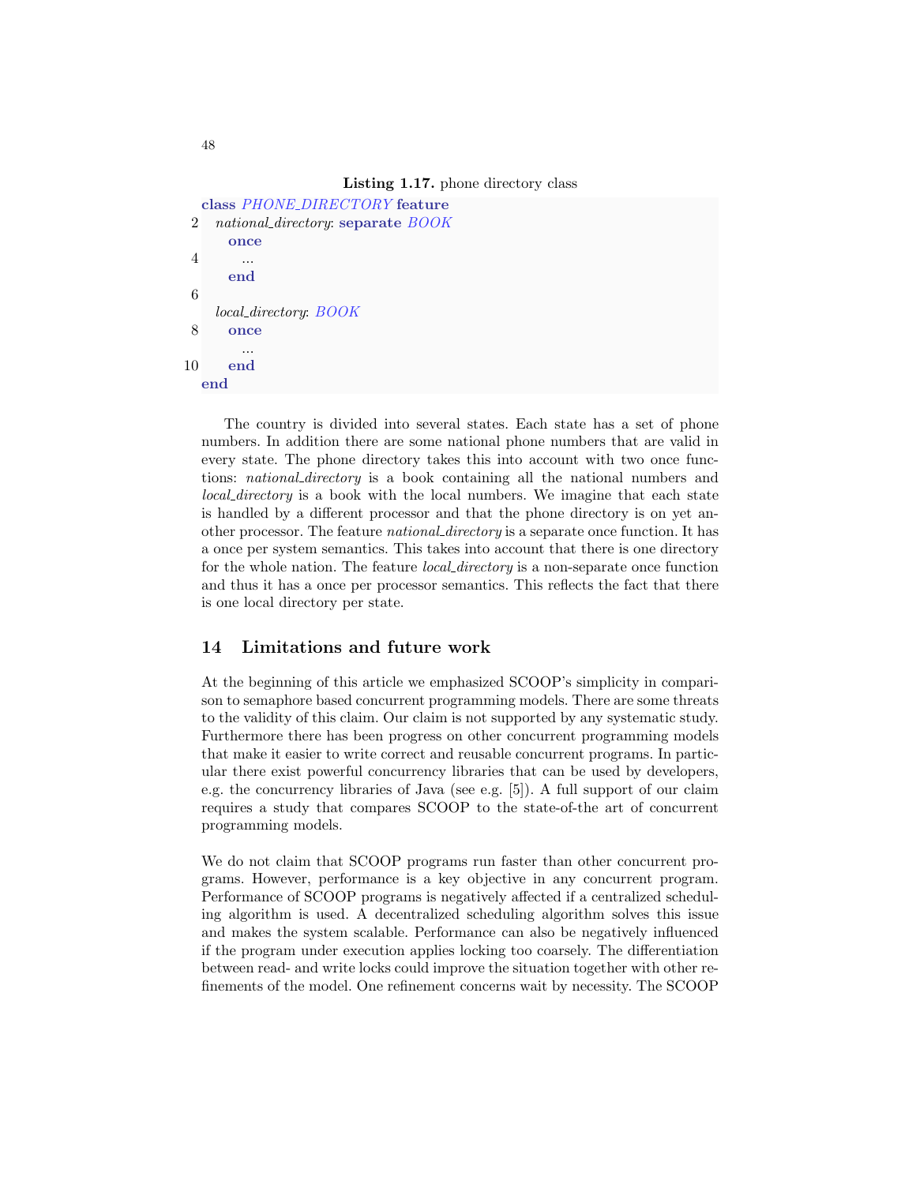**Listing 1.17.** phone directory class

```
class PHONE_DIRECTORY feature
  national_directory: separate BOOK
    once
      ...
    end

  local_directory: BOOK
    once
      ...
    end
end
```

The country is divided into several states. Each state has a set of phone numbers. In addition there are some national phone numbers that are valid in every state. The phone directory takes this into account with two once functions: *national_directory* is a book containing all the national numbers and *local_directory* is a book with the local numbers. We imagine that each state is handled by a different processor and that the phone directory is on yet another processor. The feature *national_directory* is a separate once function. It has a once per system semantics. This takes into account that there is one directory for the whole nation. The feature *local_directory* is a non-separate once function and thus it has a once per processor semantics. This reflects the fact that there is one local directory per state.

## 14 Limitations and future work

At the beginning of this article we emphasized SCOOP's simplicity in comparison to semaphore based concurrent programming models. There are some threats to the validity of this claim. Our claim is not supported by any systematic study. Furthermore there has been progress on other concurrent programming models that make it easier to write correct and reusable concurrent programs. In particular there exist powerful concurrency libraries that can be used by developers, e.g. the concurrency libraries of Java (see e.g. [5]). A full support of our claim requires a study that compares SCOOP to the state-of-the art of concurrent programming models.

We do not claim that SCOOP programs run faster than other concurrent programs. However, performance is a key objective in any concurrent program. Performance of SCOOP programs is negatively affected if a centralized scheduling algorithm is used. A decentralized scheduling algorithm solves this issue and makes the system scalable. Performance can also be negatively influenced if the program under execution applies locking too coarsely. The differentiation between read- and write locks could improve the situation together with other refinements of the model. One refinement concerns wait by necessity. The SCOOP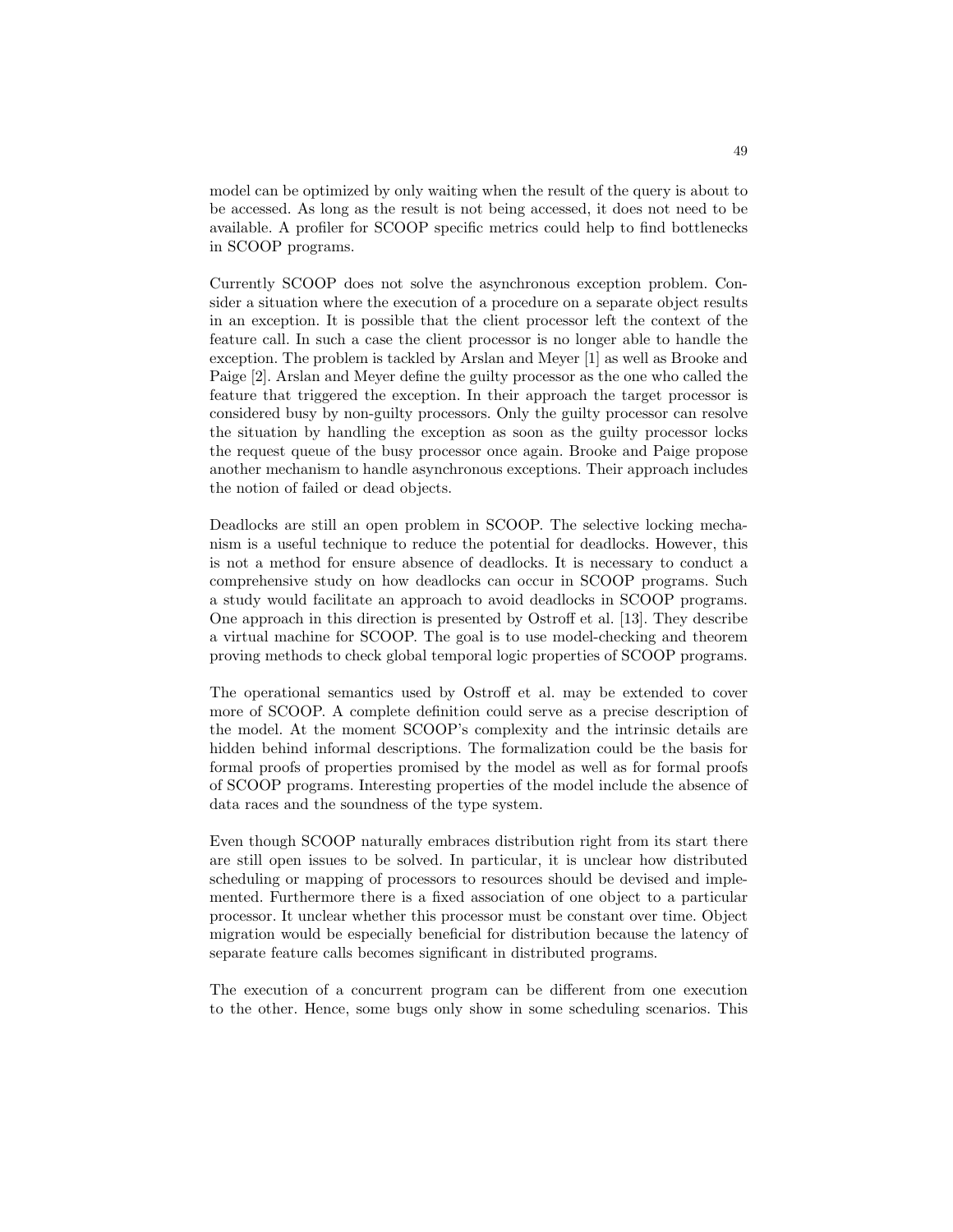model can be optimized by only waiting when the result of the query is about to be accessed. As long as the result is not being accessed, it does not need to be available. A profiler for SCOOP specific metrics could help to find bottlenecks in SCOOP programs.

Currently SCOOP does not solve the asynchronous exception problem. Consider a situation where the execution of a procedure on a separate object results in an exception. It is possible that the client processor left the context of the feature call. In such a case the client processor is no longer able to handle the exception. The problem is tackled by Arslan and Meyer [1] as well as Brooke and Paige [2]. Arslan and Meyer define the guilty processor as the one who called the feature that triggered the exception. In their approach the target processor is considered busy by non-guilty processors. Only the guilty processor can resolve the situation by handling the exception as soon as the guilty processor locks the request queue of the busy processor once again. Brooke and Paige propose another mechanism to handle asynchronous exceptions. Their approach includes the notion of failed or dead objects.

Deadlocks are still an open problem in SCOOP. The selective locking mechanism is a useful technique to reduce the potential for deadlocks. However, this is not a method for ensure absence of deadlocks. It is necessary to conduct a comprehensive study on how deadlocks can occur in SCOOP programs. Such a study would facilitate an approach to avoid deadlocks in SCOOP programs. One approach in this direction is presented by Ostroff et al. [13]. They describe a virtual machine for SCOOP. The goal is to use model-checking and theorem proving methods to check global temporal logic properties of SCOOP programs.

The operational semantics used by Ostroff et al. may be extended to cover more of SCOOP. A complete definition could serve as a precise description of the model. At the moment SCOOP's complexity and the intrinsic details are hidden behind informal descriptions. The formalization could be the basis for formal proofs of properties promised by the model as well as for formal proofs of SCOOP programs. Interesting properties of the model include the absence of data races and the soundness of the type system.

Even though SCOOP naturally embraces distribution right from its start there are still open issues to be solved. In particular, it is unclear how distributed scheduling or mapping of processors to resources should be devised and implemented. Furthermore there is a fixed association of one object to a particular processor. It unclear whether this processor must be constant over time. Object migration would be especially beneficial for distribution because the latency of separate feature calls becomes significant in distributed programs.

The execution of a concurrent program can be different from one execution to the other. Hence, some bugs only show in some scheduling scenarios. This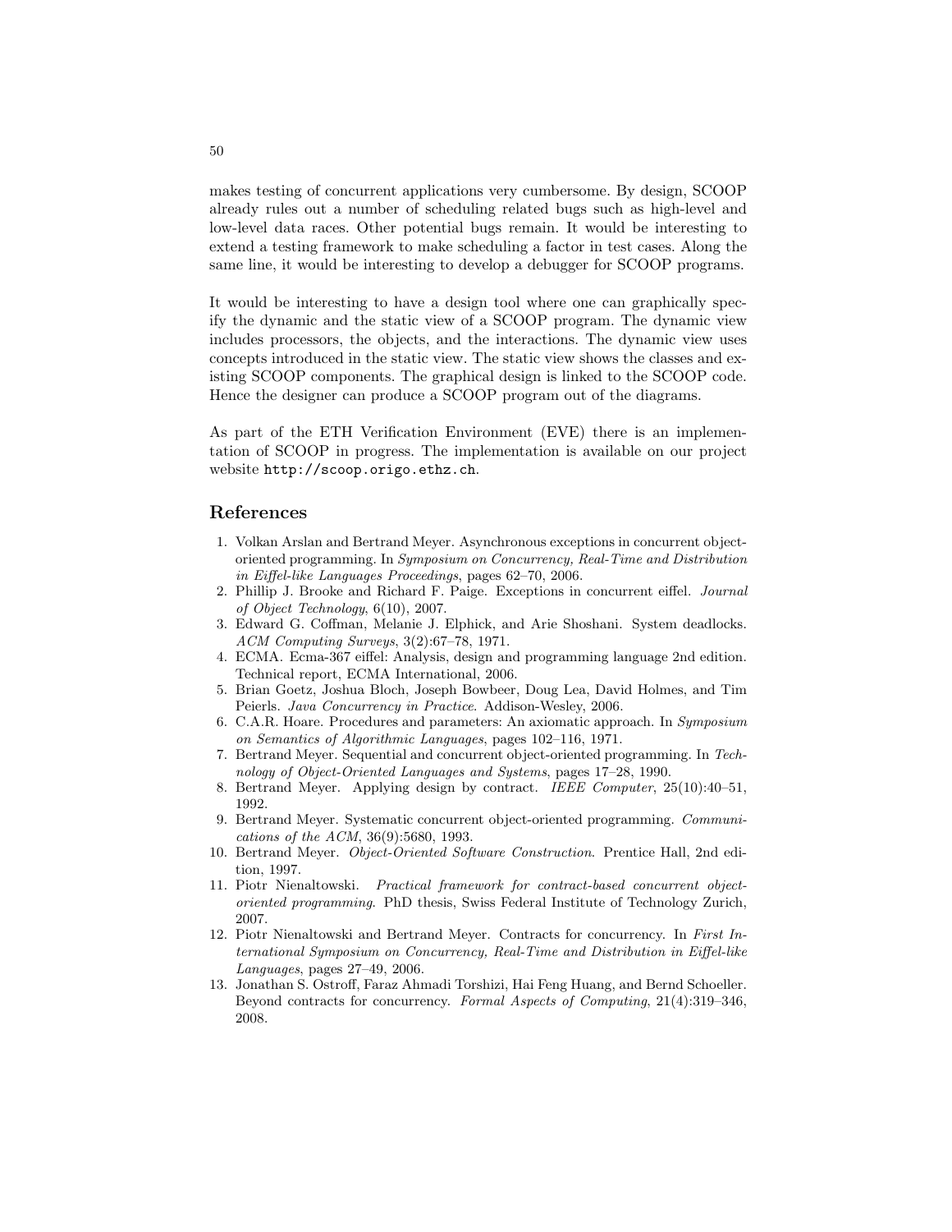makes testing of concurrent applications very cumbersome. By design, SCOOP already rules out a number of scheduling related bugs such as high-level and low-level data races. Other potential bugs remain. It would be interesting to extend a testing framework to make scheduling a factor in test cases. Along the same line, it would be interesting to develop a debugger for SCOOP programs.

It would be interesting to have a design tool where one can graphically specify the dynamic and the static view of a SCOOP program. The dynamic view includes processors, the objects, and the interactions. The dynamic view uses concepts introduced in the static view. The static view shows the classes and existing SCOOP components. The graphical design is linked to the SCOOP code. Hence the designer can produce a SCOOP program out of the diagrams.

As part of the ETH Verification Environment (EVE) there is an implementation of SCOOP in progress. The implementation is available on our project website `http://scoop.origo.ethz.ch`.

## References

1. Volkan Arslan and Bertrand Meyer. Asynchronous exceptions in concurrent object-oriented programming. In *Symposium on Concurrency, Real-Time and Distribution in Eiffel-like Languages Proceedings*, pages 62–70, 2006.
2. Phillip J. Brooke and Richard F. Paige. Exceptions in concurrent eiffel. *Journal of Object Technology*, 6(10), 2007.
3. Edward G. Coffman, Melanie J. Elphick, and Arie Shoshani. System deadlocks. *ACM Computing Surveys*, 3(2):67–78, 1971.
4. ECMA. Ecma-367 eiffel: Analysis, design and programming language 2nd edition. Technical report, ECMA International, 2006.
5. Brian Goetz, Joshua Bloch, Joseph Bowbeer, Doug Lea, David Holmes, and Tim Peierls. *Java Concurrency in Practice*. Addison-Wesley, 2006.
6. C.A.R. Hoare. Procedures and parameters: An axiomatic approach. In *Symposium on Semantics of Algorithmic Languages*, pages 102–116, 1971.
7. Bertrand Meyer. Sequential and concurrent object-oriented programming. In *Technology of Object-Oriented Languages and Systems*, pages 17–28, 1990.
8. Bertrand Meyer. Applying design by contract. *IEEE Computer*, 25(10):40–51, 1992.
9. Bertrand Meyer. Systematic concurrent object-oriented programming. *Communications of the ACM*, 36(9):5680, 1993.
10. Bertrand Meyer. *Object-Oriented Software Construction*. Prentice Hall, 2nd edition, 1997.
11. Piotr Nienaltowski. *Practical framework for contract-based concurrent object-oriented programming*. PhD thesis, Swiss Federal Institute of Technology Zurich, 2007.
12. Piotr Nienaltowski and Bertrand Meyer. Contracts for concurrency. In *First International Symposium on Concurrency, Real-Time and Distribution in Eiffel-like Languages*, pages 27–49, 2006.
13. Jonathan S. Ostroff, Faraz Ahmadi Torshizi, Hai Feng Huang, and Bernd Schoeller. Beyond contracts for concurrency. *Formal Aspects of Computing*, 21(4):319–346, 2008.